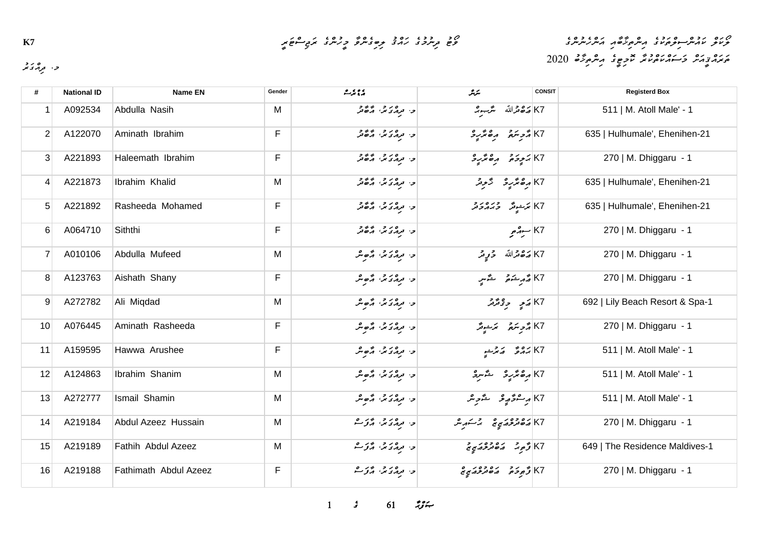ޕާރލިމެންޓަރީ އިންތިޚާބާއި އަންހެނުންނާ ގުޅޭ ދިރާސާ K7

ތިން ނުވަތަ އެއަށްވުރެ ގިނަ ކުދިން ހުރި ގޭބިސީތަކުގެ ލިސްޓު 2020

ދ. ދިއްގަރު

| # | National ID | Name EN | Gender | ގޭގެ ނަން | ނަން | CONSIT | Registerd Box |
|---|---|---|---|---|---|---|---|
| 1 | A092534 | Abdulla Nasih | M | ދ. ދިއްގަރު، އާބާދު | އަބްދުﷲ ނާސިހު | K7 | 511 \| M. Atoll Male' - 1 |
| 2 | A122070 | Aminath Ibrahim | F | ދ. ދިއްގަރު، އާބާދު | އާމިނަތު އިބްރާހީމް | K7 | 635 \| Hulhumale', Ehenihen-21 |
| 3 | A221893 | Haleemath Ibrahim | F | ދ. ދިއްގަރު، އާބާދު | ހަލީމަތު އިބްރާހީމް | K7 | 270 \| M. Dhiggaru - 1 |
| 4 | A221873 | Ibrahim Khalid | M | ދ. ދިއްގަރު، އާބާދު | އިބްރާހީމް ޚާލިދު | K7 | 635 \| Hulhumale', Ehenihen-21 |
| 5 | A221892 | Rasheeda Mohamed | F | ދ. ދިއްގަރު، އާބާދު | ރަޝީދާ މުހައްމަދު | K7 | 635 \| Hulhumale', Ehenihen-21 |
| 6 | A064710 | Siththi | F | ދ. ދިއްގަރު، އާބާދު | ސިއްތި | K7 | 270 \| M. Dhiggaru - 1 |
| 7 | A010106 | Abdulla Mufeed | M | ދ. ދިއްގަރު، އާބިން | އަބްދުﷲ މުފީދު | K7 | 270 \| M. Dhiggaru - 1 |
| 8 | A123763 | Aishath Shany | F | ދ. ދިއްގަރު، އާބިން | އައިޝަތު ޝާނީ | K7 | 270 \| M. Dhiggaru - 1 |
| 9 | A272782 | Ali Miqdad | M | ދ. ދިއްގަރު، އާބިން | އަލީ މިޤްދާދު | K7 | 692 \| Lily Beach Resort & Spa-1 |
| 10 | A076445 | Aminath Rasheeda | F | ދ. ދިއްގަރު، އާބިން | އާމިނަތު ރަޝީދާ | K7 | 270 \| M. Dhiggaru - 1 |
| 11 | A159595 | Hawwa Arushee | F | ދ. ދިއްގަރު، އާބިން | ހައްވާ އަރުޝީ | K7 | 511 \| M. Atoll Male' - 1 |
| 12 | A124863 | Ibrahim Shanim | M | ދ. ދިއްގަރު، އާބިން | އިބްރާހީމް ޝާނިމް | K7 | 511 \| M. Atoll Male' - 1 |
| 13 | A272777 | Ismail Shamin | M | ދ. ދިއްގަރު، އާބިން | އިސްމާޢީލް ޝާމިން | K7 | 511 \| M. Atoll Male' - 1 |
| 14 | A219184 | Abdul Azeez Hussain | M | ދ. ދިއްގަރު، އާޒަސް | އަބްދުލްޢަޒީޒް ހުސައިން | K7 | 270 \| M. Dhiggaru - 1 |
| 15 | A219189 | Fathih Abdul Azeez | M | ދ. ދިއްގަރު، އާޒަސް | ފާތިހް އަބްދުލްޢަޒީޒް | K7 | 649 \| The Residence Maldives-1 |
| 16 | A219188 | Fathimath Abdul Azeez | F | ދ. ދިއްގަރު، އާޒަސް | ފާތިމަތު އަބްދުލްޢަޒީޒް | K7 | 270 \| M. Dhiggaru - 1 |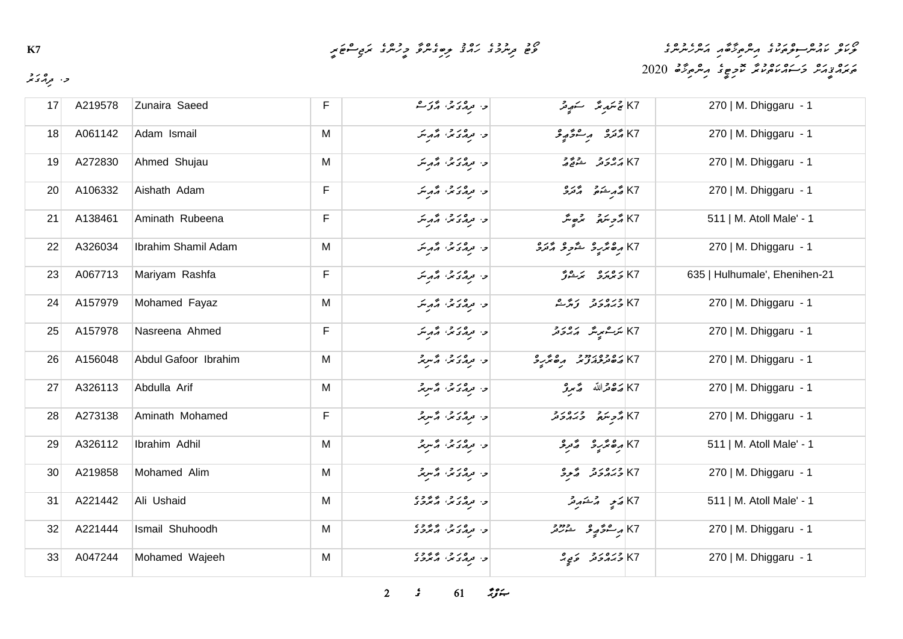| 17 | A219578 | Zunaira Saeed | F | ދ. ދިއްގަރު، އާފަސް | ޒުނައިރާ ސަޢީދު K7 | 270 \| M. Dhiggaru - 1 |
|---|---|---|---|---|---|---|
| 18 | A061142 | Adam Ismail | M | ދ. ދިއްގަރު، އާއިނާ | އާދަމް އިސްމާޢީލް K7 | 270 \| M. Dhiggaru - 1 |
| 19 | A272830 | Ahmed Shujau | M | ދ. ދިއްގަރު، އާއިނާ | އަޙްމަދު ޝުޖާޢު K7 | 270 \| M. Dhiggaru - 1 |
| 20 | A106332 | Aishath Adam | F | ދ. ދިއްގަރު، އާއިނާ | އާއިޝަތު އާދަމް K7 | 270 \| M. Dhiggaru - 1 |
| 21 | A138461 | Aminath Rubeena | F | ދ. ދިއްގަރު، އާއިނާ | އާމިނަތު ރުބީނާ K7 | 511 \| M. Atoll Male' - 1 |
| 22 | A326034 | Ibrahim Shamil Adam | M | ދ. ދިއްގަރު، އާއިނާ | އިބްރާހީމް ޝާމިލް އާދަމް K7 | 270 \| M. Dhiggaru - 1 |
| 23 | A067713 | Mariyam Rashfa | F | ދ. ދިއްގަރު، އާއިނާ | މަރިޔަމް ރަޝްފާ K7 | 635 \| Hulhumale', Ehenihen-21 |
| 24 | A157979 | Mohamed Fayaz | M | ދ. ދިއްގަރު، އާއިނާ | މުޙައްމަދު ފައްޔާޒް K7 | 270 \| M. Dhiggaru - 1 |
| 25 | A157978 | Nasreena Ahmed | F | ދ. ދިއްގަރު، އާއިނާ | ނަސްރީނާ އަޙްމަދު K7 | 270 \| M. Dhiggaru - 1 |
| 26 | A156048 | Abdul Gafoor Ibrahim | M | ދ. ދިއްގަރު، އާސިރީ | އަބްދުލްޣަފޫރު އިބްރާހީމް K7 | 270 \| M. Dhiggaru - 1 |
| 27 | A326113 | Abdulla Arif | M | ދ. ދިއްގަރު، އާސިރީ | އަބްދުﷲ އާރިފް K7 | 270 \| M. Dhiggaru - 1 |
| 28 | A273138 | Aminath Mohamed | F | ދ. ދިއްގަރު، އާސިރީ | އާމިނަތު މުޙައްމަދު K7 | 270 \| M. Dhiggaru - 1 |
| 29 | A326112 | Ibrahim Adhil | M | ދ. ދިއްގަރު، އާސިރީ | އިބްރާހީމް އާދިލް K7 | 511 \| M. Atoll Male' - 1 |
| 30 | A219858 | Mohamed Alim | M | ދ. ދިއްގަރު، އާސިރީ | މުޙައްމަދު އާލިމް K7 | 270 \| M. Dhiggaru - 1 |
| 31 | A221442 | Ali Ushaid | M | ދ. ދިއްގަރު، އާރަމްގެ | އަލީ އުޝައިދު K7 | 511 \| M. Atoll Male' - 1 |
| 32 | A221444 | Ismail Shuhoodh | M | ދ. ދިއްގަރު، އާރަމްގެ | އިސްމާޢީލް ޝުހޫދު K7 | 270 \| M. Dhiggaru - 1 |
| 33 | A047244 | Mohamed Wajeeh | M | ދ. ދިއްގަރު، އާރަމްގެ | މުޙައްމަދު ވަޖީހު K7 | 270 \| M. Dhiggaru - 1 |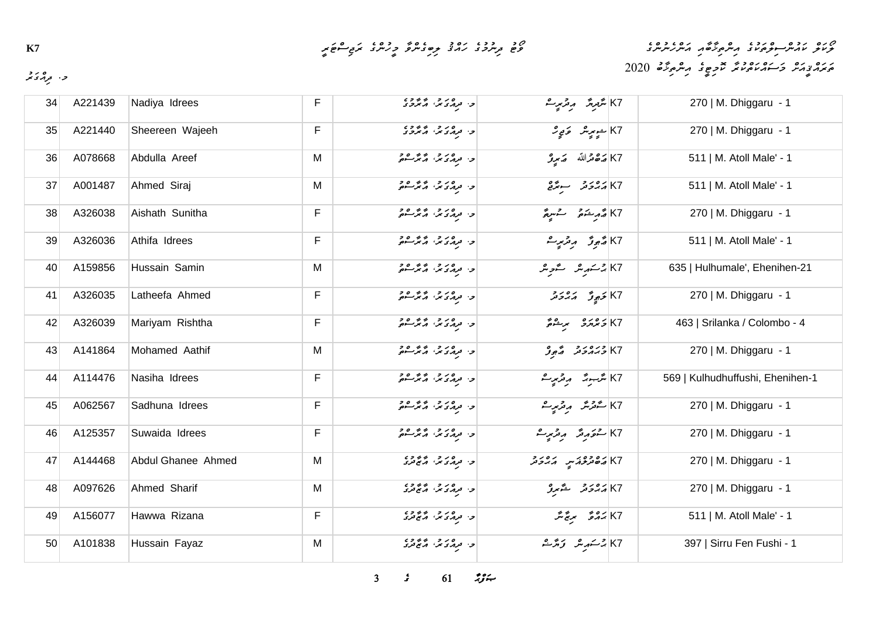| 34 | A221439 | Nadiya Idrees | F | د. ދިއްގަރު، އާރަމްގެ | ނާދިޔާ އިދުރީސް K7 | 270 \| M. Dhiggaru - 1 |
|---|---|---|---|---|---|---|
| 35 | A221440 | Sheereen Wajeeh | F | د. ދިއްގަރު، އާރަމްގެ | ޝީރީން ވަޖީހު K7 | 270 \| M. Dhiggaru - 1 |
| 36 | A078668 | Abdulla Areef | M | د. ދިއްގަރު، އާރަސްތު | އަބްދުالله އަރީފު K7 | 511 \| M. Atoll Male' - 1 |
| 37 | A001487 | Ahmed Siraj | M | د. ދިއްގަރު، އާރަސްތު | އަހްމަދު ސިރާޖު K7 | 511 \| M. Atoll Male' - 1 |
| 38 | A326038 | Aishath Sunitha | F | د. ދިއްގަރު، އާރަސްތު | އާއިޝަތު ސުނީތާ K7 | 270 \| M. Dhiggaru - 1 |
| 39 | A326036 | Athifa Idrees | F | د. ދިއްގަރު، އާރަސްތު | އާތިފާ އިދުރީސް K7 | 511 \| M. Atoll Male' - 1 |
| 40 | A159856 | Hussain Samin | M | د. ދިއްގަރު، އާރަސްތު | ހުސައިން ސާމިން K7 | 635 \| Hulhumale', Ehenihen-21 |
| 41 | A326035 | Latheefa Ahmed | F | د. ދިއްގަރު، އާރަސްތު | ލަތީފާ އަހްމަދު K7 | 270 \| M. Dhiggaru - 1 |
| 42 | A326039 | Mariyam Rishtha | F | د. ދިއްގަރު، އާރަސްތު | މަރިޔަމް ރިޝްތާ K7 | 463 \| Srilanka / Colombo - 4 |
| 43 | A141864 | Mohamed Aathif | M | د. ދިއްގަރު، އާރަސްތު | މުހައްމަދު އާތިފު K7 | 270 \| M. Dhiggaru - 1 |
| 44 | A114476 | Nasiha Idrees | F | د. ދިއްގަރު، އާރަސްތު | ނާސިހާ އިދުރީސް K7 | 569 \| Kulhudhuffushi, Ehenihen-1 |
| 45 | A062567 | Sadhuna Idrees | F | د. ދިއްގަރު، އާރަސްތު | ސާދުނާ އިދުރީސް K7 | 270 \| M. Dhiggaru - 1 |
| 46 | A125357 | Suwaida Idrees | F | د. ދިއްގަރު، އާރަސްތު | ސުވައިދާ އިދުރީސް K7 | 270 \| M. Dhiggaru - 1 |
| 47 | A144468 | Abdul Ghanee Ahmed | M | د. ދިއްގަރު، އާޒާދުގެ | އަބްދުލްޣަނީ އަހްމަދު K7 | 270 \| M. Dhiggaru - 1 |
| 48 | A097626 | Ahmed Sharif | M | د. ދިއްގަރު، އާޒާދުގެ | އަހްމަދު ޝަރީފު K7 | 270 \| M. Dhiggaru - 1 |
| 49 | A156077 | Hawwa Rizana | F | د. ދިއްގަރު، އާޒާދުގެ | ހައްވާ ރިޒާނާ K7 | 511 \| M. Atoll Male' - 1 |
| 50 | A101838 | Hussain Fayaz | M | د. ދިއްގަރު، އާޒާދުގެ | ހުސައިން ފަޔާޒު K7 | 397 \| Sirru Fen Fushi - 1 |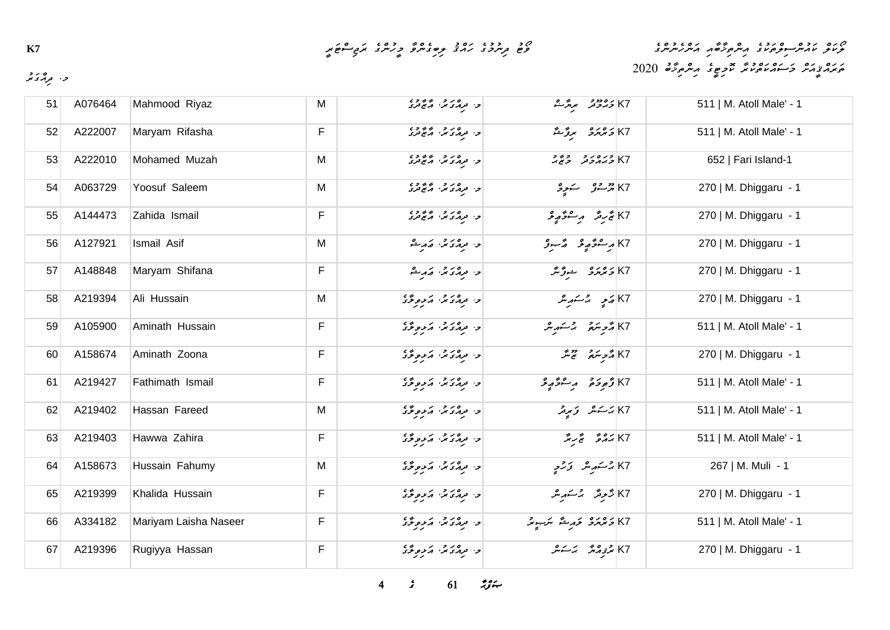| 51 | A076464 | Mahmood Riyaz | M | د· ترمرکرکر، مرکع ترو | K7 ترورو ترمرکرکر | 511 \| M. Atoll Male' - 1 |
|---|---|---|---|---|---|---|
| 52 | A222007 | Maryam Rifasha | F | د· ترمرکرکر، مرکع ترو | K7 ترمرکرکر برترشہ | 511 \| M. Atoll Male' - 1 |
| 53 | A222010 | Mohamed Muzah | M | د· ترمرکرکر، مرکع ترو | K7 ترمرکرکر وچ ر | 652 \| Fari Island-1 |
| 54 | A063729 | Yoosuf Saleem | M | د· ترمرکرکر، مرکع ترو | K7 ترمرکرکر سکرو | 270 \| M. Dhiggaru - 1 |
| 55 | A144473 | Zahida Ismail | F | د· ترمرکرکر، مرکع ترو | K7 ترمرکرکر مرسوترمو | 270 \| M. Dhiggaru - 1 |
| 56 | A127921 | Ismail Asif | M | د· ترمرکرکر، مرکرسٹ | K7 مرسوترمو مرسوو | 270 \| M. Dhiggaru - 1 |
| 57 | A148848 | Maryam Shifana | F | د· ترمرکرکر، مرکرسٹ | K7 ترمرکرکر شوترمر | 270 \| M. Dhiggaru - 1 |
| 58 | A219394 | Ali Hussain | M | د· ترمرکرکر، مرکروترکر | K7 مرکو برسکرمر | 270 \| M. Dhiggaru - 1 |
| 59 | A105900 | Aminath Hussain | F | د· ترمرکرکر، مرکروترکر | K7 مرکرسرکر برسکرمر | 511 \| M. Atoll Male' - 1 |
| 60 | A158674 | Aminath Zoona | F | د· ترمرکرکر، مرکروترکر | K7 مرکرسرکر ترمر | 270 \| M. Dhiggaru - 1 |
| 61 | A219427 | Fathimath Ismail | F | د· ترمرکرکر، مرکروترکر | K7 ترموکرکر مرسوترمو | 511 \| M. Atoll Male' - 1 |
| 62 | A219402 | Hassan Fareed | M | د· ترمرکرکر، مرکروترکر | K7 برسکر وکمرد | 511 \| M. Atoll Male' - 1 |
| 63 | A219403 | Hawwa Zahira | F | د· ترمرکرکر، مرکروترکر | K7 برمرو ترمر | 511 \| M. Atoll Male' - 1 |
| 64 | A158673 | Hussain Fahumy | M | د· ترمرکرکر، مرکروترکر | K7 برسکرمر ورکو | 267 \| M. Muli - 1 |
| 65 | A219399 | Khalida Hussain | F | د· ترمرکرکر، مرکروترکر | K7 ترمرکر برسکرمر | 270 \| M. Dhiggaru - 1 |
| 66 | A334182 | Mariyam Laisha Naseer | F | د· ترمرکرکر، مرکروترکر | K7 ترمرکرکر ترمرشہ سرسوپر | 511 \| M. Atoll Male' - 1 |
| 67 | A219396 | Rugiyya Hassan | F | د· ترمرکرکر، مرکروترکر | K7 ترمرکرکر برسکر | 270 \| M. Dhiggaru - 1 |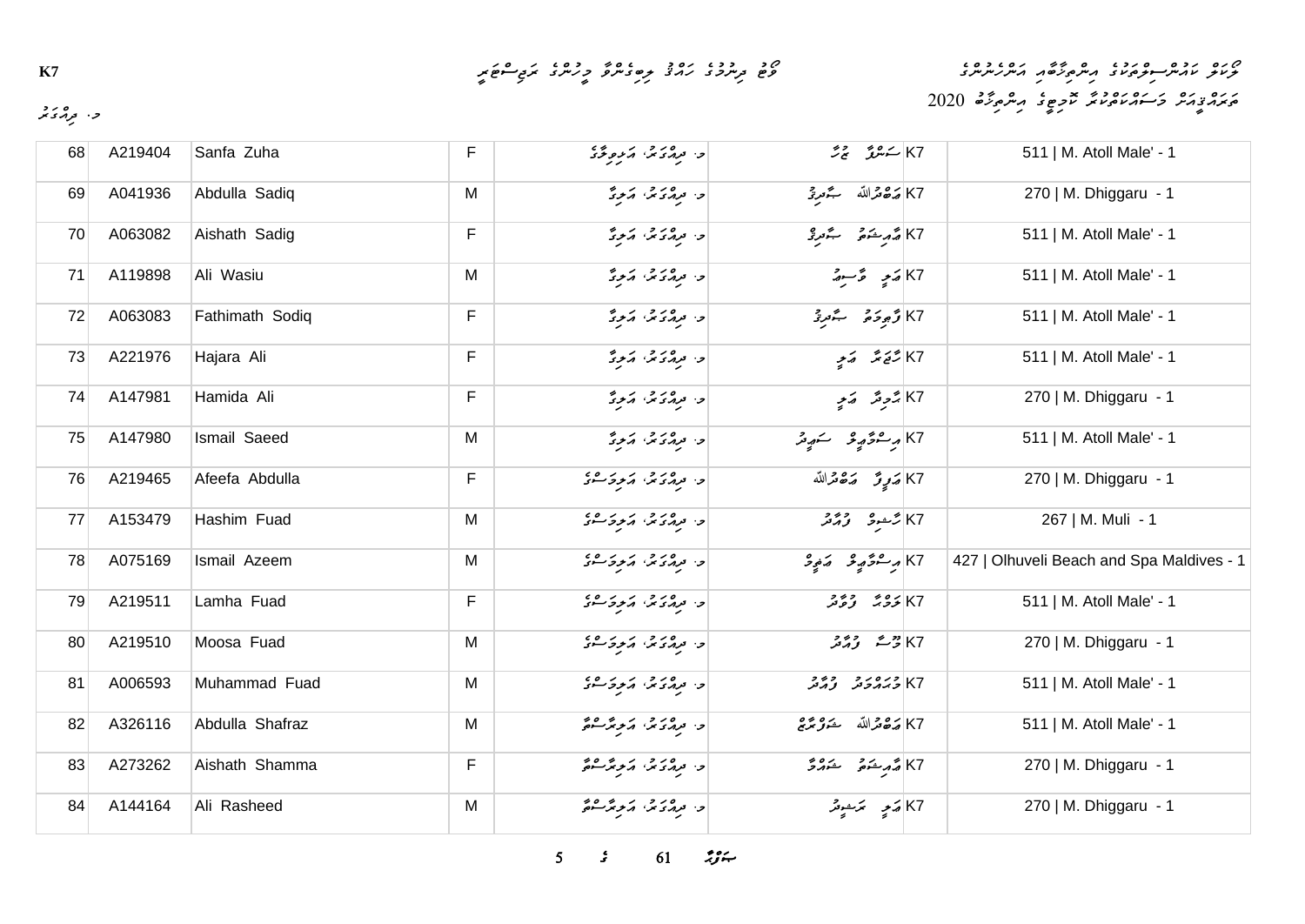| 68 | A219404 | Sanfa Zuha | F | د· ދިއްގަރު، އަރިވާގާ | K7 ސަންފާ ޒުހާ | 511 \| M. Atoll Male' - 1 |
|---|---|---|---|---|---|---|
| 69 | A041936 | Abdulla Sadiq | M | د· ދިއްގަރު، އަލިވާ | K7 އަބްދުﷲ ޞާދިޤު | 270 \| M. Dhiggaru - 1 |
| 70 | A063082 | Aishath Sadig | F | د· ދިއްގަރު، އަލިވާ | K7 އާއިޝަތު ސާދިގު | 511 \| M. Atoll Male' - 1 |
| 71 | A119898 | Ali Wasiu | M | د· ދިއްގަރު، އަލިވާ | K7 އަލި ވާސިޢު | 511 \| M. Atoll Male' - 1 |
| 72 | A063083 | Fathimath Sodiq | F | د· ދިއްގަރު، އަލިވާ | K7 ފާތިމަތު ސާދިޤު | 511 \| M. Atoll Male' - 1 |
| 73 | A221976 | Hajara Ali | F | د· ދިއްގަރު، އަލިވާ | K7 ހާޖަރާ އަލި | 511 \| M. Atoll Male' - 1 |
| 74 | A147981 | Hamida Ali | F | د· ދިއްގަރު، އަލިވާ | K7 ހާމިދާ އަލި | 270 \| M. Dhiggaru - 1 |
| 75 | A147980 | Ismail Saeed | M | د· ދިއްގަރު، އަލިވާ | K7 އިސްމާޢީލް ސަޢީދު | 511 \| M. Atoll Male' - 1 |
| 76 | A219465 | Afeefa Abdulla | F | د· ދިއްގަރު، އަލިވަސްގެ | K7 އަފީފާ އަބްދުﷲ | 270 \| M. Dhiggaru - 1 |
| 77 | A153479 | Hashim Fuad | M | د· ދިއްގަރު، އަލިވަސްގެ | K7 ހާޝިމް ފުއާދު | 267 \| M. Muli - 1 |
| 78 | A075169 | Ismail Azeem | M | د· ދިއްގަރު، އަލިވަސްގެ | K7 އިސްމާޢީލް އަޒީމް | 427 \| Olhuveli Beach and Spa Maldives - 1 |
| 79 | A219511 | Lamha Fuad | F | د· ދިއްގަރު، އަލިވަސްގެ | K7 ލަމްހާ ފުއާދު | 511 \| M. Atoll Male' - 1 |
| 80 | A219510 | Moosa Fuad | M | د· ދިއްގަރު، އަލިވަސްގެ | K7 މޫސާ ފުއާދު | 270 \| M. Dhiggaru - 1 |
| 81 | A006593 | Muhammad Fuad | M | د· ދިއްގަރު، އަލިވަސްގެ | K7 މުހައްމަދު ފުއާދު | 511 \| M. Atoll Male' - 1 |
| 82 | A326116 | Abdulla Shafraz | M | د· ދިއްގަރު، އަލިރަސްތާ | K7 އަބްދުﷲ ޝަފްރާޒް | 511 \| M. Atoll Male' - 1 |
| 83 | A273262 | Aishath Shamma | F | د· ދިއްގަރު، އަލިރަސްތާ | K7 އާއިޝަތު ޝައްމާ | 270 \| M. Dhiggaru - 1 |
| 84 | A144164 | Ali Rasheed | M | د· ދިއްގަރު، އަލިރަސްތާ | K7 އަލި ރަޝީދު | 270 \| M. Dhiggaru - 1 |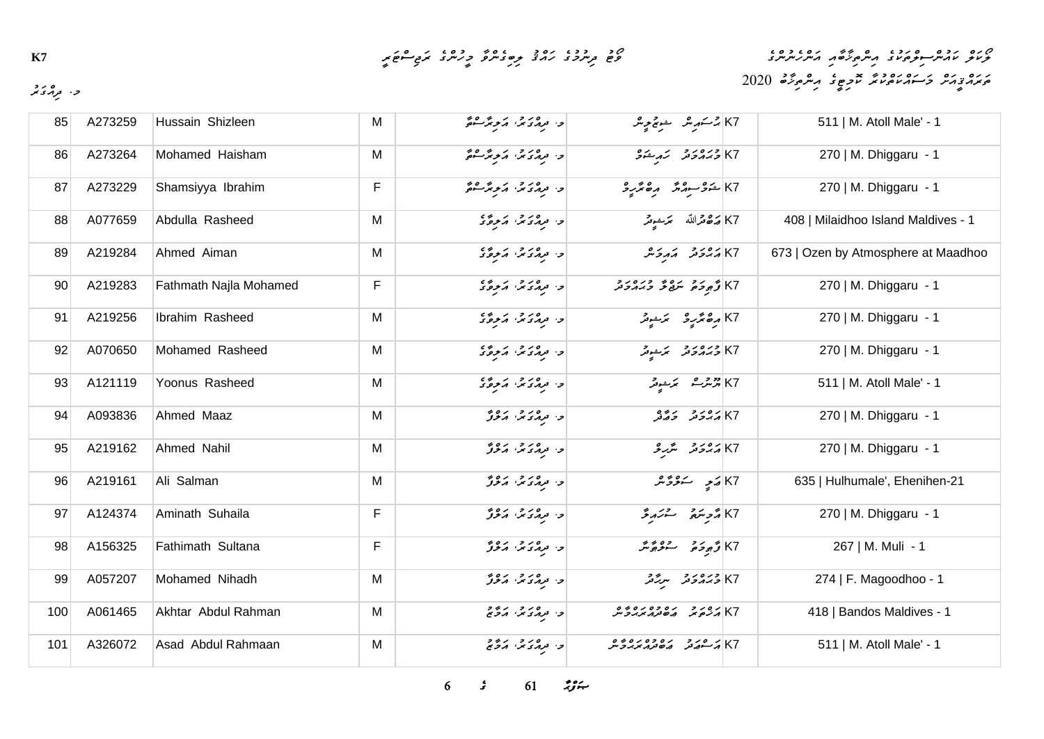| 85 | A273259 | Hussain Shizleen | M | މ. ދިއްގަރު، އަލިދާސްތާ | K7 ހުސައިން ޝިޒްލީން | 511 \| M. Atoll Male' - 1 |
|---|---|---|---|---|---|---|
| 86 | A273264 | Mohamed Haisham | M | މ. ދިއްގަރު، އަލިދާސްތާ | K7 މުހައްމަދު ހައިޝަމް | 270 \| M. Dhiggaru - 1 |
| 87 | A273229 | Shamsiyya Ibrahim | F | މ. ދިއްގަރު، އަލިދާސްތާ | K7 ޝަމްސިއްޔާ އިބްރާހީމް | 270 \| M. Dhiggaru - 1 |
| 88 | A077659 | Abdulla Rasheed | M | މ. ދިއްގަރު، އަލިވާގެ | K7 އަބްދުﷲ ރަޝީދު | 408 \| Milaidhoo Island Maldives - 1 |
| 89 | A219284 | Ahmed Aiman | M | މ. ދިއްގަރު، އަލިވާގެ | K7 އަހްމަދު އައިމަން | 673 \| Ozen by Atmosphere at Maadhoo |
| 90 | A219283 | Fathmath Najla Mohamed | F | މ. ދިއްގަރު، އަލިވާގެ | K7 ފާތިމަތު ނަޖްލާ މުހައްމަދު | 270 \| M. Dhiggaru - 1 |
| 91 | A219256 | Ibrahim Rasheed | M | މ. ދިއްގަރު، އަލިވާގެ | K7 އިބްރާހީމް ރަޝީދު | 270 \| M. Dhiggaru - 1 |
| 92 | A070650 | Mohamed Rasheed | M | މ. ދިއްގަރު، އަލިވާގެ | K7 މުހައްމަދު ރަޝީދު | 270 \| M. Dhiggaru - 1 |
| 93 | A121119 | Yoonus Rasheed | M | މ. ދިއްގަރު، އަލިވާގެ | K7 ޔޫނުސް ރަޝީދު | 511 \| M. Atoll Male' - 1 |
| 94 | A093836 | Ahmed Maaz | M | މ. ދިއްގަރު، އަލްފާ | K7 އަހްމަދު މަޢާޒު | 270 \| M. Dhiggaru - 1 |
| 95 | A219162 | Ahmed Nahil | M | މ. ދިއްގަރު، އަލްފާ | K7 އަހްމަދު ނާހިލް | 270 \| M. Dhiggaru - 1 |
| 96 | A219161 | Ali Salman | M | މ. ދިއްގަރު، އަލްފާ | K7 އަލި ސަލްމާން | 635 \| Hulhumale', Ehenihen-21 |
| 97 | A124374 | Aminath Suhaila | F | މ. ދިއްގަރު، އަލްފާ | K7 އާމިނަތު ސުހައިލާ | 270 \| M. Dhiggaru - 1 |
| 98 | A156325 | Fathimath Sultana | F | މ. ދިއްގަރު، އަލްފާ | K7 ފާތިމަތު ސުލްޠާނާ | 267 \| M. Muli - 1 |
| 99 | A057207 | Mohamed Nihadh | M | މ. ދިއްގަރު، އަލްފާ | K7 މުހައްމަދު ނިހާދު | 274 \| F. Magoodhoo - 1 |
| 100 | A061465 | Akhtar Abdul Rahman | M | މ. ދިއްގަރު، އަމާޒް | K7 އަޚްތަރު އަބްދުއްރަޙްމާން | 418 \| Bandos Maldives - 1 |
| 101 | A326072 | Asad Abdul Rahmaan | M | މ. ދިއްގަރު، އަމާޒް | K7 އަސްޢަދު އަބްދުއްރަޙްމާން | 511 \| M. Atoll Male' - 1 |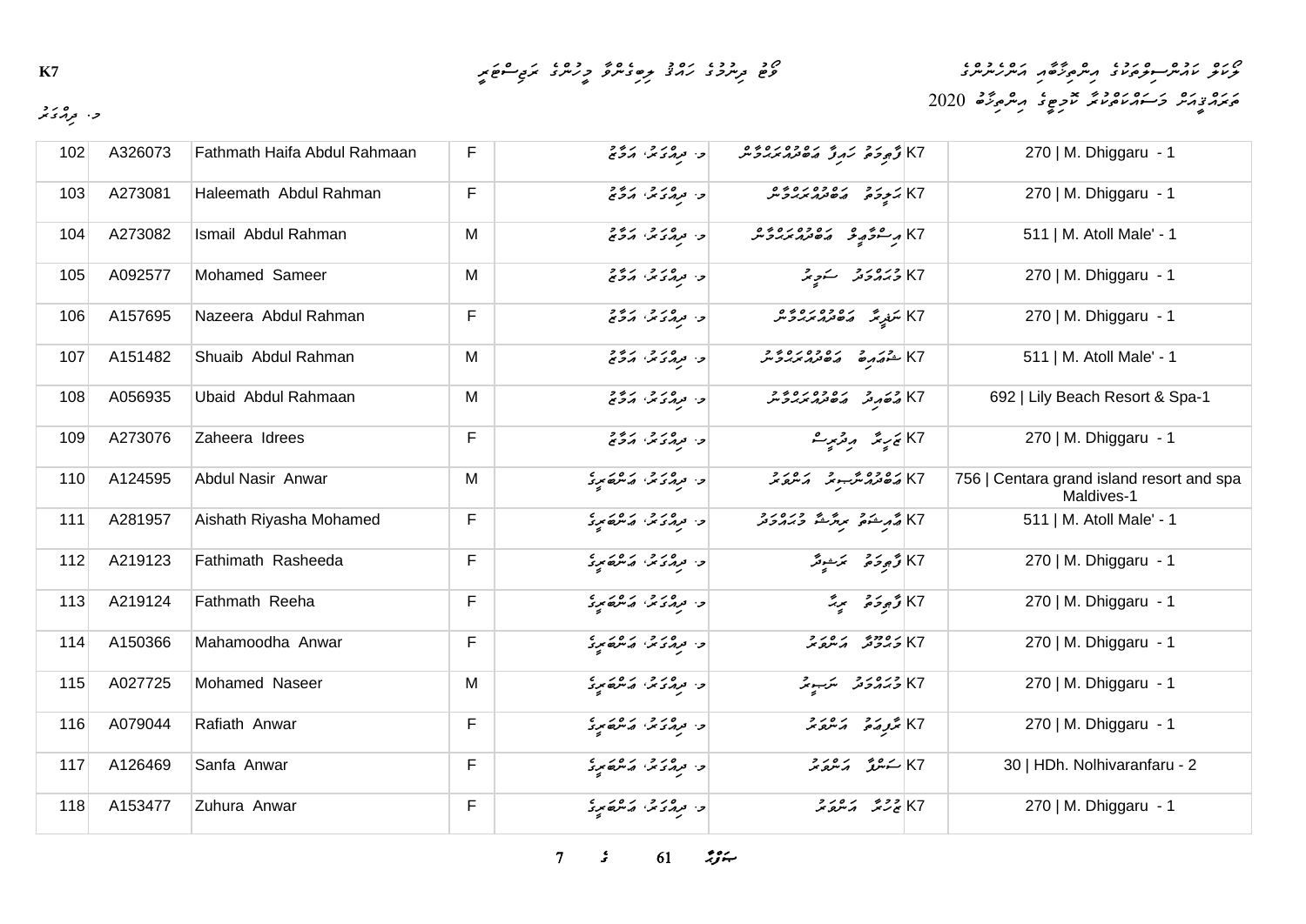| 102 | A326073 | Fathmath Haifa Abdul Rahmaan | F | د· ދިއްގަރު، އަމާޒު | K7 ފާތިމަތު ހައިފާ އަބްދުއްރަޙްމާން | 270 \| M. Dhiggaru - 1 |
|---|---|---|---|---|---|---|
| 103 | A273081 | Haleemath Abdul Rahman | F | د· ދިއްގަރު، އަމާޒު | K7 ހަލީމަތު އަބްދުއްރަޙްމާން | 270 \| M. Dhiggaru - 1 |
| 104 | A273082 | Ismail Abdul Rahman | M | د· ދިއްގަރު، އަމާޒު | K7 އިސްމާޢީލް އަބްދުއްރަޙްމާން | 511 \| M. Atoll Male' - 1 |
| 105 | A092577 | Mohamed Sameer | M | د· ދިއްގަރު، އަމާޒު | K7 މުޙައްމަދު ސަމީރު | 270 \| M. Dhiggaru - 1 |
| 106 | A157695 | Nazeera Abdul Rahman | F | د· ދިއްގަރު، އަމާޒު | K7 ނަޒީރާ އަބްދުއްރަޙްމާން | 270 \| M. Dhiggaru - 1 |
| 107 | A151482 | Shuaib Abdul Rahman | M | د· ދިއްގަރު، އަމާޒު | K7 ޝުޢައިބު އަބްދުއްރަޙްމާން | 511 \| M. Atoll Male' - 1 |
| 108 | A056935 | Ubaid Abdul Rahmaan | M | د· ދިއްގަރު، އަމާޒު | K7 ޢުބައިދު އަބްދުއްރަޙްމާން | 692 \| Lily Beach Resort & Spa-1 |
| 109 | A273076 | Zaheera Idrees | F | د· ދިއްގަރު، އަމާޒު | K7 ޒަހީރާ އިދްރީސް | 270 \| M. Dhiggaru - 1 |
| 110 | A124595 | Abdul Nasir Anwar | M | د· ދިއްގަރު، އަންބަރީގެ | K7 އަބްދުލްނާޞިރު އަންވަރު | 756 \| Centara grand island resort and spa Maldives-1 |
| 111 | A281957 | Aishath Riyasha Mohamed | F | د· ދިއްގަރު، އަންބަރީގެ | K7 އާއިޝަތު ރިޔާޝާ މުޙައްމަދު | 511 \| M. Atoll Male' - 1 |
| 112 | A219123 | Fathimath Rasheeda | F | د· ދިއްގަރު، އަންބަރީގެ | K7 ފާތިމަތު ރަޝީދާ | 270 \| M. Dhiggaru - 1 |
| 113 | A219124 | Fathmath Reeha | F | د· ދިއްގަރު، އަންބަރީގެ | K7 ފާތިމަތު ރީހާ | 270 \| M. Dhiggaru - 1 |
| 114 | A150366 | Mahamoodha Anwar | F | د· ދިއްގަރު، އަންބަރީގެ | K7 މަޙްމޫދާ އަންވަރު | 270 \| M. Dhiggaru - 1 |
| 115 | A027725 | Mohamed Naseer | M | د· ދިއްގަރު، އަންބަރީގެ | K7 މުޙައްމަދު ނަސީރު | 270 \| M. Dhiggaru - 1 |
| 116 | A079044 | Rafiath Anwar | F | د· ދިއްގަރު، އަންބަރީގެ | K7 ރާފިޢަތު އަންވަރު | 270 \| M. Dhiggaru - 1 |
| 117 | A126469 | Sanfa Anwar | F | د· ދިއްގަރު، އަންބަރީގެ | K7 ސަންފާ އަންވަރު | 30 \| HDh. Nolhivaranfaru - 2 |
| 118 | A153477 | Zuhura Anwar | F | د· ދިއްގަރު، އަންބަރީގެ | K7 ޒުހުރާ އަންވަރު | 270 \| M. Dhiggaru - 1 |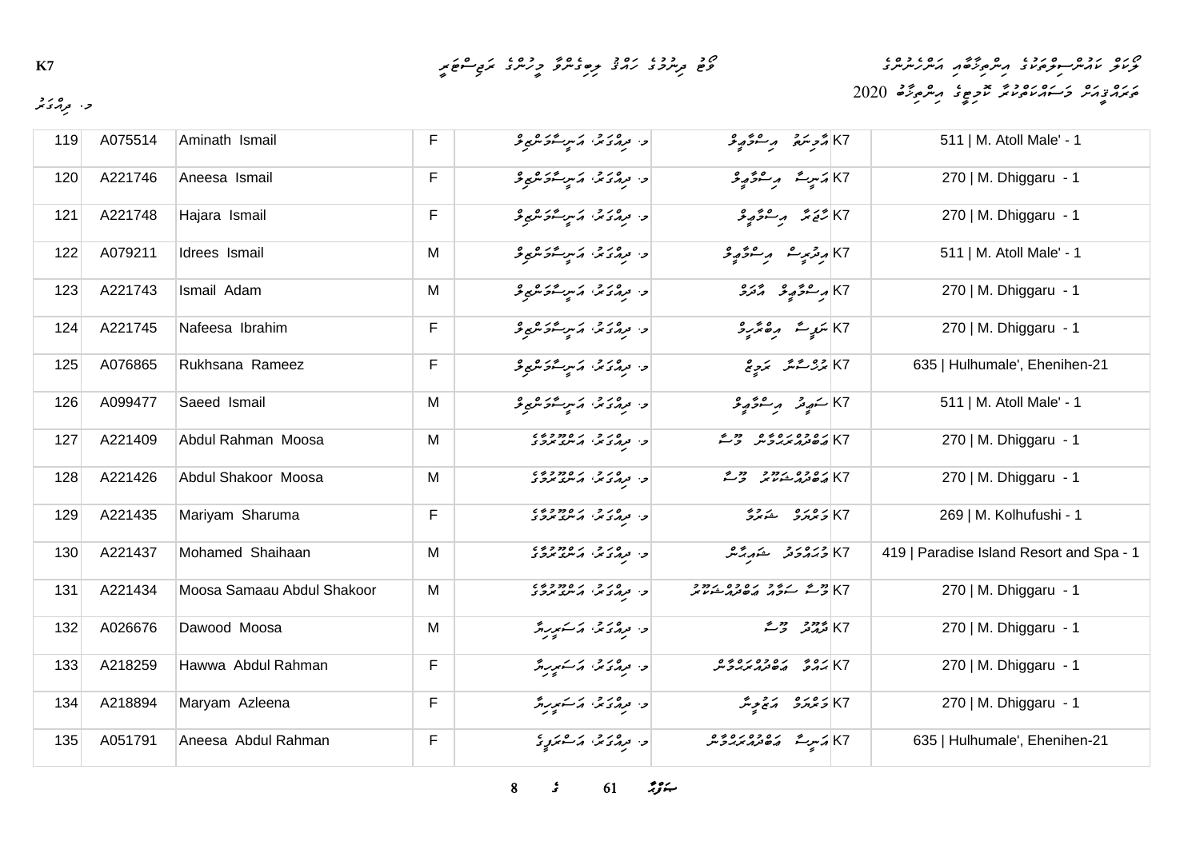| 119 | A075514 | Aminath Ismail | F | د· ދިއްގަރު، އަސިސާމަސްޖިދު | K7 އާމިނަތު އިސްމާޢީލް | 511 \| M. Atoll Male' - 1 |
|---|---|---|---|---|---|---|
| 120 | A221746 | Aneesa Ismail | F | د· ދިއްގަރު، އަސިސާމަސްޖިދު | K7 އަނީސާ އިސްމާޢީލް | 270 \| M. Dhiggaru - 1 |
| 121 | A221748 | Hajara Ismail | F | د· ދިއްގަރު، އަސިސާމަސްޖިދު | K7 ހާޖަރާ އިސްމާޢީލް | 270 \| M. Dhiggaru - 1 |
| 122 | A079211 | Idrees Ismail | M | د· ދިއްގަރު، އަސިސާމަސްޖިދު | K7 އިދްރީސް އިސްމާޢީލް | 511 \| M. Atoll Male' - 1 |
| 123 | A221743 | Ismail Adam | M | د· ދިއްގަރު، އަސިސާމަސްޖިދު | K7 އިސްމާޢީލް އާދަމް | 270 \| M. Dhiggaru - 1 |
| 124 | A221745 | Nafeesa Ibrahim | F | د· ދިއްގަރު، އަސިސާމަސްޖިދު | K7 ނަފީސާ އިބްރާހިމް | 270 \| M. Dhiggaru - 1 |
| 125 | A076865 | Rukhsana Rameez | F | د· ދިއްގަރު، އަސިސާމަސްޖިދު | K7 ރުޚްސާނާ ރަމީޒް | 635 \| Hulhumale', Ehenihen-21 |
| 126 | A099477 | Saeed Ismail | M | د· ދިއްގަރު، އަސިސާމަސްޖިދު | K7 ސަޢީދު އިސްމާޢީލް | 511 \| M. Atoll Male' - 1 |
| 127 | A221409 | Abdul Rahman Moosa | M | د· ދިއްގަރު، އަސްދޫރުގެ | K7 އަބްދުއްރަޙްމާން މޫސާ | 270 \| M. Dhiggaru - 1 |
| 128 | A221426 | Abdul Shakoor Moosa | M | د· ދިއްގަރު، އަސްދޫރުގެ | K7 އަބްދުއްޝަކޫރު މޫސާ | 270 \| M. Dhiggaru - 1 |
| 129 | A221435 | Mariyam Sharuma | F | د· ދިއްގަރު، އަސްދޫރުގެ | K7 މަރިޔަމް ޝަރުމާ | 269 \| M. Kolhufushi - 1 |
| 130 | A221437 | Mohamed Shaihaan | M | د· ދިއްގަރު، އަސްދޫރުގެ | K7 މުޙައްމަދު ޝައިހާން | 419 \| Paradise Island Resort and Spa - 1 |
| 131 | A221434 | Moosa Samaau Abdul Shakoor | M | د· ދިއްގަރު، އަސްދޫރުގެ | K7 މޫސާ ސަމާއު އަބްދުއްޝަކޫރު | 270 \| M. Dhiggaru - 1 |
| 132 | A026676 | Dawood Moosa | M | د· ދިއްގަރު، އަސަރީރިއާ | K7 ދާއޫދު މޫސާ | 270 \| M. Dhiggaru - 1 |
| 133 | A218259 | Hawwa Abdul Rahman | F | د· ދިއްގަރު، އަސަރީރިއާ | K7 ހައްވާ އަބްދުއްރަޙްމާން | 270 \| M. Dhiggaru - 1 |
| 134 | A218894 | Maryam Azleena | F | د· ދިއްގަރު، އަސަރީރިއާ | K7 މަރްޔަމް އަޒްލީނާ | 270 \| M. Dhiggaru - 1 |
| 135 | A051791 | Aneesa Abdul Rahman | F | د· ދިއްގަރު، އަސްތަރިގެ | K7 އަނީސާ އަބްދުއްރަޙްމާން | 635 \| Hulhumale', Ehenihen-21 |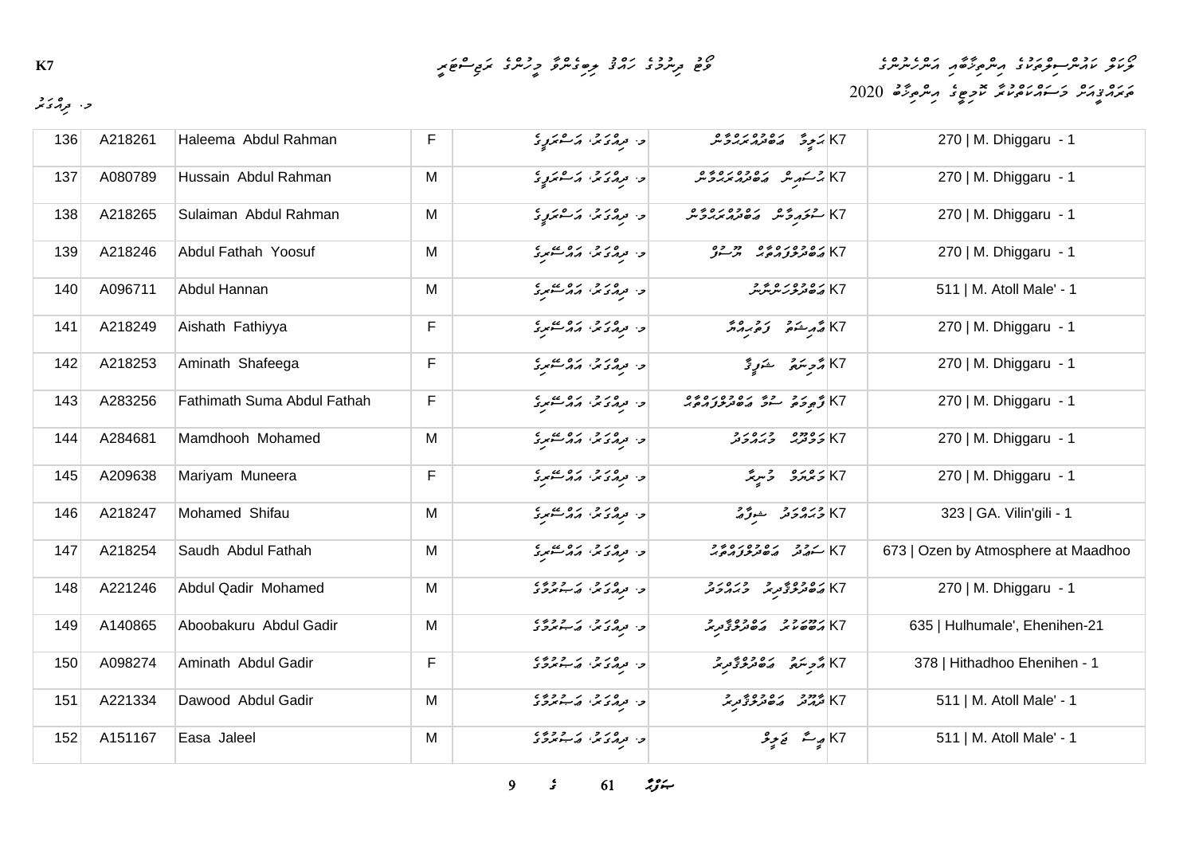| 136 | A218261 | Haleema Abdul Rahman | F | د· ދިއްގަރު، އަސްކަރީގެ | K7 ހަލީމާ އަބްދުއްރަޙްމާން | 270 \| M. Dhiggaru - 1 |
|---|---|---|---|---|---|---|
| 137 | A080789 | Hussain Abdul Rahman | M | د· ދިއްގަރު، އަސްކަރީގެ | K7 ހުސައިން އަބްދުއްރަޙްމާން | 270 \| M. Dhiggaru - 1 |
| 138 | A218265 | Sulaiman Abdul Rahman | M | د· ދިއްގަރު، އަސްކަރީގެ | K7 ސުލައިމާން އަބްދުއްރަޙްމާން | 270 \| M. Dhiggaru - 1 |
| 139 | A218246 | Abdul Fathah Yoosuf | M | د· ދިއްގަރު، އައްސޭރީ | K7 އަބްދުލްފައްތާޙް ޔޫސުފް | 270 \| M. Dhiggaru - 1 |
| 140 | A096711 | Abdul Hannan | M | د· ދިއްގަރު، އައްސޭރީ | K7 އަބްދުލްހަންނާން | 511 \| M. Atoll Male' - 1 |
| 141 | A218249 | Aishath Fathiyya | F | د· ދިއްގަރު، އައްސޭރީ | K7 އާއިޝަތު ފަތިޔްޔާ | 270 \| M. Dhiggaru - 1 |
| 142 | A218253 | Aminath Shafeega | F | د· ދިއްގަރު، އައްސޭރީ | K7 އާމިނަތު ޝަފީޤާ | 270 \| M. Dhiggaru - 1 |
| 143 | A283256 | Fathimath Suma Abdul Fathah | F | د· ދިއްގަރު، އައްސޭރީ | K7 ފާތިމަތު ސުމާ އަބްދުލްފައްތާޙް | 270 \| M. Dhiggaru - 1 |
| 144 | A284681 | Mamdhooh Mohamed | M | د· ދިއްގަރު، އައްސޭރީ | K7 މަމްދޫޙް މުޙައްމަދު | 270 \| M. Dhiggaru - 1 |
| 145 | A209638 | Mariyam Muneera | F | د· ދިއްގަރު، އައްސޭރީ | K7 މަރިޔަމް މުނީރާ | 270 \| M. Dhiggaru - 1 |
| 146 | A218247 | Mohamed Shifau | M | د· ދިއްގަރު، އައްސޭރީ | K7 މުޙައްމަދު ޝިފާއު | 323 \| GA. Vilin'gili - 1 |
| 147 | A218254 | Saudh Abdul Fathah | M | د· ދިއްގަރު، އައްސޭރީ | K7 ސައުދު އަބްދުލްފައްތާޙް | 673 \| Ozen by Atmosphere at Maadhoo |
| 148 | A221246 | Abdul Qadir Mohamed | M | د· ދިއްގަރު، އަސުރުމާގެ | K7 އަބްދުލްޤާދިރު މުޙައްމަދު | 270 \| M. Dhiggaru - 1 |
| 149 | A140865 | Aboobakuru Abdul Gadir | M | د· ދިއްގަރު، އަސުރުމާގެ | K7 އަބޫބަކުރު އަބްދުލްޤާދިރު | 635 \| Hulhumale', Ehenihen-21 |
| 150 | A098274 | Aminath Abdul Gadir | F | د· ދިއްގަރު، އަސުރުމާގެ | K7 އާމިނަތު އަބްދުލްޤާދިރު | 378 \| Hithadhoo Ehenihen - 1 |
| 151 | A221334 | Dawood Abdul Gadir | M | د· ދިއްގަރު، އަސުރުމާގެ | K7 ދާއޫދު އަބްދުލްޤާދިރު | 511 \| M. Atoll Male' - 1 |
| 152 | A151167 | Easa Jaleel | M | د· ދިއްގަރު، އަސުރުމާގެ | K7 އީސާ ޖަލީލް | 511 \| M. Atoll Male' - 1 |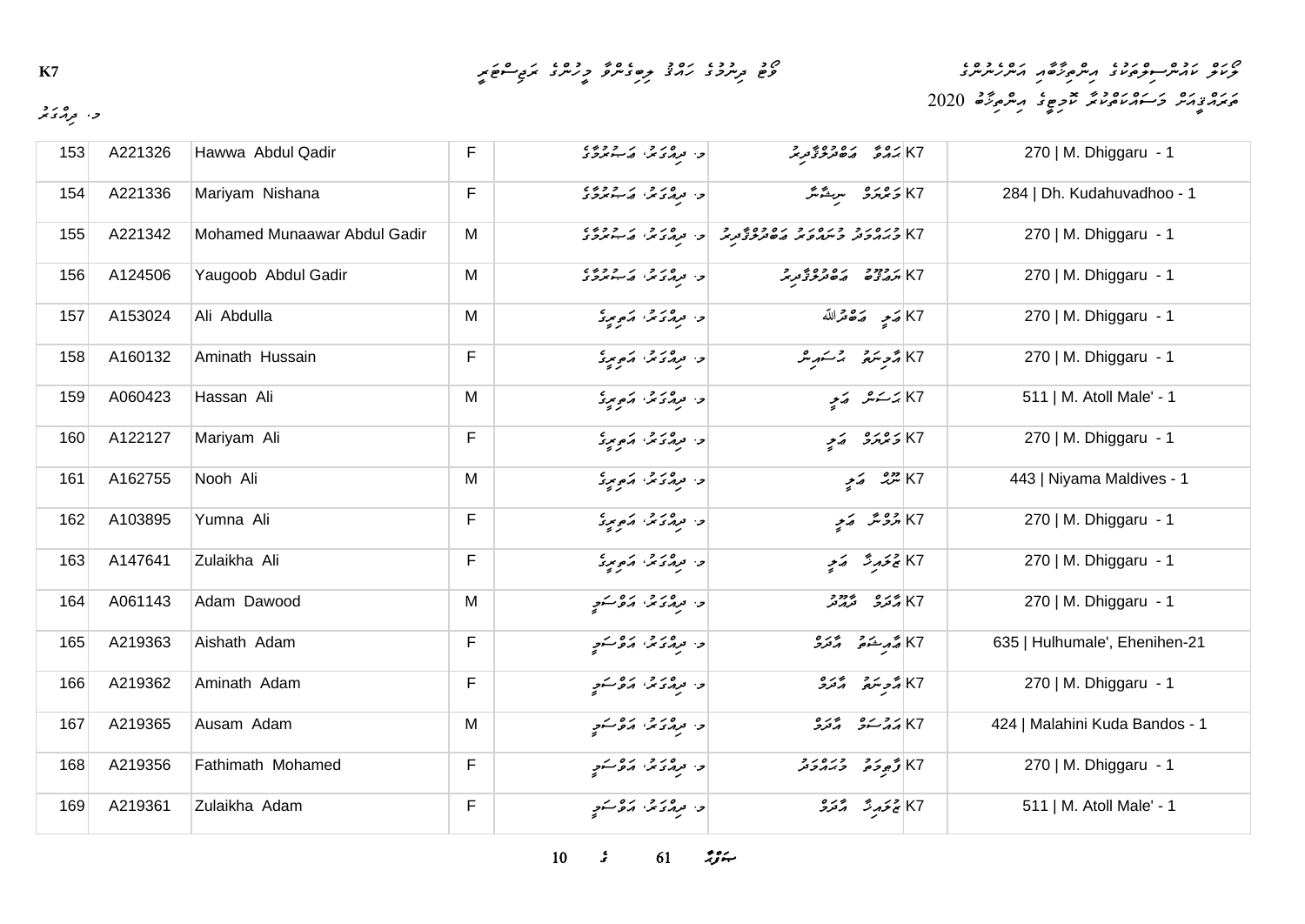| 153 | A221326 | Hawwa Abdul Qadir | F | د· ދިއްގަރު، އަސްޓްރޯގެ | K7 ހައްވާ އަބްދުލްޤާދިރު | 270 \| M. Dhiggaru - 1 |
|---|---|---|---|---|---|---|
| 154 | A221336 | Mariyam Nishana | F | د· ދިއްގަރު، އަސްޓްރޯގެ | K7 މަރިޔަމް ނިޝާނާ | 284 \| Dh. Kudahuvadhoo - 1 |
| 155 | A221342 | Mohamed Munaawar Abdul Gadir | M | د· ދިއްގަރު، އަސްޓްރޯގެ | K7 މުހައްމަދު މުނައްވަރު އަބްދުލްޤާދިރު | 270 \| M. Dhiggaru - 1 |
| 156 | A124506 | Yaugoob Abdul Gadir | M | د· ދިއްގަރު، އަސްޓްރޯގެ | K7 ޔަޢުޤޫބް އަބްދުލްޤާދިރު | 270 \| M. Dhiggaru - 1 |
| 157 | A153024 | Ali Abdulla | M | د· ދިއްގަރު، އަލިމިރީގެ | K7 އަލި އަބްދުﷲ | 270 \| M. Dhiggaru - 1 |
| 158 | A160132 | Aminath Hussain | F | د· ދިއްގަރު، އަލިމިރީގެ | K7 އާމިނަތު ހުސައިން | 270 \| M. Dhiggaru - 1 |
| 159 | A060423 | Hassan Ali | M | د· ދިއްގަރު، އަލިމިރީގެ | K7 ހަސަން އަލި | 511 \| M. Atoll Male' - 1 |
| 160 | A122127 | Mariyam Ali | F | د· ދިއްގަރު، އަލިމިރީގެ | K7 މަރިޔަމް އަލި | 270 \| M. Dhiggaru - 1 |
| 161 | A162755 | Nooh Ali | M | د· ދިއްގަރު، އަލިމިރީގެ | K7 ނޫޙް އަލި | 443 \| Niyama Maldives - 1 |
| 162 | A103895 | Yumna Ali | F | د· ދިއްގަރު، އަލިމިރީގެ | K7 ޔުމްނާ އަލި | 270 \| M. Dhiggaru - 1 |
| 163 | A147641 | Zulaikha Ali | F | د· ދިއްގަރު، އަލިމިރީގެ | K7 ޒުލައިޚާ އަލި | 270 \| M. Dhiggaru - 1 |
| 164 | A061143 | Adam Dawood | M | د· ދިއްގަރު، އަރުސަވި | K7 އާދަމް ދާއޫދު | 270 \| M. Dhiggaru - 1 |
| 165 | A219363 | Aishath Adam | F | د· ދިއްގަރު، އަރުސަވި | K7 އާއިޝަތު އާދަމް | 635 \| Hulhumale', Ehenihen-21 |
| 166 | A219362 | Aminath Adam | F | د· ދިއްގަރު، އަރުސަވި | K7 އާމިނަތު އާދަމް | 270 \| M. Dhiggaru - 1 |
| 167 | A219365 | Ausam Adam | M | د· ދިއްގަރު، އަރުސަވި | K7 އައުސަމް އާދަމް | 424 \| Malahini Kuda Bandos - 1 |
| 168 | A219356 | Fathimath Mohamed | F | د· ދިއްގަރު، އަރުސަވި | K7 ފާތިމަތު މުހައްމަދު | 270 \| M. Dhiggaru - 1 |
| 169 | A219361 | Zulaikha Adam | F | د· ދިއްގަރު، އަރުސަވި | K7 ޒުލައިޚާ އާދަމް | 511 \| M. Atoll Male' - 1 |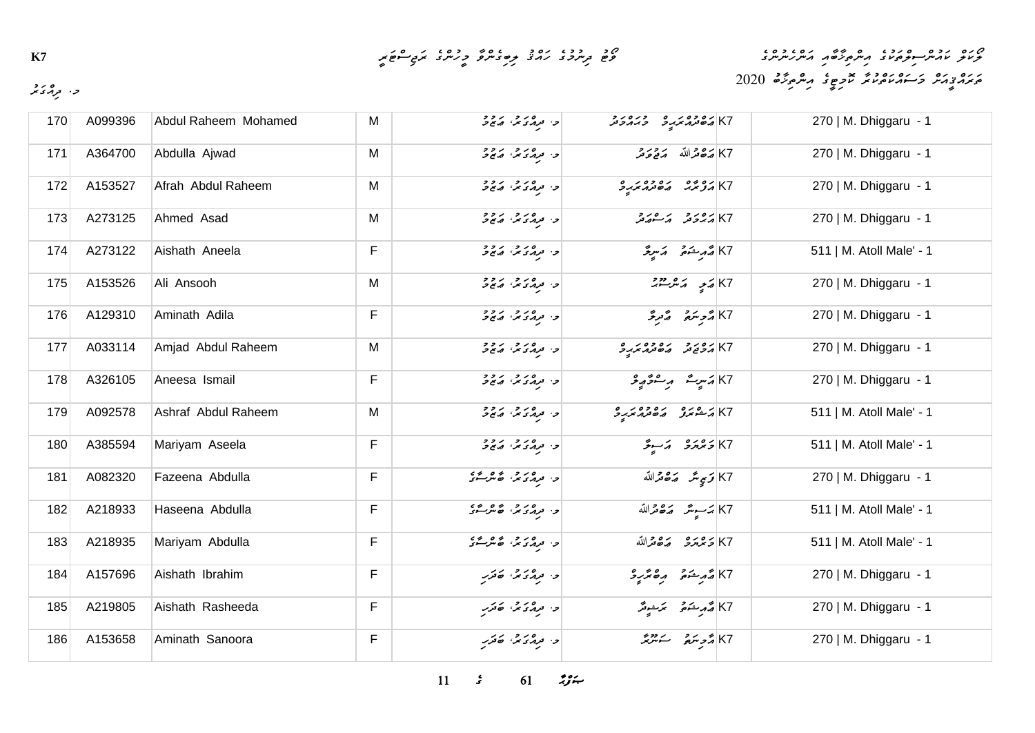| 170 | A099396 | Abdul Raheem Mohamed | M | د· مرمرکو، مرج و | K7 مەھىرمىرى دىمەدىر | 270 \| M. Dhiggaru - 1 |
|---|---|---|---|---|---|---|
| 171 | A364700 | Abdulla Ajwad | M | د· مرمرکو، مرج و | K7 مَەھْتَراللّه مَجْوَتْر | 270 \| M. Dhiggaru - 1 |
| 172 | A153527 | Afrah Abdul Raheem | M | د· مرمرکو، مرج و | K7 مَرُوْنَرُ مَەھىرمىرى | 270 \| M. Dhiggaru - 1 |
| 173 | A273125 | Ahmed Asad | M | د· مرمرکو، مرج و | K7 مَرْدَوَتْر مَسْمَّتْر | 270 \| M. Dhiggaru - 1 |
| 174 | A273122 | Aishath Aneela | F | د· مرمرکو، مرج و | K7 مَّەرِشَمَّ مَسِرِمَّ | 511 \| M. Atoll Male' - 1 |
| 175 | A153526 | Ali Ansooh | M | د· مرمرکو، مرج و | K7 مَعِ مَسْرُشْرْ | 270 \| M. Dhiggaru - 1 |
| 176 | A129310 | Aminath Adila | F | د· مرمرکو، مرج و | K7 مَّرِسَمَّ مَّترِمَّ | 270 \| M. Dhiggaru - 1 |
| 177 | A033114 | Amjad Abdul Raheem | M | د· مرمرکو، مرج و | K7 مَرْوَتْر مَەھىرمىرى | 270 \| M. Dhiggaru - 1 |
| 178 | A326105 | Aneesa Ismail | F | د· مرمرکو، مرج و | K7 مَسِرِسَّ مِرْسُمَّەرِمْ | 270 \| M. Dhiggaru - 1 |
| 179 | A092578 | Ashraf Abdul Raheem | M | د· مرمرکو، مرج و | K7 مَشْمَرْوْ مَەھىرمىرى | 511 \| M. Atoll Male' - 1 |
| 180 | A385594 | Mariyam Aseela | F | د· مرمرکو، مرج و | K7 وَمَرْمَرُوْ مَسِوِمَّ | 511 \| M. Atoll Male' - 1 |
| 181 | A082320 | Fazeena Abdulla | F | د· مرمرکو، ھَسْرَسُمْوْ | K7 وَىِسَّ مَەھْتَراللّه | 270 \| M. Dhiggaru - 1 |
| 182 | A218933 | Haseena Abdulla | F | د· مرمرکو، ھَسْرَسُمْوْ | K7 بَسِسَّ مَەھْتَراللّه | 511 \| M. Atoll Male' - 1 |
| 183 | A218935 | Mariyam Abdulla | F | د· مرمرکو، ھَسْرَسُمْوْ | K7 وَمَرْمَرُوْ مَەھْتَراللّه | 511 \| M. Atoll Male' - 1 |
| 184 | A157696 | Aishath Ibrahim | F | د· مرمرکو، ھَتَرَر | K7 مَّەرِشَمَّ مِەھْتَرِرْوْ | 270 \| M. Dhiggaru - 1 |
| 185 | A219805 | Aishath Rasheeda | F | د· مرمرکو، ھَتَرَر | K7 مَّەرِشَمَّ بَرَشِوِمَّ | 270 \| M. Dhiggaru - 1 |
| 186 | A153658 | Aminath Sanoora | F | د· مرمرکو، ھَتَرَر | K7 مَّرِسَمَّ سَتَرْبَرْ | 270 \| M. Dhiggaru - 1 |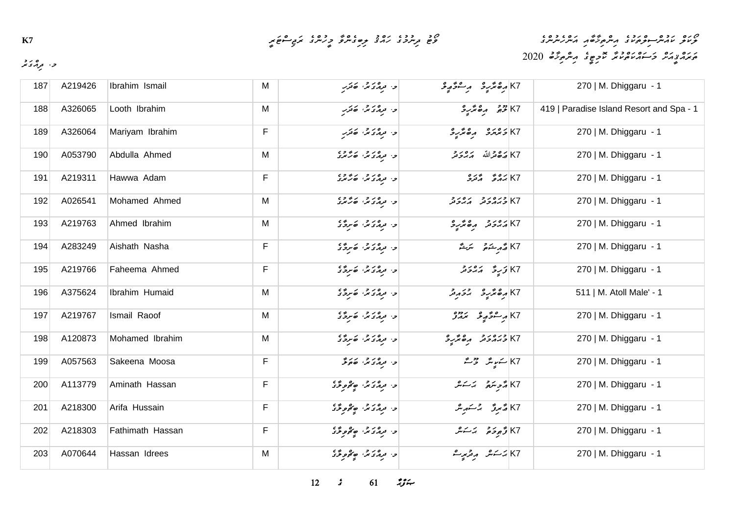| 187 | A219426 | Ibrahim Ismail | M | د· مروری میں، ھنر | K7 مرھ مگرو مرے مور | 270 \| M. Dhiggaru - 1 |
|---|---|---|---|---|---|---|
| 188 | A326065 | Looth Ibrahim | M | د· مروری میں، ھنر | K7 محرم مرھ مگرو | 419 \| Paradise Island Resort and Spa - 1 |
| 189 | A326064 | Mariyam Ibrahim | F | د· مروری میں، ھنر | K7 ویرمرو مرھ مگرو | 270 \| M. Dhiggaru - 1 |
| 190 | A053790 | Abdulla Ahmed | M | د· مروری میں، ھی میری | K7 رہ قراللہ رروتر | 270 \| M. Dhiggaru - 1 |
| 191 | A219311 | Hawwa Adam | F | د· مروری میں، ھی میری | K7 برہ و ریزو | 270 \| M. Dhiggaru - 1 |
| 192 | A026541 | Mohamed Ahmed | M | د· مروری میں، ھی میری | K7 وبرہ رو روتر | 270 \| M. Dhiggaru - 1 |
| 193 | A219763 | Ahmed Ibrahim | M | د· مروری میں، ھیروی | K7 رروتر مرھ مگرو | 270 \| M. Dhiggaru - 1 |
| 194 | A283249 | Aishath Nasha | F | د· مروری میں، ھیروی | K7 مگہر شو سرشہ | 270 \| M. Dhiggaru - 1 |
| 195 | A219766 | Faheema Ahmed | F | د· مروری میں، ھیروی | K7 ورپو رروتر | 270 \| M. Dhiggaru - 1 |
| 196 | A375624 | Ibrahim Humaid | M | د· مروری میں، ھیروی | K7 مرھ مگرو رحمرتر | 511 \| M. Atoll Male' - 1 |
| 197 | A219767 | Ismail Raoof | M | د· مروری میں، ھیروی | K7 مرے مور بررو | 270 \| M. Dhiggaru - 1 |
| 198 | A120873 | Mohamed Ibrahim | M | د· مروری میں، ھیروی | K7 وبرہ رو مرھ مگرو | 270 \| M. Dhiggaru - 1 |
| 199 | A057563 | Sakeena Moosa | F | د· مروری میں، ھوی | K7 سرپر ویسے | 270 \| M. Dhiggaru - 1 |
| 200 | A113779 | Aminath Hassan | F | د· مروری میں، ھیوی | K7 مگرمرو برسر | 270 \| M. Dhiggaru - 1 |
| 201 | A218300 | Arifa Hussain | F | د· مروری میں، ھیوی | K7 مگہرو برسمر | 270 \| M. Dhiggaru - 1 |
| 202 | A218303 | Fathimath Hassan | F | د· مروری میں، ھیوی | K7 ورہو برسر | 270 \| M. Dhiggaru - 1 |
| 203 | A070644 | Hassan Idrees | M | د· مروری میں، ھیوی | K7 برسر مرتزیرے | 270 \| M. Dhiggaru - 1 |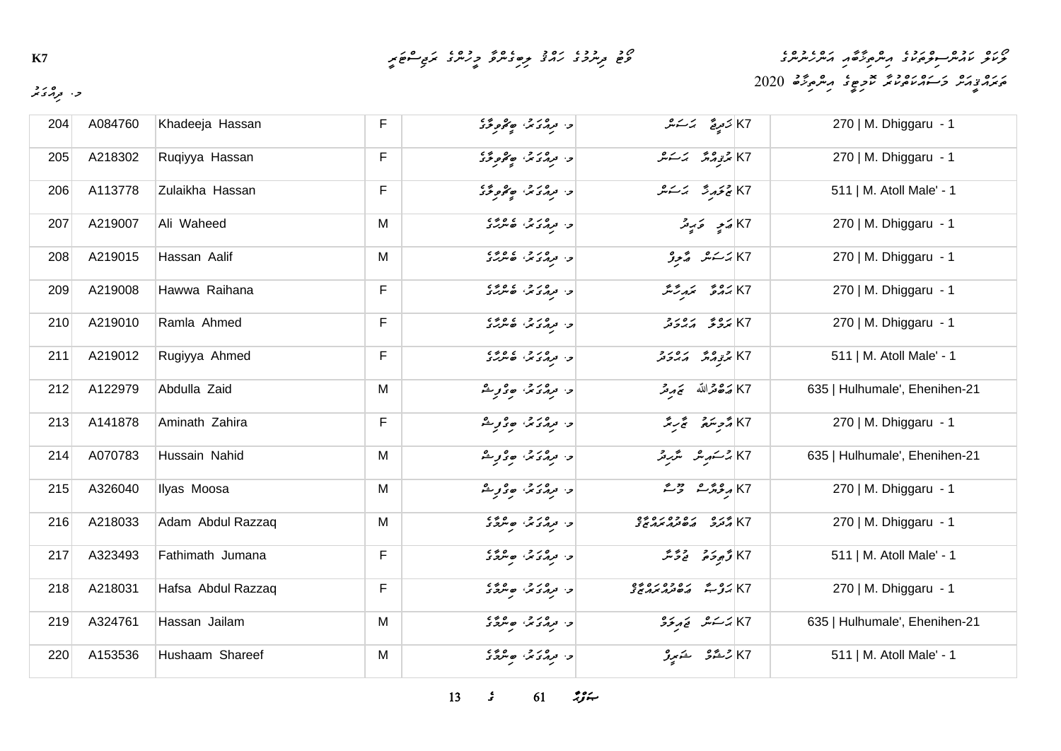| 204 | A084760 | Khadeeja Hassan | F | د. مرمرکر، ھگھوگری | K7 زَمرِجَّ بَرَسَرْ | 270 \| M. Dhiggaru - 1 |
|---|---|---|---|---|---|---|
| 205 | A218302 | Ruqiyya Hassan | F | د. مرمرکر، ھگھوگری | K7 بُرْتِوِمْ بَرَسَرْ | 270 \| M. Dhiggaru - 1 |
| 206 | A113778 | Zulaikha Hassan | F | د. مرمرکر، ھگھوگری | K7 يُحَمِّرُ بَرَسَرْ | 511 \| M. Atoll Male' - 1 |
| 207 | A219007 | Ali Waheed | M | د. مرمرکر، ھگرری | K7 مَعِ وَبِرِ | 270 \| M. Dhiggaru - 1 |
| 208 | A219015 | Hassan Aalif | M | د. مرمرکر، ھگرری | K7 بَرَسَرْ مُحِرْ | 270 \| M. Dhiggaru - 1 |
| 209 | A219008 | Hawwa Raihana | F | د. مرمرکر، ھگرری | K7 بَرُمُوَّ بَرَرِرَّسْ | 270 \| M. Dhiggaru - 1 |
| 210 | A219010 | Ramla Ahmed | F | د. مرمرکر، ھگرری | K7 بَرْوْمَّ مَرُمُوَمْ | 270 \| M. Dhiggaru - 1 |
| 211 | A219012 | Rugiyya Ahmed | F | د. مرمرکر، ھگرری | K7 بُرْتِوِمْ مَرُمُوَمْ | 511 \| M. Atoll Male' - 1 |
| 212 | A122979 | Abdulla Zaid | M | د. مرمرکر، ھوموش | K7 مَهْمَدْاللہ يَمِرْ | 635 \| Hulhumale', Ehenihen-21 |
| 213 | A141878 | Aminath Zahira | F | د. مرمرکر، ھوموش | K7 مُحِسَمُ يَحِرُ | 270 \| M. Dhiggaru - 1 |
| 214 | A070783 | Hussain Nahid | M | د. مرمرکر، ھوموش | K7 بُرْسَمِرِشْ سَّرِبِرْ | 635 \| Hulhumale', Ehenihen-21 |
| 215 | A326040 | Ilyas Moosa | M | د. مرمرکر، ھوموش | K7 مِوْمَرُسْ حُسَّ | 270 \| M. Dhiggaru - 1 |
| 216 | A218033 | Adam Abdul Razzaq | M | د. مرمرکر، ھسرگری | K7 مُحَمَّرْ مَهْمَرْمُرَمَّحَ | 270 \| M. Dhiggaru - 1 |
| 217 | A323493 | Fathimath Jumana | F | د. مرمرکر، ھسرگری | K7 تُوْجُوَمُ يُحَرَّسْ | 511 \| M. Atoll Male' - 1 |
| 218 | A218031 | Hafsa Abdul Razzaq | F | د. مرمرکر، ھسرگری | K7 بَرْوْسَّ مَهْمَرْمُرَمَّحَ | 270 \| M. Dhiggaru - 1 |
| 219 | A324761 | Hassan Jailam | M | د. مرمرکر، ھسرگری | K7 بَرَسَرْ يَمِرْمَوْ | 635 \| Hulhumale', Ehenihen-21 |
| 220 | A153536 | Hushaam Shareef | M | د. مرمرکر، ھسرگری | K7 رُسْمُوْ شَمِرِرْ | 511 \| M. Atoll Male' - 1 |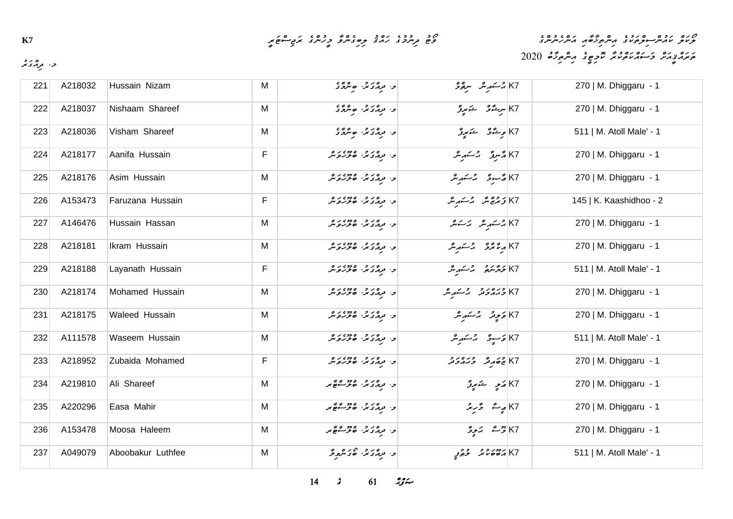| 221 | A218032 | Hussain Nizam | M | د· مرمری کر، ھ مرکز ی | K7 بر سکہ رنگ سرگر تحر | 270 \| M. Dhiggaru - 1 |
|---|---|---|---|---|---|---|
| 222 | A218037 | Nishaam Shareef | M | د· مرمری کر، ھ مرکز ی | K7 سرشگر تحر شکہ مرکز | 270 \| M. Dhiggaru - 1 |
| 223 | A218036 | Visham Shareef | M | د· مرمری کر، ھ مرکز ی | K7 مرشگر شکہ مرکز | 511 \| M. Atoll Male' - 1 |
| 224 | A218177 | Aanifa Hussain | F | د· مرمری کر، ھ ترکری ترکر | K7 مرگ سرگر برگ سکہ رنگ | 270 \| M. Dhiggaru - 1 |
| 225 | A218176 | Asim Hussain | M | د· مرمری کر، ھ ترکری ترکر | K7 مرگ سبوگر برگ سکہ رنگ | 270 \| M. Dhiggaru - 1 |
| 226 | A153473 | Faruzana Hussain | F | د· مرمری کر، ھ ترکری ترکر | K7 تر ترکی تر برگ سکہ رنگ | 145 \| K. Kaashidhoo - 2 |
| 227 | A146476 | Hussain Hassan | M | د· مرمری کر، ھ ترکری ترکر | K7 برگ سکہ رنگ برگ سکر | 270 \| M. Dhiggaru - 1 |
| 228 | A218181 | Ikram Hussain | M | د· مرمری کر، ھ ترکری ترکر | K7 مر ما تر تر برگ سکہ رنگ | 270 \| M. Dhiggaru - 1 |
| 229 | A218188 | Layanath Hussain | F | د· مرمری کر، ھ ترکری ترکر | K7 تر تر سر تر برگ سکہ رنگ | 511 \| M. Atoll Male' - 1 |
| 230 | A218174 | Mohamed Hussain | M | د· مرمری کر، ھ ترکری ترکر | K7 ترکر ترکر برگ سکہ رنگ | 270 \| M. Dhiggaru - 1 |
| 231 | A218175 | Waleed Hussain | M | د· مرمری کر، ھ ترکری ترکر | K7 تر موتر برگ سکہ رنگ | 270 \| M. Dhiggaru - 1 |
| 232 | A111578 | Waseem Hussain | M | د· مرمری کر، ھ ترکری ترکر | K7 تر سوگر برگ سکہ رنگ | 511 \| M. Atoll Male' - 1 |
| 233 | A218952 | Zubaida Mohamed | F | د· مرمری کر، ھ ترکری ترکر | K7 تح ھ مر تر ترکر ترکر | 270 \| M. Dhiggaru - 1 |
| 234 | A219810 | Ali Shareef | M | د· مرمری کر، ھ ترکر سوھ مر | K7 مر مو شکہ مرکز | 270 \| M. Dhiggaru - 1 |
| 235 | A220296 | Easa Mahir | M | د· مرمری کر، ھ ترکر سوھ مر | K7 مر سگر ترکر مر | 270 \| M. Dhiggaru - 1 |
| 236 | A153478 | Moosa Haleem | M | د· مرمری کر، ھ ترکر سوھ مر | K7 تر سگر بر موگر | 270 \| M. Dhiggaru - 1 |
| 237 | A049079 | Aboobakur Luthfee | M | د· مرمری کر، ھ تر سرھ تر | K7 مر ھ ھ مر تر تر ترکر مو | 511 \| M. Atoll Male' - 1 |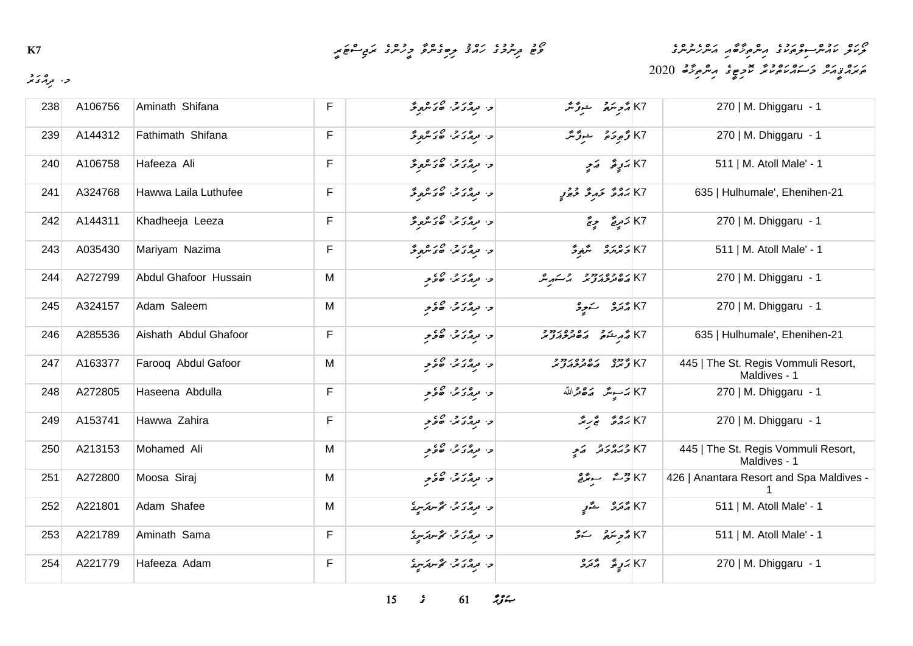| 238 | A106756 | Aminath Shifana | F | د. ދިއްގަރު، ބޮޑުނިވާ | K7 އާމިނަތު ޝިފާނާ | 270 \| M. Dhiggaru - 1 |
|---|---|---|---|---|---|---|
| 239 | A144312 | Fathimath Shifana | F | د. ދިއްގަރު، ބޮޑުނިވާ | K7 ފާތިމަތު ޝިފާނާ | 270 \| M. Dhiggaru - 1 |
| 240 | A106758 | Hafeeza Ali | F | د. ދިއްގަރު، ބޮޑުނިވާ | K7 ހަފީޒާ ޢަލީ | 511 \| M. Atoll Male' - 1 |
| 241 | A324768 | Hawwa Laila Luthufee | F | د. ދިއްގަރު، ބޮޑުނިވާ | K7 ހައްވާ ލައިލާ ލުތުފީ | 635 \| Hulhumale', Ehenihen-21 |
| 242 | A144311 | Khadheeja Leeza | F | د. ދިއްގަރު، ބޮޑުނިވާ | K7 ޚަދީޖާ ލީޒާ | 270 \| M. Dhiggaru - 1 |
| 243 | A035430 | Mariyam Nazima | F | د. ދިއްގަރު، ބޮޑުނިވާ | K7 މަރިޔަމް ނާޒިމާ | 511 \| M. Atoll Male' - 1 |
| 244 | A272799 | Abdul Ghafoor Hussain | M | د. ދިއްގަރު، ބޮޑުވެ | K7 އަބްދުލްޣަފޫރު ހުސައިން | 270 \| M. Dhiggaru - 1 |
| 245 | A324157 | Adam Saleem | M | د. ދިއްގަރު، ބޮޑުވެ | K7 އާދަމް ސަލީމް | 270 \| M. Dhiggaru - 1 |
| 246 | A285536 | Aishath Abdul Ghafoor | F | د. ދިއްގަރު، ބޮޑުވެ | K7 އާއިޝަތު އަބްދުލްޣަފޫރު | 635 \| Hulhumale', Ehenihen-21 |
| 247 | A163377 | Farooq Abdul Gafoor | M | د. ދިއްގަރު، ބޮޑުވެ | K7 ފާރޫގު އަބްދުލްޣަފޫރު | 445 \| The St. Regis Vommuli Resort, Maldives - 1 |
| 248 | A272805 | Haseena Abdulla | F | د. ދިއްގަރު، ބޮޑުވެ | K7 ހަސީނާ އަބްދުﷲ | 270 \| M. Dhiggaru - 1 |
| 249 | A153741 | Hawwa Zahira | F | د. ދިއްގަރު، ބޮޑުވެ | K7 ހައްވާ ޒާހިރާ | 270 \| M. Dhiggaru - 1 |
| 250 | A213153 | Mohamed Ali | M | د. ދިއްގަރު، ބޮޑުވެ | K7 މުޙައްމަދު ޢަލީ | 445 \| The St. Regis Vommuli Resort, Maldives - 1 |
| 251 | A272800 | Moosa Siraj | M | د. ދިއްގަރު، ބޮޑުވެ | K7 މޫސާ ސިރާޖު | 426 \| Anantara Resort and Spa Maldives - 1 |
| 252 | A221801 | Adam Shafee | M | د. ދިއްގަރު، ކޮސްޓަރީ | K7 އާދަމް ޝާފީ | 511 \| M. Atoll Male' - 1 |
| 253 | A221789 | Aminath Sama | F | د. ދިއްގަރު، ކޮސްޓަރީ | K7 އާމިނަތު ސަމާ | 511 \| M. Atoll Male' - 1 |
| 254 | A221779 | Hafeeza Adam | F | د. ދިއްގަރު، ކޮސްޓަރީ | K7 ހަފީޒާ އާދަމް | 270 \| M. Dhiggaru - 1 |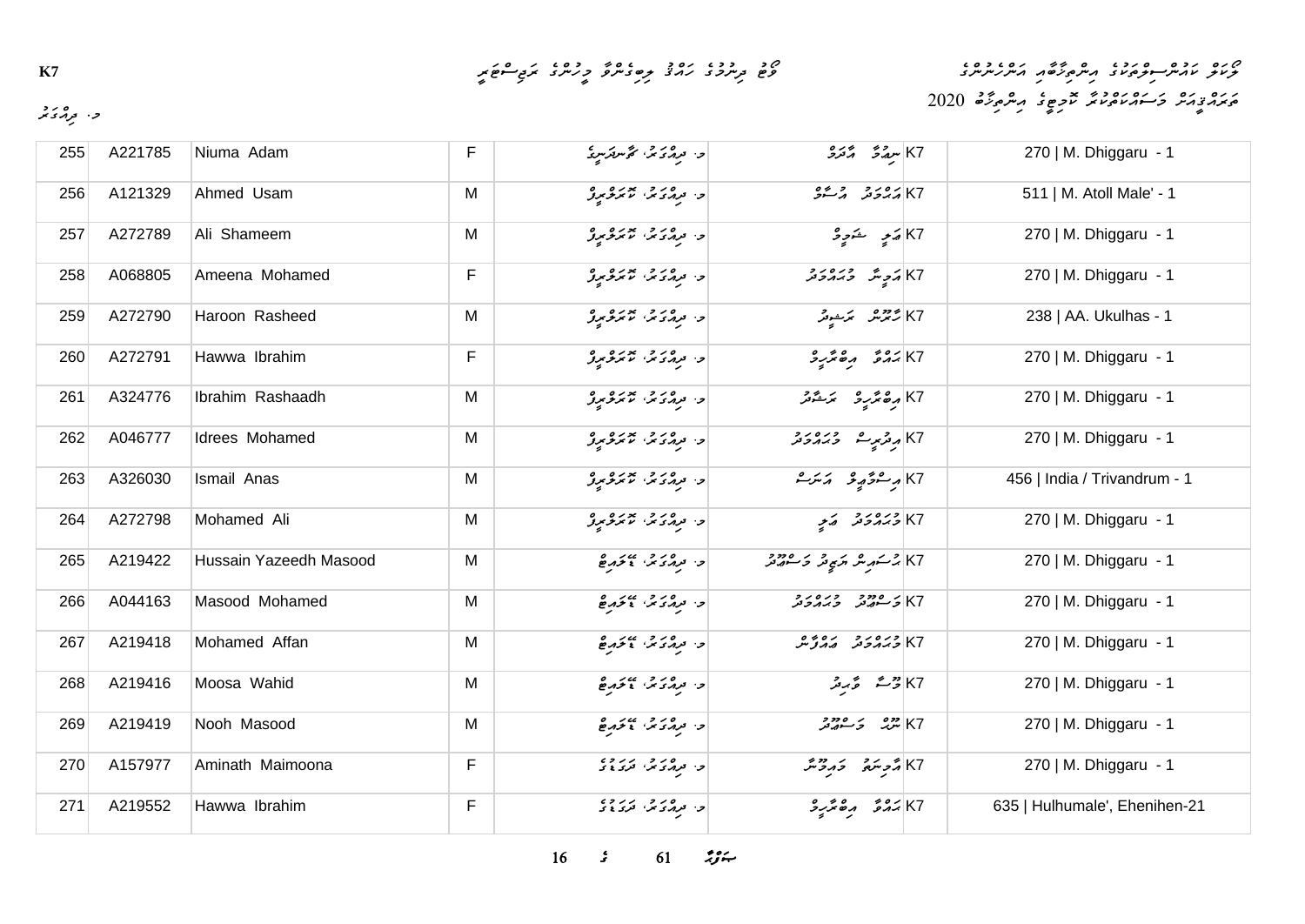| 255 | A221785 | Niuma Adam | F | د· ترمرکرکر، گھسترسرِ | K7 سِمَدُّ ۔ مُمَرَدُ | 270 \| M. Dhiggaru - 1 |
|---|---|---|---|---|---|---|
| 256 | A121329 | Ahmed Usam | M | د· ترمرکرکر، ٹائرڈیرو | K7 رَبُرۡدَنْدُ ۔ مُرۡسَدُ | 511 \| M. Atoll Male' - 1 |
| 257 | A272789 | Ali Shameem | M | د· ترمرکرکر، ٹائرڈیرو | K7 رَمِ ۔ شَوِدُ | 270 \| M. Dhiggaru - 1 |
| 258 | A068805 | Ameena Mohamed | F | د· ترمرکرکر، ٹائرڈیرو | K7 رَمِیْدُ ۔ دُبَرُدَمَرُ | 270 \| M. Dhiggaru - 1 |
| 259 | A272790 | Haroon Rasheed | M | د· ترمرکرکر، ٹائرڈیرو | K7 رُبُرْدُ ۔ بَرُشِيْرُ | 238 \| AA. Ukulhas - 1 |
| 260 | A272791 | Hawwa Ibrahim | F | د· ترمرکرکر، ٹائرڈیرو | K7 بَرُدُّ ۔ رِهْبَرِدُ | 270 \| M. Dhiggaru - 1 |
| 261 | A324776 | Ibrahim Rashaadh | M | د· ترمرکرکر، ٹائرڈیرو | K7 رِهْبَرِدُ ۔ بَرُشَدُ | 270 \| M. Dhiggaru - 1 |
| 262 | A046777 | Idrees Mohamed | M | د· ترمرکرکر، ٹائرڈیرو | K7 رِتْبِرِسُ ۔ دُبَرُدَمَرُ | 270 \| M. Dhiggaru - 1 |
| 263 | A326030 | Ismail Anas | M | د· ترمرکرکر، ٹائرڈیرو | K7 رِسْدَرِوُ ۔ رَبَرُسُ | 456 \| India / Trivandrum - 1 |
| 264 | A272798 | Mohamed Ali | M | د· ترمرکرکر، ٹائرڈیرو | K7 دُبَرُدَمَرُ ۔ رَمِ | 270 \| M. Dhiggaru - 1 |
| 265 | A219422 | Hussain Yazeedh Masood | M | د· ترمرکرکر، ٹاکرمِ | K7 بُرُسَمِرِسُ رَبِيْرُ دَسْدُبُرُ | 270 \| M. Dhiggaru - 1 |
| 266 | A044163 | Masood Mohamed | M | د· ترمرکرکر، ٹاکرمِ | K7 دَسْدُبُرُ ۔ دُبَرُدَمَرُ | 270 \| M. Dhiggaru - 1 |
| 267 | A219418 | Mohamed Affan | M | د· ترمرکرکر، ٹاکرمِ | K7 دُبَرُدَمَرُ ۔ رَمْدُرُسُ | 270 \| M. Dhiggaru - 1 |
| 268 | A219416 | Moosa Wahid | M | د· ترمرکرکر، ٹاکرمِ | K7 دُسُّ ۔ دَبِرُ | 270 \| M. Dhiggaru - 1 |
| 269 | A219419 | Nooh Masood | M | د· ترمرکرکر، ٹاکرمِ | K7 سُبُرُ ۔ دَسْدُبُرُ | 270 \| M. Dhiggaru - 1 |
| 270 | A157977 | Aminath Maimoona | F | د· ترمرکرکر، ترتردی | K7 رُّدِسَرُ ۔ دَرِدُسُ | 270 \| M. Dhiggaru - 1 |
| 271 | A219552 | Hawwa Ibrahim | F | د· ترمرکرکر، ترتردی | K7 بَرُدُّ ۔ رِهْبَرِدُ | 635 \| Hulhumale', Ehenihen-21 |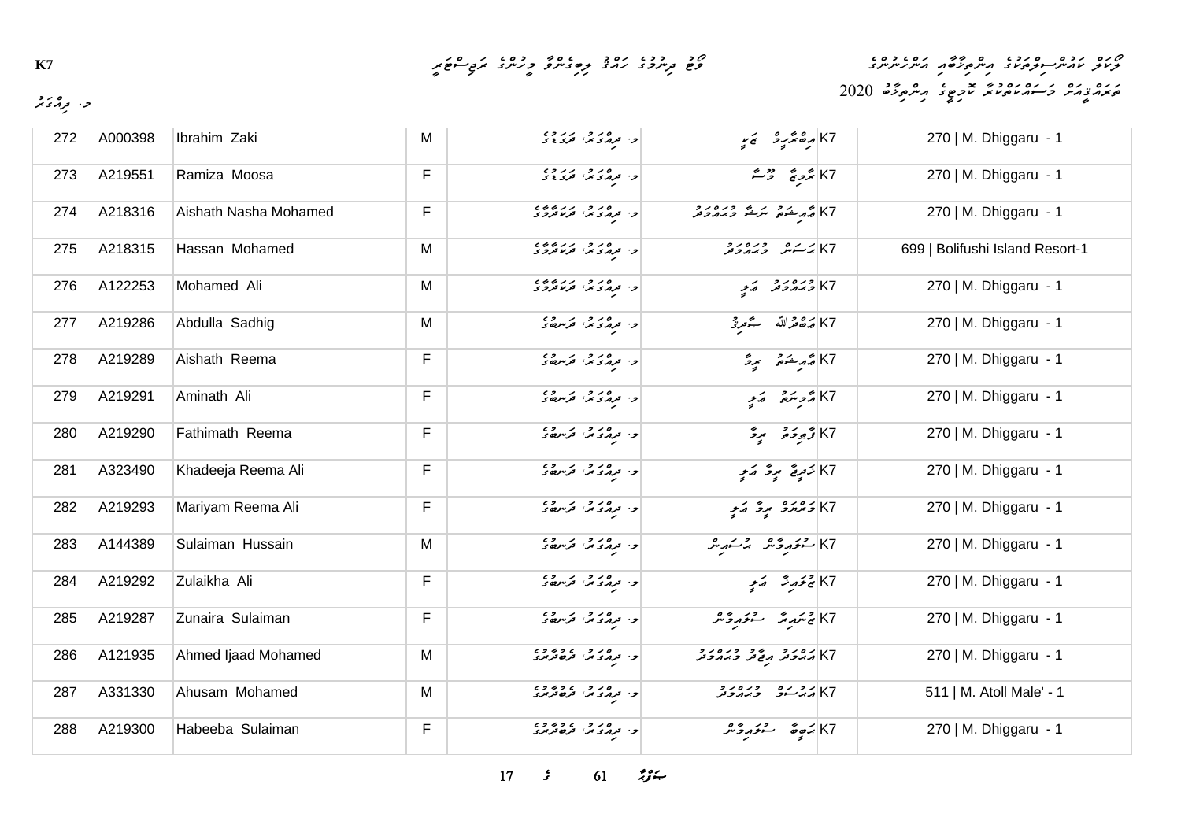| 272 | A000398 | Ibrahim Zaki | M | د· ދިއްގަރު، ދަރަޖެގެ | K7  އިބްރާހީމް ޒަކީ | 270 \| M. Dhiggaru - 1 |
|---|---|---|---|---|---|---|
| 273 | A219551 | Ramiza Moosa | F | د· ދިއްގަރު، ދަރަޖެގެ | K7 ރާމިޒާ މޫސާ | 270 \| M. Dhiggaru - 1 |
| 274 | A218316 | Aishath Nasha Mohamed | F | د· ދިއްގަރު، ދަރަދޫގެ | K7 އާއިޝަތު ނަޝާ މުހައްމަދު | 270 \| M. Dhiggaru - 1 |
| 275 | A218315 | Hassan Mohamed | M | د· ދިއްގަރު، ދަރަދޫގެ | K7 ހަސަން މުހައްމަދު | 699 \| Bolifushi Island Resort-1 |
| 276 | A122253 | Mohamed Ali | M | د· ދިއްގަރު، ދަރަދޫގެ | K7 މުހައްމަދު އަލި | 270 \| M. Dhiggaru - 1 |
| 277 | A219286 | Abdulla Sadhig | M | د· ދިއްގަރު، ދަސްބަގެ | K7 އަބްދުﷲ ސާދިޤު | 270 \| M. Dhiggaru - 1 |
| 278 | A219289 | Aishath Reema | F | د· ދިއްގަރު، ދަސްބަގެ | K7 އާއިޝަތު ރީމާ | 270 \| M. Dhiggaru - 1 |
| 279 | A219291 | Aminath Ali | F | د· ދިއްގަރު، ދަސްބަގެ | K7 އާމިނަތު އަލި | 270 \| M. Dhiggaru - 1 |
| 280 | A219290 | Fathimath Reema | F | د· ދިއްގަރު، ދަސްބަގެ | K7 ފާތިމަތު ރީމާ | 270 \| M. Dhiggaru - 1 |
| 281 | A323490 | Khadeeja Reema Ali | F | د· ދިއްގަރު، ދަސްބަގެ | K7 ޚަދީޖާ ރީމާ އަލި | 270 \| M. Dhiggaru - 1 |
| 282 | A219293 | Mariyam Reema Ali | F | د· ދިއްގަރު، ދަސްބަގެ | K7 މަރިޔަމް ރީމާ އަލި | 270 \| M. Dhiggaru - 1 |
| 283 | A144389 | Sulaiman Hussain | M | د· ދިއްގަރު، ދަސްބަގެ | K7 ސުލައިމާން ހުސައިން | 270 \| M. Dhiggaru - 1 |
| 284 | A219292 | Zulaikha Ali | F | د· ދިއްގަރު، ދަސްބަގެ | K7 ޒުލައިޚާ އަލި | 270 \| M. Dhiggaru - 1 |
| 285 | A219287 | Zunaira Sulaiman | F | د· ދިއްގަރު، ދަސްބަގެ | K7 ޒުނައިރާ ސުލައިމާން | 270 \| M. Dhiggaru - 1 |
| 286 | A121935 | Ahmed Ijaad Mohamed | M | د· ދިއްގަރު، ދަބުތަރީގެ | K7 އަހުމަދު އިޖާދު މުހައްމަދު | 270 \| M. Dhiggaru - 1 |
| 287 | A331330 | Ahusam Mohamed | M | د· ދިއްގަރު، ދަބުތަރީގެ | K7 އަހުސަމް މުހައްމަދު | 511 \| M. Atoll Male' - 1 |
| 288 | A219300 | Habeeba Sulaiman | F | د· ދިއްގަރު، ދަބުތަރީގެ | K7 ހަބީބާ ސުލައިމާން | 270 \| M. Dhiggaru - 1 |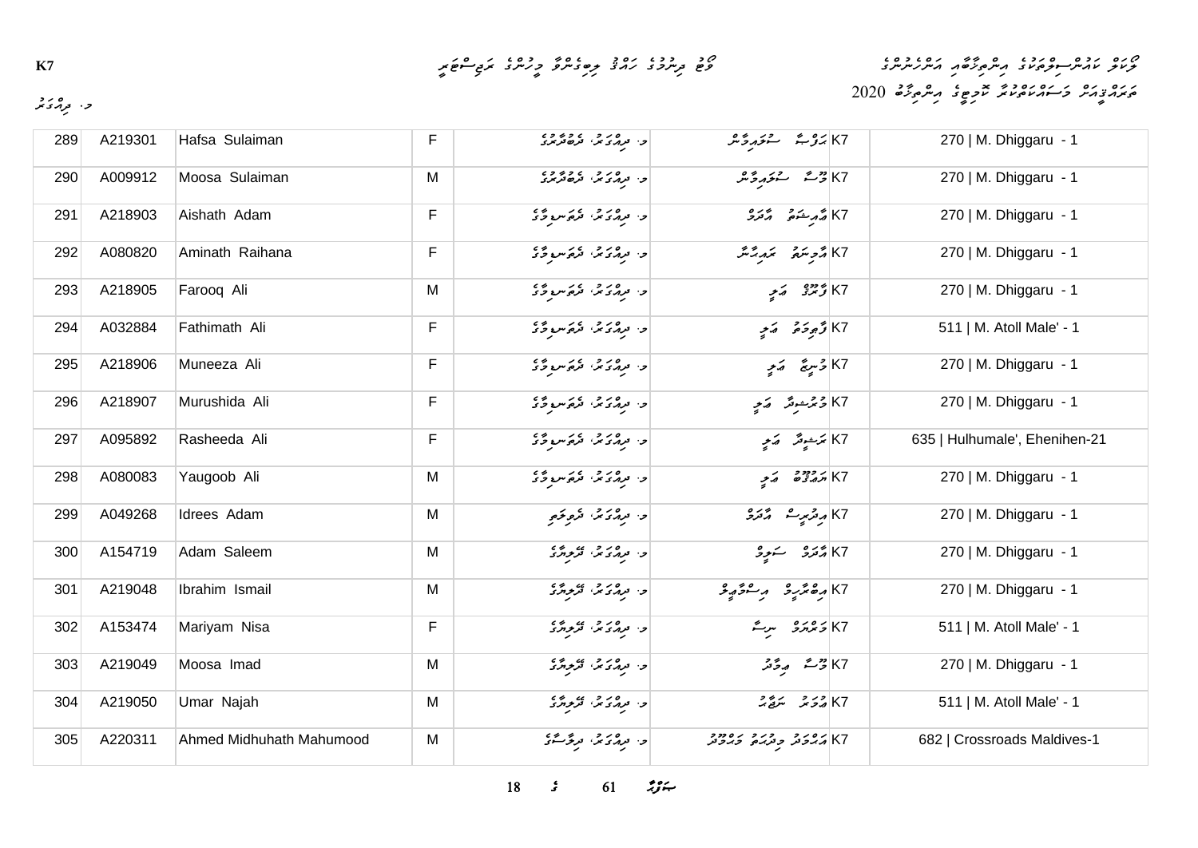| 289 | A219301 | Hafsa Sulaiman | F | د. ދިއްގަރު، ދަޅުދޮރު | K7 ހަފްސާ ސުލައިމާން | 270 \| M. Dhiggaru - 1 |
|---|---|---|---|---|---|---|
| 290 | A009912 | Moosa Sulaiman | M | د. ދިއްގަރު، ދަޅުދޮރު | K7 މޫސާ ސުލައިމާން | 270 \| M. Dhiggaru - 1 |
| 291 | A218903 | Aishath Adam | F | د. ދިއްގަރު، ދަތުރުވާގެ | K7 އާއިޝަތު އާދަމް | 270 \| M. Dhiggaru - 1 |
| 292 | A080820 | Aminath Raihana | F | د. ދިއްގަރު، ދަތުރުވާގެ | K7 އާމިނަތު ރައިހާނާ | 270 \| M. Dhiggaru - 1 |
| 293 | A218905 | Farooq Ali | M | د. ދިއްގަރު، ދަތުރުވާގެ | K7 ފާރޫޤު އަލި | 270 \| M. Dhiggaru - 1 |
| 294 | A032884 | Fathimath Ali | F | د. ދިއްގަރު، ދަތުރުވާގެ | K7 ފާތިމަތު އަލި | 511 \| M. Atoll Male' - 1 |
| 295 | A218906 | Muneeza Ali | F | د. ދިއްގަރު، ދަތުރުވާގެ | K7 މުނީޒާ އަލި | 270 \| M. Dhiggaru - 1 |
| 296 | A218907 | Murushida Ali | F | د. ދިއްގަރު، ދަތުރުވާގެ | K7 މުރުޝިދާ އަލި | 270 \| M. Dhiggaru - 1 |
| 297 | A095892 | Rasheeda Ali | F | د. ދިއްގަރު، ދަތުރުވާގެ | K7 ރަޝީދާ އަލި | 635 \| Hulhumale', Ehenihen-21 |
| 298 | A080083 | Yaugoob Ali | M | د. ދިއްގަރު، ދަތުރުވާގެ | K7 ޔައުޤޫބު އަލި | 270 \| M. Dhiggaru - 1 |
| 299 | A049268 | Idrees Adam | M | د. ދިއްގަރު، ދޮރުމަތި | K7 އިދްރީސް އާދަމް | 270 \| M. Dhiggaru - 1 |
| 300 | A154719 | Adam Saleem | M | د. ދިއްގަރު، ދޮރުއާގެ | K7 އާދަމް ސަލީމް | 270 \| M. Dhiggaru - 1 |
| 301 | A219048 | Ibrahim Ismail | M | د. ދިއްގަރު، ދޮރުއާގެ | K7 އިބްރާހީމް އިސްމާއީލް | 270 \| M. Dhiggaru - 1 |
| 302 | A153474 | Mariyam Nisa | F | د. ދިއްގަރު، ދޮރުއާގެ | K7 މަރިޔަމް ނިސާ | 511 \| M. Atoll Male' - 1 |
| 303 | A219049 | Moosa Imad | M | د. ދިއްގަރު، ދޮރުއާގެ | K7 މޫސާ އިމާދު | 270 \| M. Dhiggaru - 1 |
| 304 | A219050 | Umar Najah | M | د. ދިއްގަރު، ދޮރުއާގެ | K7 އުމަރު ނަޖާހު | 511 \| M. Atoll Male' - 1 |
| 305 | A220311 | Ahmed Midhuhath Mahumood | M | د. ދިއްގަރު، ދިލާސާގެ | K7 އަހުމަދު މިދުހަތު މަހުމޫދު | 682 \| Crossroads Maldives-1 |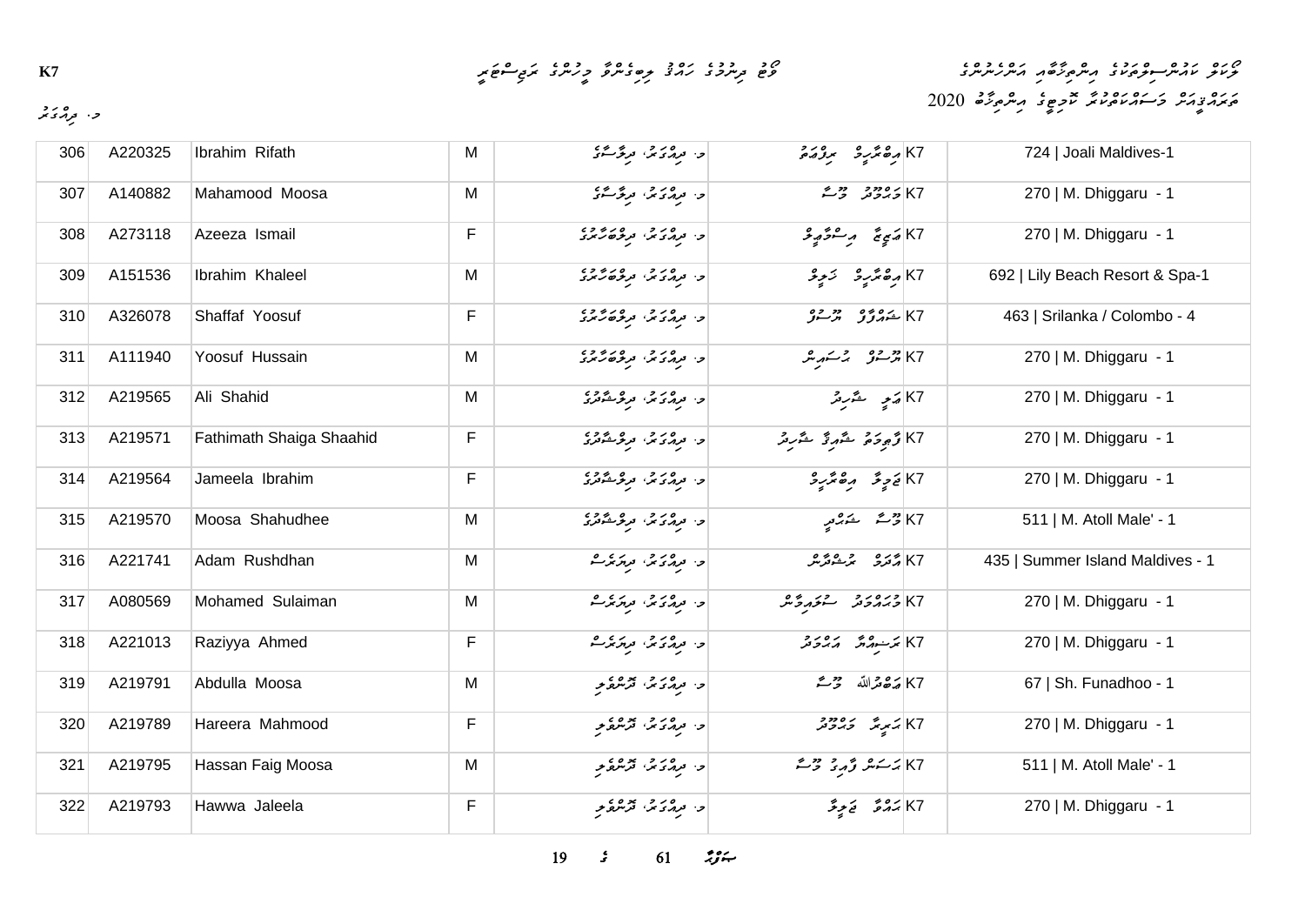| 306 | A220325 | Ibrahim Rifath | M | د. ދިއްގަރު، ދިލާސާގެ | K7 ރިޢާޒާ ރިފައަތު | 724 \| Joali Maldives-1 |
|---|---|---|---|---|---|---|
| 307 | A140882 | Mahamood Moosa | M | د. ދިއްގަރު، ދިލާސާގެ | K7 މަޙްމޫދު މޫސާ | 270 \| M. Dhiggaru - 1 |
| 308 | A273118 | Azeeza Ismail | F | د. ދިއްގަރު، ދިލްބަހާރުގެ | K7 ޢަޒީޒާ އިސްމާޢީލް | 270 \| M. Dhiggaru - 1 |
| 309 | A151536 | Ibrahim Khaleel | M | د. ދިއްގަރު، ދިލްބަހާރުގެ | K7 އިބްރާހީމް ޚަލީލް | 692 \| Lily Beach Resort & Spa-1 |
| 310 | A326078 | Shaffaf Yoosuf | F | د. ދިއްގަރު، ދިލްބަހާރުގެ | K7 ޝައްފާފު ޔޫސުފް | 463 \| Srilanka / Colombo - 4 |
| 311 | A111940 | Yoosuf Hussain | M | د. ދިއްގަރު، ދިލްބަހާރުގެ | K7 ޔޫސުފް ހުސައިން | 270 \| M. Dhiggaru - 1 |
| 312 | A219565 | Ali Shahid | M | د. ދިއްގަރު، ދިލްޝާދުގެ | K7 އަލި ޝާހިދު | 270 \| M. Dhiggaru - 1 |
| 313 | A219571 | Fathimath Shaiga Shaahid | F | د. ދިއްގަރު، ދިލްޝާދުގެ | K7 ފާތިމަތު ޝާއިގާ ޝާހިދު | 270 \| M. Dhiggaru - 1 |
| 314 | A219564 | Jameela Ibrahim | F | د. ދިއްގަރު، ދިލްޝާދުގެ | K7 ޖަމީލާ އިބްރާހީމް | 270 \| M. Dhiggaru - 1 |
| 315 | A219570 | Moosa Shahudhee | M | د. ދިއްގަރު، ދިލްޝާދުގެ | K7 މޫސާ ޝަހުދީ | 511 \| M. Atoll Male' - 1 |
| 316 | A221741 | Adam Rushdhan | M | د. ދިއްގަރު، ދިރަރަސް | K7 އާދަމް ރުޝްދާން | 435 \| Summer Island Maldives - 1 |
| 317 | A080569 | Mohamed Sulaiman | M | د. ދިއްގަރު، ދިރަރަސް | K7 މުޙައްމަދު ސުލައިމާން | 270 \| M. Dhiggaru - 1 |
| 318 | A221013 | Raziyya Ahmed | F | د. ދިއްގަރު، ދިރަރަސް | K7 ރަޒިއްޔާ އަޙްމަދު | 270 \| M. Dhiggaru - 1 |
| 319 | A219791 | Abdulla Moosa | M | د. ދިއްގަރު، ދޫނިޔާގެ | K7 އަބްދުﷲ މޫސާ | 67 \| Sh. Funadhoo - 1 |
| 320 | A219789 | Hareera Mahmood | F | د. ދިއްގަރު، ދޫނިޔާގެ | K7 ހަރީރާ މަޙްމޫދު | 270 \| M. Dhiggaru - 1 |
| 321 | A219795 | Hassan Faig Moosa | M | د. ދިއްގަރު، ދޫނިޔާގެ | K7 ހަސަން ފާއިގު މޫސާ | 511 \| M. Atoll Male' - 1 |
| 322 | A219793 | Hawwa Jaleela | F | د. ދިއްގަރު، ދޫނިޔާގެ | K7 ހައްވާ ޖަލީލާ | 270 \| M. Dhiggaru - 1 |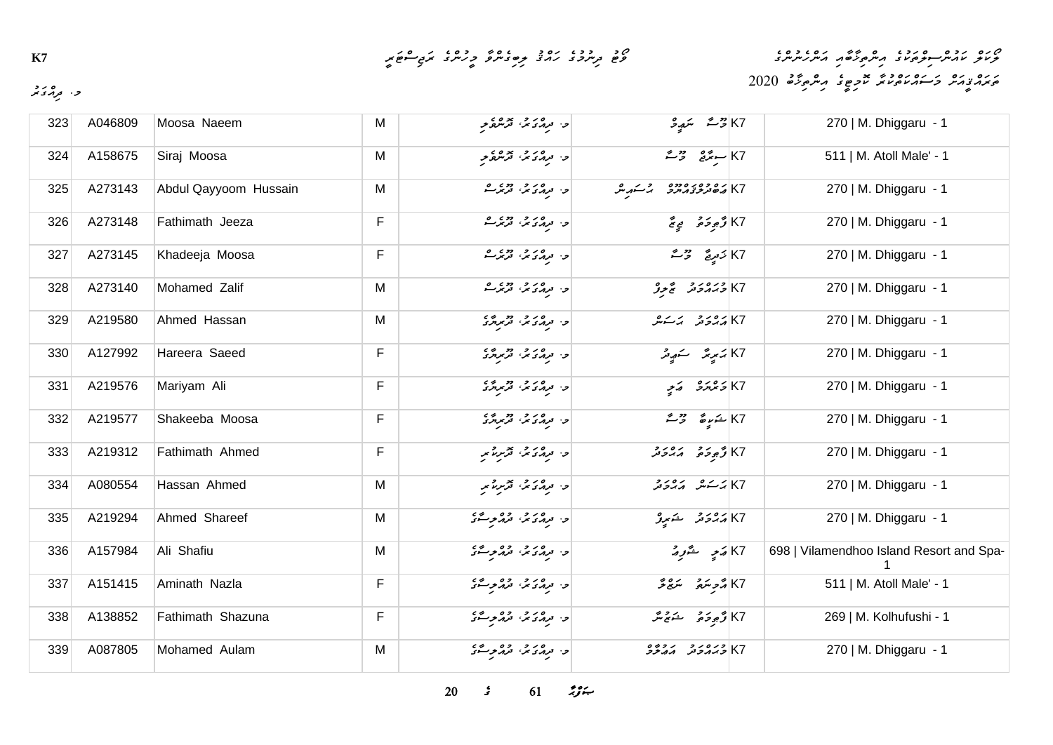| 323 | A046809 | Moosa Naeem | M | ގ. ދިއްގަރު، ދަރުމާވެ | K7 ﻿﻿﻿މޫސާ ނައީމް | 270 \| M. Dhiggaru - 1 |
|---|---|---|---|---|---|---|
| 324 | A158675 | Siraj Moosa | M | ގ. ދިއްގަރު، ދަރުމާވެ | K7 ސިރާޖު މޫސާ | 511 \| M. Atoll Male' - 1 |
| 325 | A273143 | Abdul Qayyoom Hussain | M | ގ. ދިއްގަރު، ދޫރެސް | K7 އަބްދުލްޤައްޔޫމް ހުސައިން | 270 \| M. Dhiggaru - 1 |
| 326 | A273148 | Fathimath Jeeza | F | ގ. ދިއްގަރު، ދޫރެސް | K7 ފާތިމަތު ޖީޒާ | 270 \| M. Dhiggaru - 1 |
| 327 | A273145 | Khadeeja Moosa | F | ގ. ދިއްގަރު، ދޫރެސް | K7 ޚަދީޖާ މޫސާ | 270 \| M. Dhiggaru - 1 |
| 328 | A273140 | Mohamed Zalif | M | ގ. ދިއްގަރު، ދޫރެސް | K7 މުޙައްމަދު ޒާލިފް | 270 \| M. Dhiggaru - 1 |
| 329 | A219580 | Ahmed Hassan | M | ގ. ދިއްގަރު، ދޫނިދާގެ | K7 އަޙްމަދު ޙަސަން | 270 \| M. Dhiggaru - 1 |
| 330 | A127992 | Hareera Saeed | F | ގ. ދިއްގަރު، ދޫނިދާގެ | K7 ހަރީރާ ސަޢީދު | 270 \| M. Dhiggaru - 1 |
| 331 | A219576 | Mariyam Ali | F | ގ. ދިއްގަރު، ދޫނިދާގެ | K7 މަރިޔަމް ޢަލީ | 270 \| M. Dhiggaru - 1 |
| 332 | A219577 | Shakeeba Moosa | F | ގ. ދިއްގަރު، ދޫނިދާގެ | K7 ޝަކީބާ މޫސާ | 270 \| M. Dhiggaru - 1 |
| 333 | A219312 | Fathimath Ahmed | F | ގ. ދިއްގަރު، ދޫނިޔާރ | K7 ފާތިމަތު އަޙްމަދު | 270 \| M. Dhiggaru - 1 |
| 334 | A080554 | Hassan Ahmed | M | ގ. ދިއްގަރު، ދޫނިޔާރ | K7 ހަސަން އަޙްމަދު | 270 \| M. Dhiggaru - 1 |
| 335 | A219294 | Ahmed Shareef | M | ގ. ދިއްގަރު، ދުއްވިސާގެ | K7 އަޙްމަދު ޝަރީފް | 270 \| M. Dhiggaru - 1 |
| 336 | A157984 | Ali Shafiu | M | ގ. ދިއްގަރު، ދުއްވިސާގެ | K7 ޢަލީ ޝާފިޢު | 698 \| Vilamendhoo Island Resort and Spa-1 |
| 337 | A151415 | Aminath Nazla | F | ގ. ދިއްގަރު، ދުއްވިސާގެ | K7 އާމިނަތު ނަޒްލާ | 511 \| M. Atoll Male' - 1 |
| 338 | A138852 | Fathimath Shazuna | F | ގ. ދިއްގަރު، ދުއްވިސާގެ | K7 ފާތިމަތު ޝަޒުނާ | 269 \| M. Kolhufushi - 1 |
| 339 | A087805 | Mohamed Aulam | M | ގ. ދިއްގަރު، ދުއްވިސާގެ | K7 މުޙައްމަދު އައުލަމް | 270 \| M. Dhiggaru - 1 |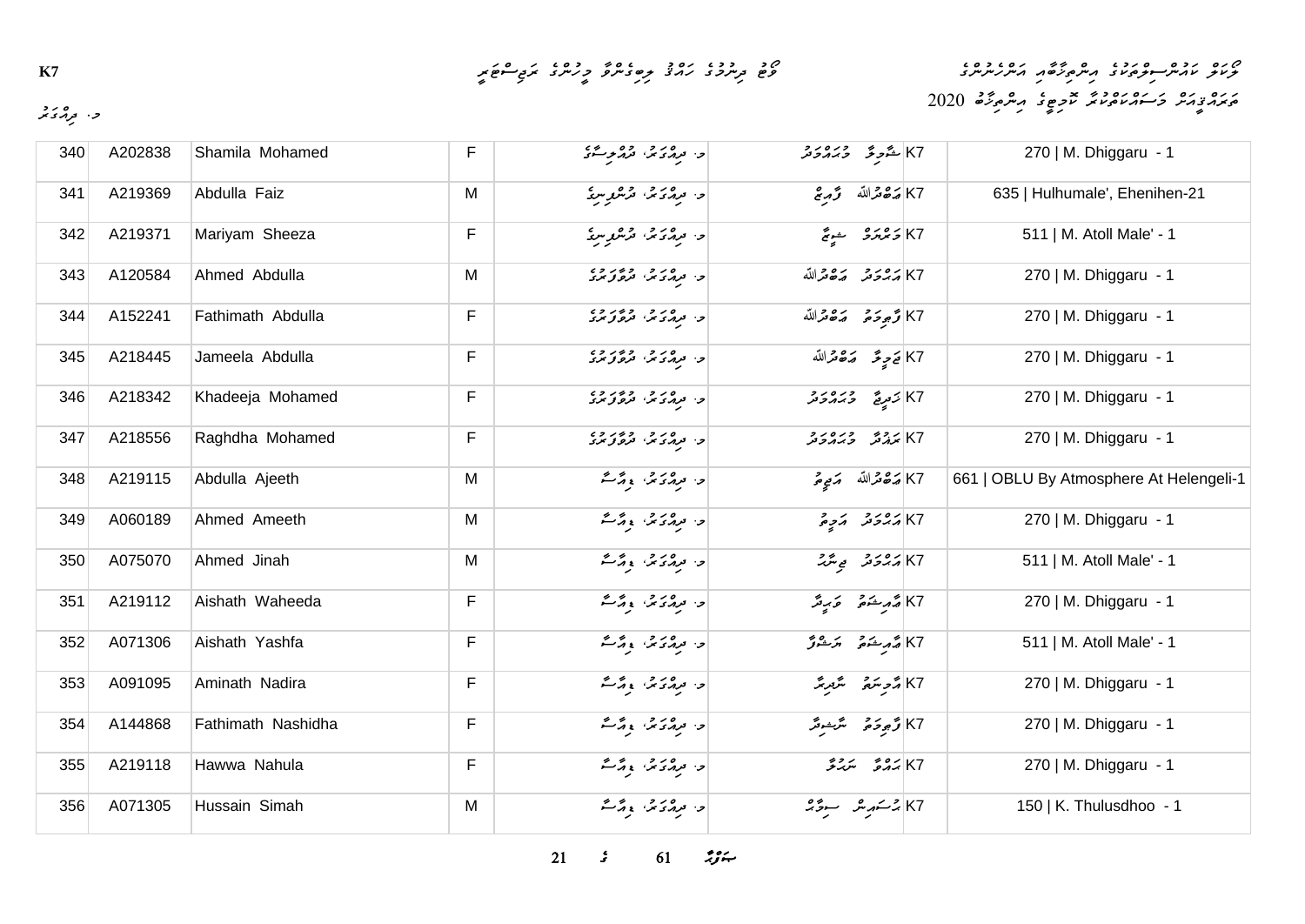| 340 | A202838 | Shamila Mohamed | F | ދ. ދިއްގަރު، ދެއްވިސާގެ | K7 ޝާމިލާ މުހައްމަދު | 270 \| M. Dhiggaru - 1 |
|---|---|---|---|---|---|---|
| 341 | A219369 | Abdulla Faiz | M | ދ. ދިއްގަރު، ދެންތޮރަގެ | K7 އަބްދުﷲ ފާއިޒް | 635 \| Hulhumale', Ehenihen-21 |
| 342 | A219371 | Mariyam Sheeza | F | ދ. ދިއްގަރު، ދެންތޮރަގެ | K7 މަރިޔަމް ޝީޒާ | 511 \| M. Atoll Male' - 1 |
| 343 | A120584 | Ahmed Abdulla | M | ދ. ދިއްގަރު، ދޮށިވަރުގެ | K7 އަހުމަދު އަބްދުﷲ | 270 \| M. Dhiggaru - 1 |
| 344 | A152241 | Fathimath Abdulla | F | ދ. ދިއްގަރު، ދޮށިވަރުގެ | K7 ފާތިމަތު އަބްދުﷲ | 270 \| M. Dhiggaru - 1 |
| 345 | A218445 | Jameela Abdulla | F | ދ. ދިއްގަރު، ދޮށިވަރުގެ | K7 ޖަމީލާ އަބްދުﷲ | 270 \| M. Dhiggaru - 1 |
| 346 | A218342 | Khadeeja Mohamed | F | ދ. ދިއްގަރު، ދޮށިވަރުގެ | K7 ޚަދީޖާ މުހައްމަދު | 270 \| M. Dhiggaru - 1 |
| 347 | A218556 | Raghdha Mohamed | F | ދ. ދިއްގަރު، ދޮށިވަރުގެ | K7 ރަޣްދާ މުހައްމަދު | 270 \| M. Dhiggaru - 1 |
| 348 | A219115 | Abdulla Ajeeth | M | ދ. ދިއްގަރު، ޑިއާސް | K7 އަބްދުﷲ އަޖީތު | 661 \| OBLU By Atmosphere At Helengeli-1 |
| 349 | A060189 | Ahmed Ameeth | M | ދ. ދިއްގަރު، ޑިއާސް | K7 އަހުމަދު އަމީތު | 270 \| M. Dhiggaru - 1 |
| 350 | A075070 | Ahmed Jinah | M | ދ. ދިއްގަރު، ޑިއާސް | K7 އަހުމަދު ޖިނާހު | 511 \| M. Atoll Male' - 1 |
| 351 | A219112 | Aishath Waheeda | F | ދ. ދިއްގަރު، ޑިއާސް | K7 އާއިޝަތު ވަހީދާ | 270 \| M. Dhiggaru - 1 |
| 352 | A071306 | Aishath Yashfa | F | ދ. ދިއްގަރު، ޑިއާސް | K7 އާއިޝަތު ޔަޝްފާ | 511 \| M. Atoll Male' - 1 |
| 353 | A091095 | Aminath Nadira | F | ދ. ދިއްގަރު، ޑިއާސް | K7 އާމިނަތު ނާދިރާ | 270 \| M. Dhiggaru - 1 |
| 354 | A144868 | Fathimath Nashidha | F | ދ. ދިއްގަރު، ޑިއާސް | K7 ފާތިމަތު ނާޝިދާ | 270 \| M. Dhiggaru - 1 |
| 355 | A219118 | Hawwa Nahula | F | ދ. ދިއްގަރު، ޑިއާސް | K7 ހައްވާ ނަހުލާ | 270 \| M. Dhiggaru - 1 |
| 356 | A071305 | Hussain Simah | M | ދ. ދިއްގަރު، ޑިއާސް | K7 ހުސައިން ސިމާހު | 150 \| K. Thulusdhoo - 1 |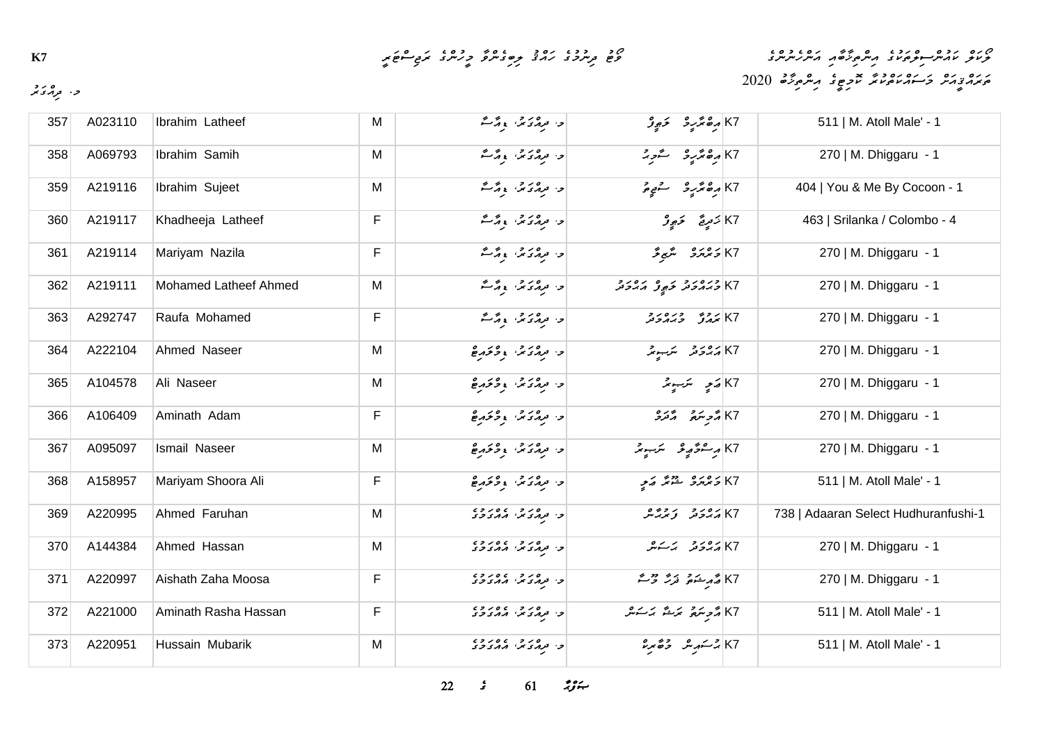| 357 | A023110 | Ibrahim Latheef | M | د· مرمرکانگری، ہ مرگ گ | K7 مرھ مرمرد کچوو | 511 \| M. Atoll Male' - 1 |
|---|---|---|---|---|---|---|
| 358 | A069793 | Ibrahim Samih | M | د· مرمرکانگری، ہ مرگ گ | K7 مرھ مرمرد سگورگ | 270 \| M. Dhiggaru - 1 |
| 359 | A219116 | Ibrahim Sujeet | M | د· مرمرکانگری، ہ مرگ گ | K7 مرھ مرمرد سگوچ | 404 \| You & Me By Cocoon - 1 |
| 360 | A219117 | Khadheeja Latheef | F | د· مرمرکانگری، ہ مرگ گ | K7 زَمرِجَّ کچوو | 463 \| Srilanka / Colombo - 4 |
| 361 | A219114 | Mariyam Nazila | F | د· مرمرکانگری، ہ مرگ گ | K7 ویمرمرو سگچوگ | 270 \| M. Dhiggaru - 1 |
| 362 | A219111 | Mohamed Latheef Ahmed | M | د· مرمرکانگری، ہ مرگ گ | K7 ورہرورو کچوو مرمرورو | 270 \| M. Dhiggaru - 1 |
| 363 | A292747 | Raufa Mohamed | F | د· مرمرکانگری، ہ مرگ گ | K7 برمرق ورہرورو | 270 \| M. Dhiggaru - 1 |
| 364 | A222104 | Ahmed Naseer | M | د· مرمرکانگری، ہ ورورمرھ | K7 مرمرورو سرسوپر | 270 \| M. Dhiggaru - 1 |
| 365 | A104578 | Ali Naseer | M | د· مرمرکانگری، ہ ورورمرھ | K7 مرمو سرسوپر | 270 \| M. Dhiggaru - 1 |
| 366 | A106409 | Aminath Adam | F | د· مرمرکانگری، ہ ورورمرھ | K7 مرمحوسرمو مرمرو | 270 \| M. Dhiggaru - 1 |
| 367 | A095097 | Ismail Naseer | M | د· مرمرکانگری، ہ ورورمرھ | K7 مرسگومرمو سرسوپر | 270 \| M. Dhiggaru - 1 |
| 368 | A158957 | Mariyam Shoora Ali | F | د· مرمرکانگری، ہ ورورمرھ | K7 ویمرمرو شومرمر مرمو | 511 \| M. Atoll Male' - 1 |
| 369 | A220995 | Ahmed Faruhan | M | د· مرمرکانگری، مرمرورو | K7 مرمرورو ومرمرگر | 738 \| Adaaran Select Hudhuranfushi-1 |
| 370 | A144384 | Ahmed Hassan | M | د· مرمرکانگری، مرمرورو | K7 مرمرورو برسگر | 270 \| M. Dhiggaru - 1 |
| 371 | A220997 | Aishath Zaha Moosa | F | د· مرمرکانگری، مرمرورو | K7 مرمرشوم فرمر ومرگ | 270 \| M. Dhiggaru - 1 |
| 372 | A221000 | Aminath Rasha Hassan | F | د· مرمرکانگری، مرمرورو | K7 مرمحوسرمو برمرگ برسگر | 511 \| M. Atoll Male' - 1 |
| 373 | A220951 | Hussain Mubarik | M | د· مرمرکانگری، مرمرورو | K7 برسگرمر وھمرمر | 511 \| M. Atoll Male' - 1 |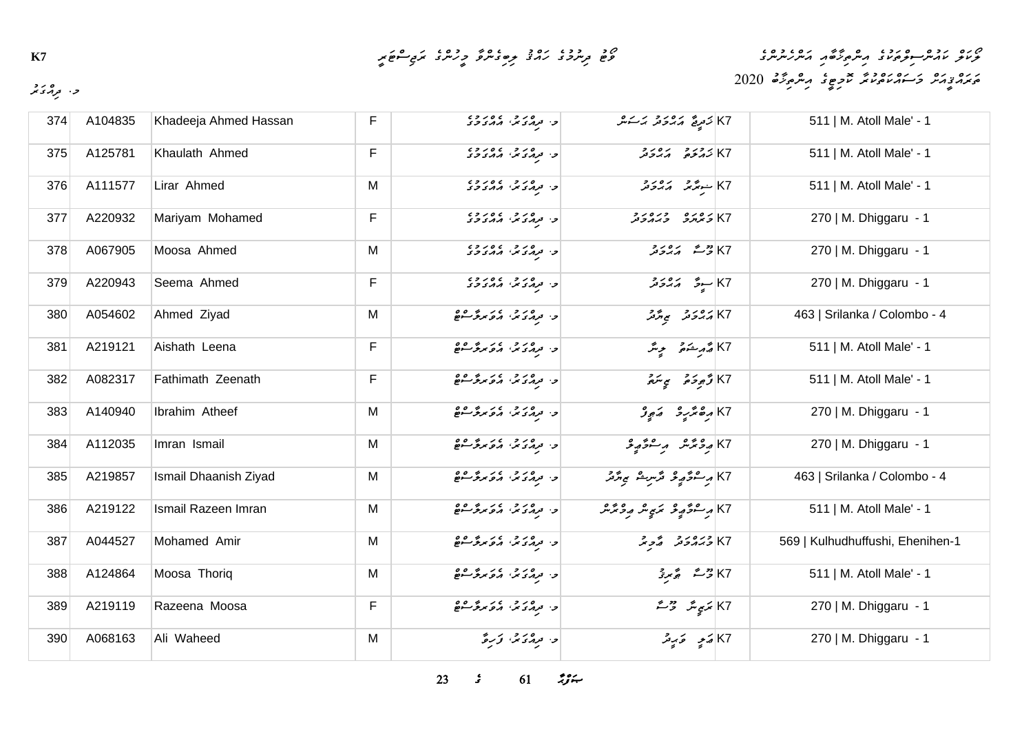| 374 | A104835 | Khadeeja Ahmed Hassan | F | د· دِرِهْدَگَ، مِهْدُوَدُ | K7 زَمِرِجَ مَدْدَوْ بَرْسَسْ | 511 \| M. Atoll Male' - 1 |
|---|---|---|---|---|---|---|
| 375 | A125781 | Khaulath Ahmed | F | د· دِرِهْدَگَ، مِهْدُوَدُ | K7 زَمْرُوْ مَدْدَوْ | 511 \| M. Atoll Male' - 1 |
| 376 | A111577 | Lirar Ahmed | M | د· دِرِهْدَگَ، مِهْدُوَدُ | K7 سِرِگُرْ مَدْدَوْ | 511 \| M. Atoll Male' - 1 |
| 377 | A220932 | Mariyam Mohamed | F | د· دِرِهْدَگَ، مِهْدُوَدُ | K7 وَمُرْمَرْ وِرَمْدَوْ | 270 \| M. Dhiggaru - 1 |
| 378 | A067905 | Moosa Ahmed | M | د· دِرِهْدَگَ، مِهْدُوَدُ | K7 وُسُر مَدْدَوْ | 270 \| M. Dhiggaru - 1 |
| 379 | A220943 | Seema Ahmed | F | د· دِرِهْدَگَ، مِهْدُوَدُ | K7 سِوَ مَدْدَوْ | 270 \| M. Dhiggaru - 1 |
| 380 | A054602 | Ahmed Ziyad | M | د· دِرِهْدَگَ، مُوَمِروِسْمِ | K7 مَدْدَوْ بِمُرُّ | 463 \| Srilanka / Colombo - 4 |
| 381 | A219121 | Aishath Leena | F | د· دِرِهْدَگَ، مُوَمِروِسْمِ | K7 مُمِسْهُمْ مِسَ | 511 \| M. Atoll Male' - 1 |
| 382 | A082317 | Fathimath Zeenath | F | د· دِرِهْدَگَ، مُوَمِروِسْمِ | K7 وُمِوُمْ بِسَمْ | 511 \| M. Atoll Male' - 1 |
| 383 | A140940 | Ibrahim Atheef | M | د· دِرِهْدَگَ، مُوَمِروِسْمِ | K7 مِھْمِدِوْ مَھِوْ | 270 \| M. Dhiggaru - 1 |
| 384 | A112035 | Imran Ismail | M | د· دِرِهْدَگَ، مُوَمِروِسْمِ | K7 مِوْمَرْ مِسْوَمِوْ | 270 \| M. Dhiggaru - 1 |
| 385 | A219857 | Ismail Dhaanish Ziyad | M | د· دِرِهْدَگَ، مُوَمِروِسْمِ | K7 مِسْوَمِوْ مُسِرْشْ بِمُرُّ | 463 \| Srilanka / Colombo - 4 |
| 386 | A219122 | Ismail Razeen Imran | M | د· دِرِهْدَگَ، مُوَمِروِسْمِ | K7 مِسْوَمِوْ بَرِسْ مِوْمَرْ | 511 \| M. Atoll Male' - 1 |
| 387 | A044527 | Mohamed Amir | M | د· دِرِهْدَگَ، مُوَمِروِسْمِ | K7 وِرَمْدَوْ مُوِسْ | 569 \| Kulhudhuffushi, Ehenihen-1 |
| 388 | A124864 | Moosa Thoriq | M | د· دِرِهْدَگَ، مُوَمِروِسْمِ | K7 وُسُر مُوِبْ | 511 \| M. Atoll Male' - 1 |
| 389 | A219119 | Razeena Moosa | F | د· دِرِهْدَگَ، مُوَمِروِسْمِ | K7 بَرِسَ وُسُر | 270 \| M. Dhiggaru - 1 |
| 390 | A068163 | Ali Waheed | M | د· دِرِهْدَگَ، وَرِهَ | K7 مَھِ وَبِھْ | 270 \| M. Dhiggaru - 1 |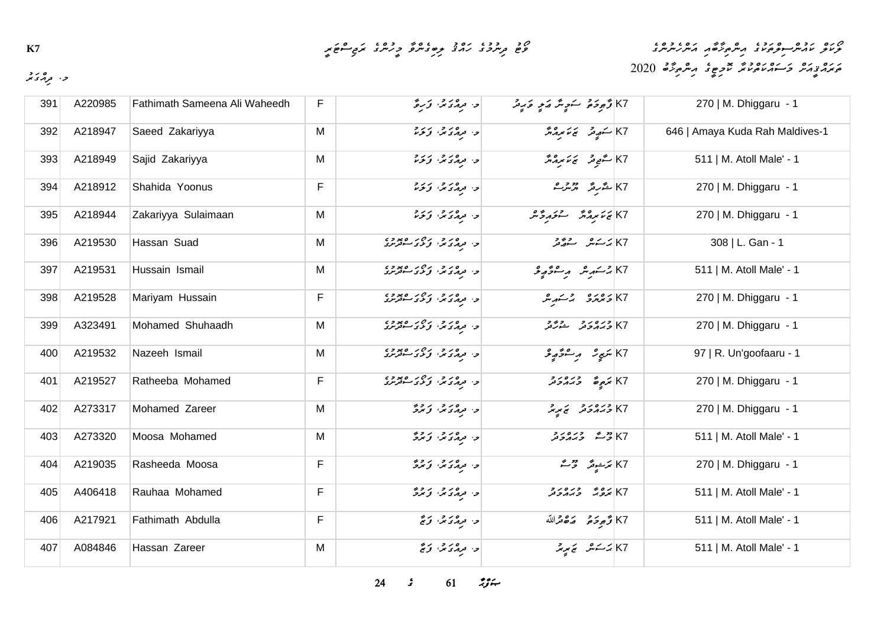| 391 | A220985 | Fathimath Sameena Ali Waheedh | F | د· مرمرۍ ترې، وَرِيَّ | K7 تَرْجِوَة سَوِسْ مَرِ وَرِمْر | 270 \| M. Dhiggaru - 1 |
|---|---|---|---|---|---|---|
| 392 | A218947 | Saeed Zakariyya | M | د· مرمرۍ ترې، وَحَرَّدُ | K7 سَهرِ تْر نَے مَا مَرِ مرمر | 646 \| Amaya Kuda Rah Maldives-1 |
| 393 | A218949 | Sajid Zakariyya | M | د· مرمرۍ ترې، وَحَرَّدُ | K7 سَمَّهِ تْر نَے مَا مَرِ مرمر | 511 \| M. Atoll Male' - 1 |
| 394 | A218912 | Shahida Yoonus | F | د· مرمرۍ ترې، وَحَرَّدُ | K7 شَّرِ تَرَ تَرْ تَرْ سَ | 270 \| M. Dhiggaru - 1 |
| 395 | A218944 | Zakariyya Sulaimaan | M | د· مرمرۍ ترې، وَحَرَّدُ | K7 نَے مَا مَرِ مرمر سَمْخَرِ دَّ سْ | 270 \| M. Dhiggaru - 1 |
| 396 | A219530 | Hassan Suad | M | د· مرمرۍ ترې، وَرَّ دَ سْ تِر تَرْ سَرِ | K7 بَرَ سَرْ سْ مرَ تَرْ | 308 \| L. Gan - 1 |
| 397 | A219531 | Hussain Ismail | M | د· مرمرۍ ترې، وَرَّ دَ سْ تِر تَرْ سَرِ | K7 بْر سَمِرِ سْ مرِ سْ تَرْ رِ ثَرْ | 511 \| M. Atoll Male' - 1 |
| 398 | A219528 | Mariyam Hussain | F | د· مرمرۍ ترې، وَرَّ دَ سْ تِر تَرْ سَرِ | K7 وَ تَرْ تَرْ وُ بْر سَمِرِ سْ | 270 \| M. Dhiggaru - 1 |
| 399 | A323491 | Mohamed Shuhaadh | M | د· مرمرۍ ترې، وَرَّ دَ سْ تِر تَرْ سَرِ | K7 وَ بَرَ دْ وَ تَرْ شْ تَرْ تَرْ | 270 \| M. Dhiggaru - 1 |
| 400 | A219532 | Nazeeh Ismail | M | د· مرمرۍ ترې، وَرَّ دَ سْ تِر تَرْ سَرِ | K7 سَرِ بْر مرِ سْ تَرْ رِ ثَرْ | 97 \| R. Un'goofaaru - 1 |
| 401 | A219527 | Ratheeba Mohamed | F | د· مرمرۍ ترې، وَرَّ دَ سْ تِر تَرْ سَرِ | K7 بَرَ جِرِ ثَرْ وَ بَرَ دْ وَ تَرْ | 270 \| M. Dhiggaru - 1 |
| 402 | A273317 | Mohamed Zareer | M | د· مرمرۍ ترې، وَبَرَّدُ | K7 وَ بَرَ دْ وَ تَرْ نَے مَرِ بَرْ | 270 \| M. Dhiggaru - 1 |
| 403 | A273320 | Moosa Mohamed | M | د· مرمرۍ ترې، وَبَرَّدُ | K7 تَرْ سَ وَ بَرَ دْ وَ تَرْ | 511 \| M. Atoll Male' - 1 |
| 404 | A219035 | Rasheeda Moosa | F | د· مرمرۍ ترې، وَبَرَّدُ | K7 بَرَ شِرِ تَرْ تَرْ سَ | 270 \| M. Dhiggaru - 1 |
| 405 | A406418 | Rauhaa Mohamed | F | د· مرمرۍ ترې، وَبَرَّدُ | K7 بَرَ دْ بَرْ وَ بَرَ دْ وَ تَرْ | 511 \| M. Atoll Male' - 1 |
| 406 | A217921 | Fathimath Abdulla | F | د· مرمرۍ ترې، وَجَّ | K7 تَرْجِوَة مَرَ ثَرْ اللّٰه | 511 \| M. Atoll Male' - 1 |
| 407 | A084846 | Hassan Zareer | M | د· مرمرۍ ترې، وَجَّ | K7 بَرَ سَرْ سْ نَے مَرِ بَرْ | 511 \| M. Atoll Male' - 1 |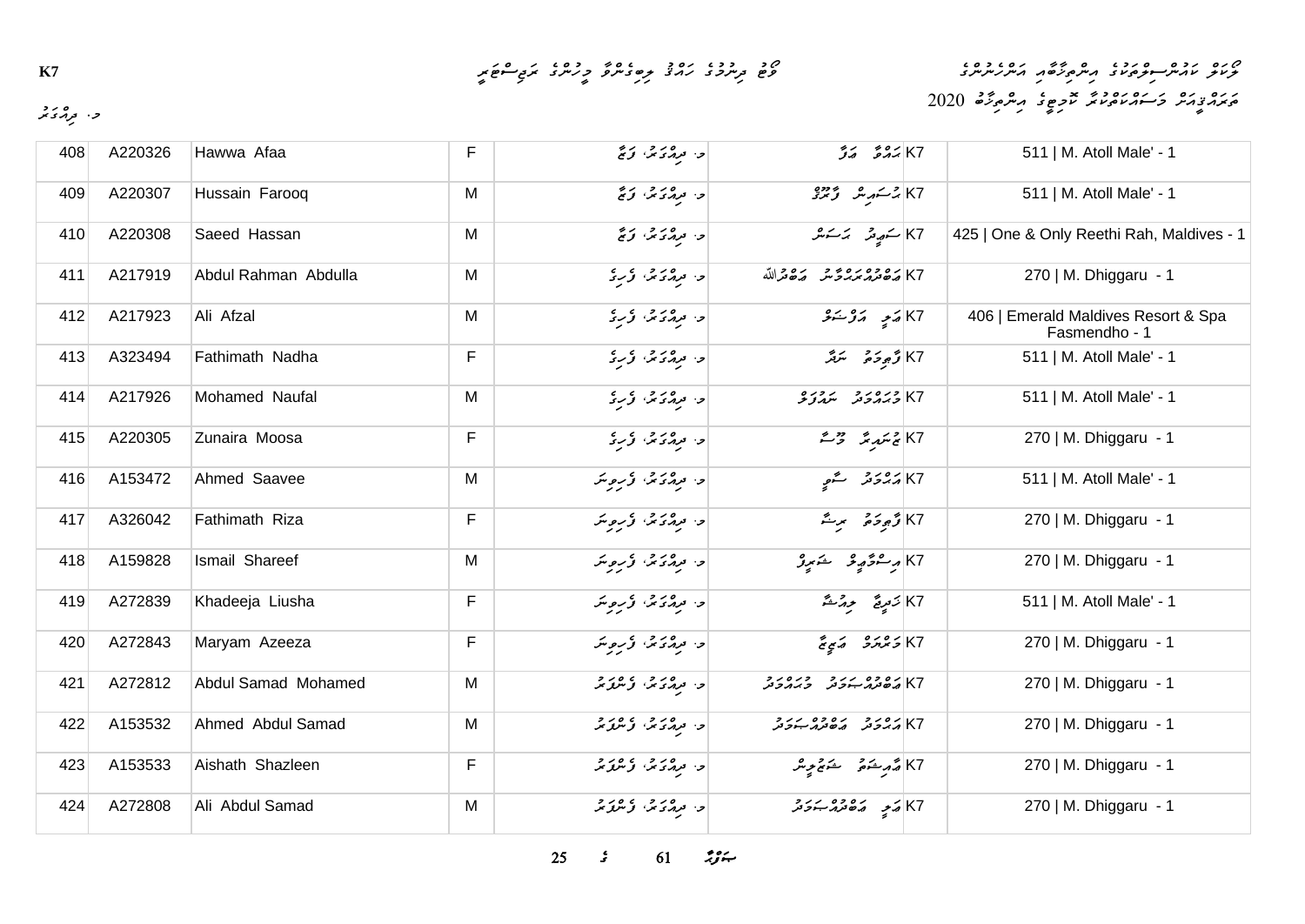| 408 | A220326 | Hawwa Afaa | F | د. مرمړۍ تر، وَتَج | K7 بَرْمَرَّ مَرَّ | 511 \| M. Atoll Male' - 1 |
|---|---|---|---|---|---|---|
| 409 | A220307 | Hussain Farooq | M | د. مرمړۍ تر، وَتَج | K7 بْرْسَمْرِ بْر وَّ تِرْتُرْ | 511 \| M. Atoll Male' - 1 |
| 410 | A220308 | Saeed Hassan | M | د. مرمړۍ تر، وَتَج | K7 سَمِيْرَ بَرَسَ سْر | 425 \| One & Only Reethi Rah, Maldives - 1 |
| 411 | A217919 | Abdul Rahman Abdulla | M | د. مرمړۍ تر، وَرِ دَ | K7 مَرْصْرُ مَرْمَرَّ مْر مَرْصْرُ اللّه | 270 \| M. Dhiggaru - 1 |
| 412 | A217923 | Ali Afzal | M | د. مرمړۍ تر، وَرِ دَ | K7 مَرِ مَرْ وْ سَرَ وْ | 406 \| Emerald Maldives Resort & Spa Fasmendho - 1 |
| 413 | A323494 | Fathimath Nadha | F | د. مرمړۍ تر، وَرِ دَ | K7 وَّجِرْ دَمْ سَرَرَّ | 511 \| M. Atoll Male' - 1 |
| 414 | A217926 | Mohamed Naufal | M | د. مرمړۍ تر، وَرِ دَ | K7 دُ بَرْ دْ دْ دَ سَرْ دْ وَ وْ | 511 \| M. Atoll Male' - 1 |
| 415 | A220305 | Zunaira Moosa | F | د. مرمړۍ تر، وَرِ دَ | K7 تَحْ سَرَ مِرْ مَرَّ دُّ سَّ | 270 \| M. Dhiggaru - 1 |
| 416 | A153472 | Ahmed Saavee | M | د. مرمړۍ تر، وَرِ وِ سَر | K7 مَرْ دَ دْ سَّ مِ | 511 \| M. Atoll Male' - 1 |
| 417 | A326042 | Fathimath Riza | F | د. مرمړۍ تر، وَرِ وِ سَر | K7 وَّجِرْ دَمْ مِرِ سَّ | 270 \| M. Dhiggaru - 1 |
| 418 | A159828 | Ismail Shareef | M | د. مرمړۍ تر، وَرِ وِ سَر | K7 مِرْ سْرْ دَّ مِرْ وْ شَمَرِ وْ | 270 \| M. Dhiggaru - 1 |
| 419 | A272839 | Khadeeja Liusha | F | د. مرمړۍ تر، وَرِ وِ سَر | K7 زَمِرِ جَّ مِرْ مُر شَّ | 511 \| M. Atoll Male' - 1 |
| 420 | A272843 | Maryam Azeeza | F | د. مرمړۍ تر، وَرِ وِ سَر | K7 دَ مْرَ مَرْ دْ مَرِ جَّ | 270 \| M. Dhiggaru - 1 |
| 421 | A272812 | Abdul Samad Mohamed | M | د. مرمړۍ تر، وَ سْرَ دَ مْر | K7 مَرْصْرُ دْ سَرَ دْ وَ دُ بَرْ دْ دْ | 270 \| M. Dhiggaru - 1 |
| 422 | A153532 | Ahmed Abdul Samad | M | د. مرمړۍ تر، وَ سْرَ دَ مْر | K7 مَرْ دَ دْ مَرْصْرُ دْ سَرَ دْ | 270 \| M. Dhiggaru - 1 |
| 423 | A153533 | Aishath Shazleen | F | د. مرمړۍ تر، وَ سْرَ دَ مْر | K7 مَّ مِرْ شَمَ دْ شَمَ جْ مِرِ سْر | 270 \| M. Dhiggaru - 1 |
| 424 | A272808 | Ali Abdul Samad | M | د. مرمړۍ تر، وَ سْرَ دَ مْر | K7 مَرِ مَرْصْرُ دْ سَرَ دْ | 270 \| M. Dhiggaru - 1 |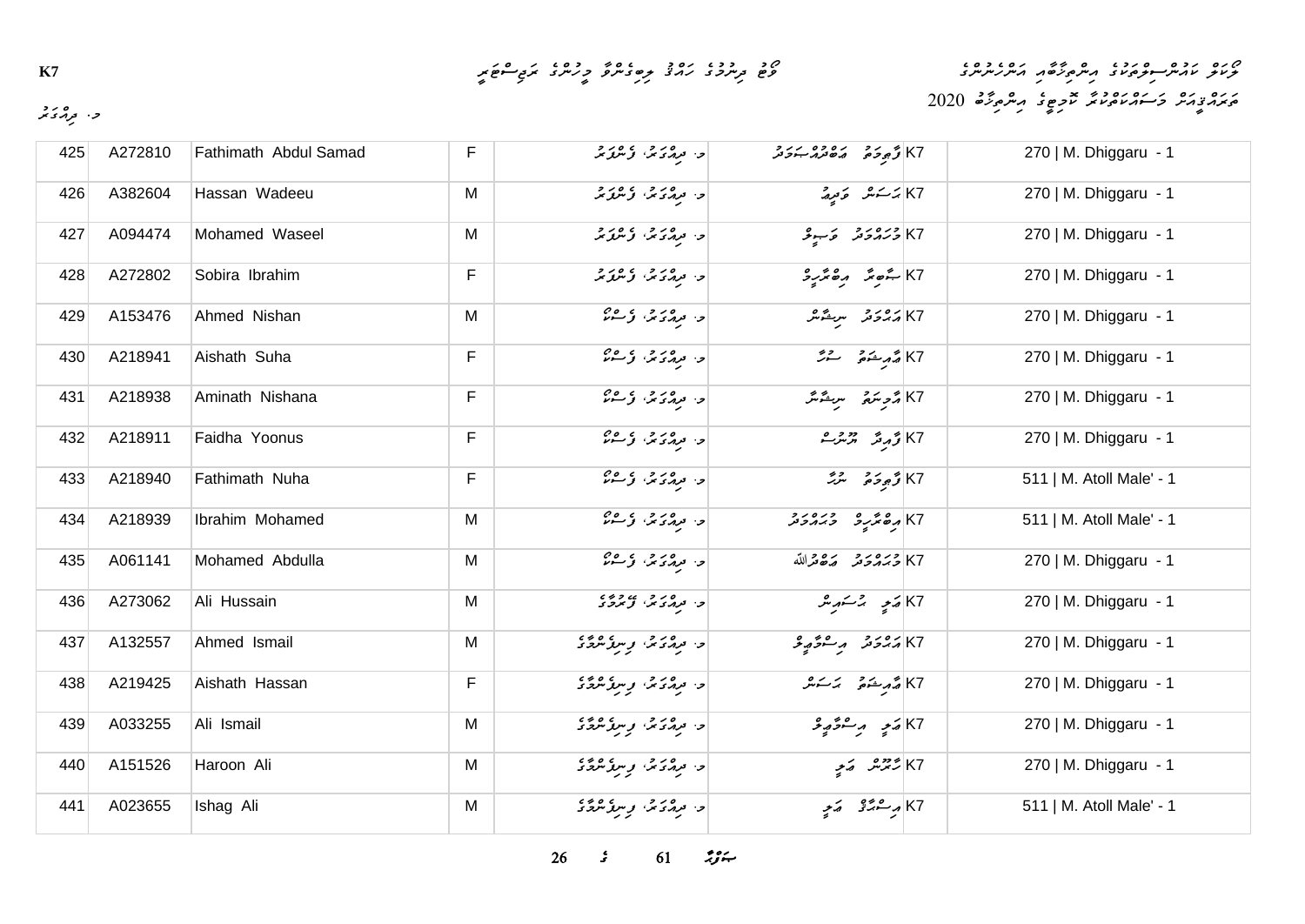| 425 | A272810 | Fathimath Abdul Samad | F | د· مرمرکرمر، و مرکرمر | K7 وٌجوحَمُ مَصْعَرْمْ سَعَرْمْ | 270 \| M. Dhiggaru - 1 |
|---|---|---|---|---|---|---|
| 426 | A382604 | Hassan Wadeeu | M | د· مرمرکرمر، و مرکرمر | K7 بَرَسَسْ وَمِرِمْ | 270 \| M. Dhiggaru - 1 |
| 427 | A094474 | Mohamed Waseel | M | د· مرمرکرمر، و مرکرمر | K7 وَبَرَمْ وَرْ وَسِيوْ | 270 \| M. Dhiggaru - 1 |
| 428 | A272802 | Sobira Ibrahim | F | د· مرمرکرمر، و مرکرمر | K7 بِجُوبَر مِرْهُمَّرِوْ | 270 \| M. Dhiggaru - 1 |
| 429 | A153476 | Ahmed Nishan | M | د· مرمرکرمر، و سەمە | K7 مَرْدَوْ سِرِشَسْ | 270 \| M. Dhiggaru - 1 |
| 430 | A218941 | Aishath Suha | F | د· مرمرکرمر، و سەمە | K7 مَّمِرِسْتَمْ سُنَّرْ | 270 \| M. Dhiggaru - 1 |
| 431 | A218938 | Aminath Nishana | F | د· مرمرکرمر، و سەمە | K7 مَّرْجِسَرْمْ سِرِشَسَّرْ | 270 \| M. Dhiggaru - 1 |
| 432 | A218911 | Faidha Yoonus | F | د· مرمرکرمر، و سەمە | K7 وٌمِرِمَّرْ مُرْسْرُ | 270 \| M. Dhiggaru - 1 |
| 433 | A218940 | Fathimath Nuha | F | د· مرمرکرمر، و سەمە | K7 وٌجوحَمُ سُرْسَ | 511 \| M. Atoll Male' - 1 |
| 434 | A218939 | Ibrahim Mohamed | M | د· مرمرکرمر، و سەمە | K7 مِرْهُمَّرِوْ وَبَرَمْ وَرْ | 511 \| M. Atoll Male' - 1 |
| 435 | A061141 | Mohamed Abdulla | M | د· مرمرکرمر، و سەمە | K7 وَبَرَمْ وَرْ مَرْهُمْرَاللهُ | 270 \| M. Dhiggaru - 1 |
| 436 | A273062 | Ali Hussain | M | د· مرمرکرمر، وٌمرکوکو | K7 مَرِ بُرْسَمَرِ سُرْ | 270 \| M. Dhiggaru - 1 |
| 437 | A132557 | Ahmed Ismail | M | د· مرمرکرمر، وسرمرمرکو | K7 مَرْدَوْ مِرِسْوٌمِرِوْ | 270 \| M. Dhiggaru - 1 |
| 438 | A219425 | Aishath Hassan | F | د· مرمرکرمر، وسرمرمرکو | K7 مَّمِرِسْتَمْ بَرَسَسْ | 270 \| M. Dhiggaru - 1 |
| 439 | A033255 | Ali Ismail | M | د· مرمرکرمر، وسرمرمرکو | K7 مَرِ مِرِسْوٌمِرِوْ | 270 \| M. Dhiggaru - 1 |
| 440 | A151526 | Haroon Ali | M | د· مرمرکرمر، وسرمرمرکو | K7 رَّمْرُسْ مَرِ | 270 \| M. Dhiggaru - 1 |
| 441 | A023655 | Ishag Ali | M | د· مرمرکرمر، وسرمرمرکو | K7 مِرِسْرُوْ مَرِ | 511 \| M. Atoll Male' - 1 |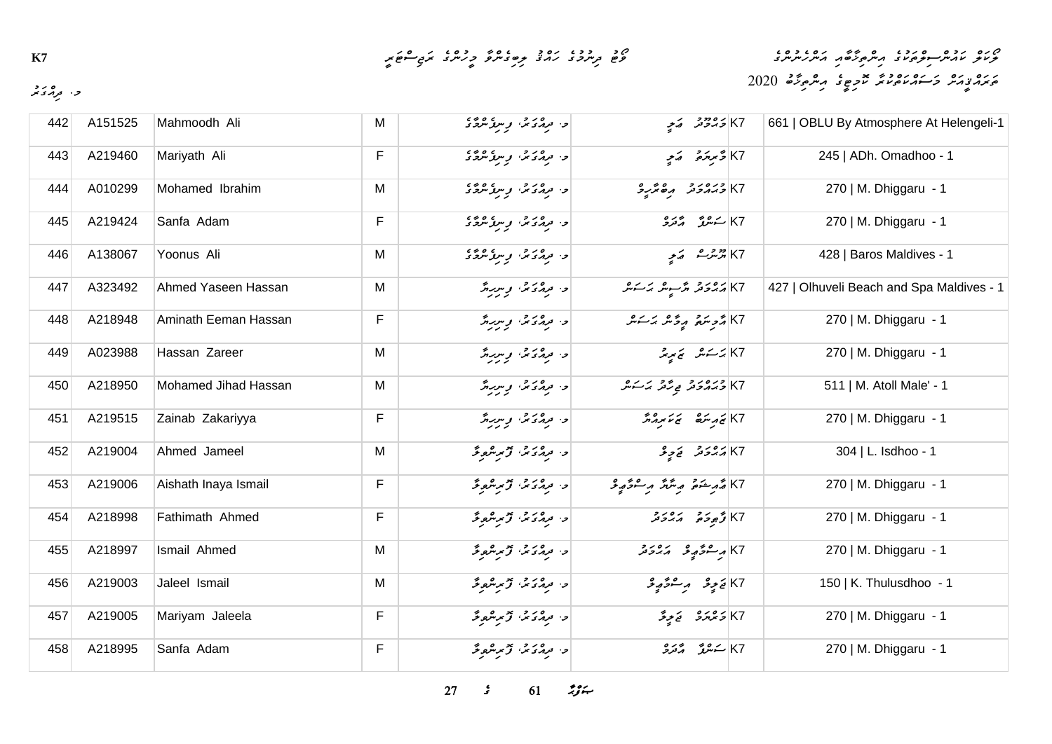| 442 | A151525 | Mahmoodh Ali | M | و· مرمرکز، وسرکرمگرگی | K7 ﺩﯨﺮﻩﻭﺩﺗ ﺭَﻣﺢ | 661 \| OBLU By Atmosphere At Helengeli-1 |
|---|---|---|---|---|---|---|
| 443 | A219460 | Mariyath Ali | F | و· مرمرکز، وسرکرمگرگی | K7 ﮔَﺒَﺮِﻣَﺢ ﺭَﻣﺢ | 245 \| ADh. Omadhoo - 1 |
| 444 | A010299 | Mohamed Ibrahim | M | و· مرمرکز، وسرکرمگرگی | K7 ﺩﯨﺮﻩﺭﺩﺗ ﺭﻩﻣَﺮِﺩ | 270 \| M. Dhiggaru - 1 |
| 445 | A219424 | Sanfa Adam | F | و· مرمرکز، وسرکرمگرگی | K7 ﺳَﻌﺮﻭ ﺭَﻣَﺮﺩ | 270 \| M. Dhiggaru - 1 |
| 446 | A138067 | Yoonus Ali | M | و· مرمرکز، وسرکرمگرگی | K7 ﺩﺭﺗﺭ ﺭَﻣﺢ | 428 \| Baros Maldives - 1 |
| 447 | A323492 | Ahmed Yaseen Hassan | M | و· مرمرکز، وسرسرگ | K7 ﺭﯨﺮﺭﺗ ﺭَﺳِﻌ ﺭَﺳَﻌ | 427 \| Olhuveli Beach and Spa Maldives - 1 |
| 448 | A218948 | Aminath Eeman Hassan | F | و· مرمرکز، وسرسرگ | K7 ﺭَﻭِﺳَﻌ ﺭِﻭَﻌ ﺭَﺳَﻌ | 270 \| M. Dhiggaru - 1 |
| 449 | A023988 | Hassan Zareer | M | و· مرمرکز، وسرسرگ | K7 ﺭَﺳَﻌ ﺭَﻣِﺮ | 270 \| M. Dhiggaru - 1 |
| 450 | A218950 | Mohamed Jihad Hassan | M | و· مرمرکز، وسرسرگ | K7 ﺩﯨﺮﻩﺭﺩﺗ ﺭِﺭَﺩ ﺭَﺳَﻌ | 511 \| M. Atoll Male' - 1 |
| 451 | A219515 | Zainab Zakariyya | F | و· مرمرکز، وسرسرگ | K7 ﺭَﻣِﺳَﺢ ﺭَﺭَﺳِﺭﻩﺭ | 270 \| M. Dhiggaru - 1 |
| 452 | A219004 | Ahmed Jameel | M | و· مرمرکز، ﺭﻣﺮﻣﺮﻣﺮ | K7 ﺭﯨﺮﺭﺗ ﺭَﺭِﺭ | 304 \| L. Isdhoo - 1 |
| 453 | A219006 | Aishath Inaya Ismail | F | و· مرمرکز، ﺭﻣﺮﻣﺮﻣﺮ | K7 ﺭَﻣِﺳَﺭ ﺭِﺳَﺭ ﺭِﺳِﺭَﻣِﺭ | 270 \| M. Dhiggaru - 1 |
| 454 | A218998 | Fathimath Ahmed | F | و· مرمرکز، ﺭﻣﺮﻣﺮﻣﺮ | K7 ﺭَﻣِﺭَﺭ ﺭﯨﺮﺭﺗ | 270 \| M. Dhiggaru - 1 |
| 455 | A218997 | Ismail Ahmed | M | و· مرمرکز، ﺭﻣﺮﻣﺮﻣﺮ | K7 ﺭِﺳِﺭَﻣِﺭ ﺭﯨﺮﺭﺗ | 270 \| M. Dhiggaru - 1 |
| 456 | A219003 | Jaleel Ismail | M | و· مرمرکز، ﺭﻣﺮﻣﺮﻣﺮ | K7 ﺭَﺭِﺭ ﺭِﺳِﺭَﻣِﺭ | 150 \| K. Thulusdhoo - 1 |
| 457 | A219005 | Mariyam Jaleela | F | و· مرمرکز، ﺭﻣﺮﻣﺮﻣﺮ | K7 ﺭَﺭِﺭَﺭ ﺭَﺭِﺭَ | 270 \| M. Dhiggaru - 1 |
| 458 | A218995 | Sanfa Adam | F | و· مرمرکز، ﺭﻣﺮﻣﺮﻣﺮ | K7 ﺳَﻌﺮﻭ ﺭَﻣَﺮﺩ | 270 \| M. Dhiggaru - 1 |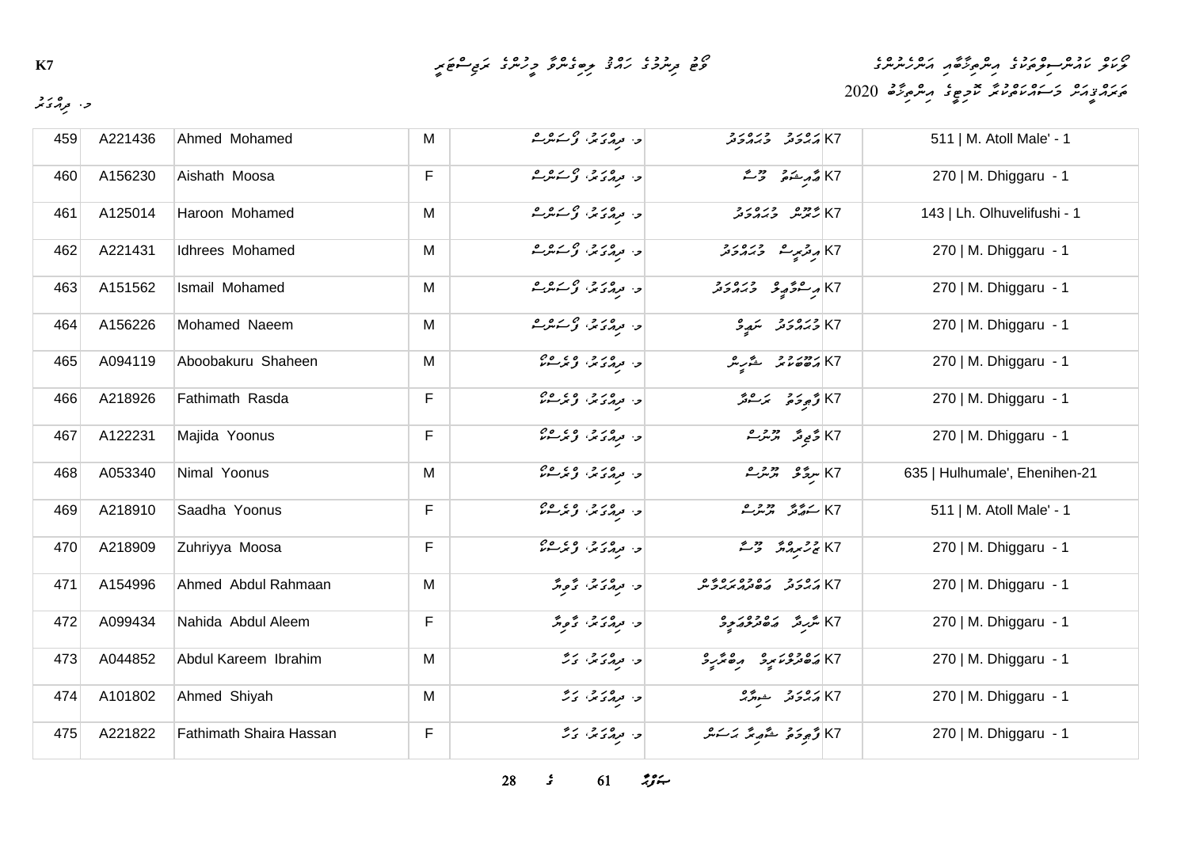| 459 | A221436 | Ahmed Mohamed | M | د· مرمرکاتر، ژستمرب | K7 مَدْدَمْر دِيَمْدَمْر | 511 \| M. Atoll Male' - 1 |
|---|---|---|---|---|---|---|
| 460 | A156230 | Aishath Moosa | F | د· مرمرکاتر، ژستمرب | K7 مُصِّرشَوَمْ دَّتْ | 270 \| M. Dhiggaru - 1 |
| 461 | A125014 | Haroon Mohamed | M | د· مرمرکاتر، ژستمرب | K7 رُمْرَمْر دِيَمْدَمْر | 143 \| Lh. Olhuvelifushi - 1 |
| 462 | A221431 | Idhrees Mohamed | M | د· مرمرکاتر، ژستمرب | K7 مِعْرِمْرِب دِيَمْدَمْر | 270 \| M. Dhiggaru - 1 |
| 463 | A151562 | Ismail Mohamed | M | د· مرمرکاتر، ژستمرب | K7 مِرْسُوَّمِيو دِيَمْدَمْر | 270 \| M. Dhiggaru - 1 |
| 464 | A156226 | Mohamed Naeem | M | د· مرمرکاتر، ژستمرب | K7 دِيَمْدَمْر سَمِيو | 270 \| M. Dhiggaru - 1 |
| 465 | A094119 | Aboobakuru Shaheen | M | د· مرمرکاتر، ژمرستم | K7 مَصْحَمْرُ شَّرِسْ | 270 \| M. Dhiggaru - 1 |
| 466 | A218926 | Fathimath Rasda | F | د· مرمرکاتر، ژمرستم | K7 ژُجوحَمْ مَرْسْعَر | 270 \| M. Dhiggaru - 1 |
| 467 | A122231 | Majida Yoonus | F | د· مرمرکاتر، ژمرستم | K7 دَّمِعَر مُرْسْرُب | 270 \| M. Dhiggaru - 1 |
| 468 | A053340 | Nimal Yoonus | M | د· مرمرکاتر، ژمرستم | K7 سِرِدُّو مُرْسْرُب | 635 \| Hulhumale', Ehenihen-21 |
| 469 | A218910 | Saadha Yoonus | F | د· مرمرکاتر، ژمرستم | K7 سَمُّعَر مُرْسْرُب | 511 \| M. Atoll Male' - 1 |
| 470 | A218909 | Zuhriyya Moosa | F | د· مرمرکاتر، ژمرستم | K7 مُحْرِمِرْمُ دَّتْ | 270 \| M. Dhiggaru - 1 |
| 471 | A154996 | Ahmed Abdul Rahmaan | M | د· مرمرکاتر، ژُمِرَّ | K7 مَدْدَمْر مَصْعَرْمُمْرَدْدَمْر | 270 \| M. Dhiggaru - 1 |
| 472 | A099434 | Nahida Abdul Aleem | F | د· مرمرکاتر، ژُمِرَّ | K7 سُرِعَرَ مَصْعَرْوْمَجِو | 270 \| M. Dhiggaru - 1 |
| 473 | A044852 | Abdul Kareem Ibrahim | M | د· مرمرکاتر، دَرَّ | K7 مَصْعَرْوْمَمِرِو مِصْحَرِو | 270 \| M. Dhiggaru - 1 |
| 474 | A101802 | Ahmed Shiyah | M | د· مرمرکاتر، دَرَّ | K7 مَدْدَمْر شِوَمَرْ | 270 \| M. Dhiggaru - 1 |
| 475 | A221822 | Fathimath Shaira Hassan | F | د· مرمرکاتر، دَرَّ | K7 ژُجوحَمْ شَّمِرَّ مَرَسْر | 270 \| M. Dhiggaru - 1 |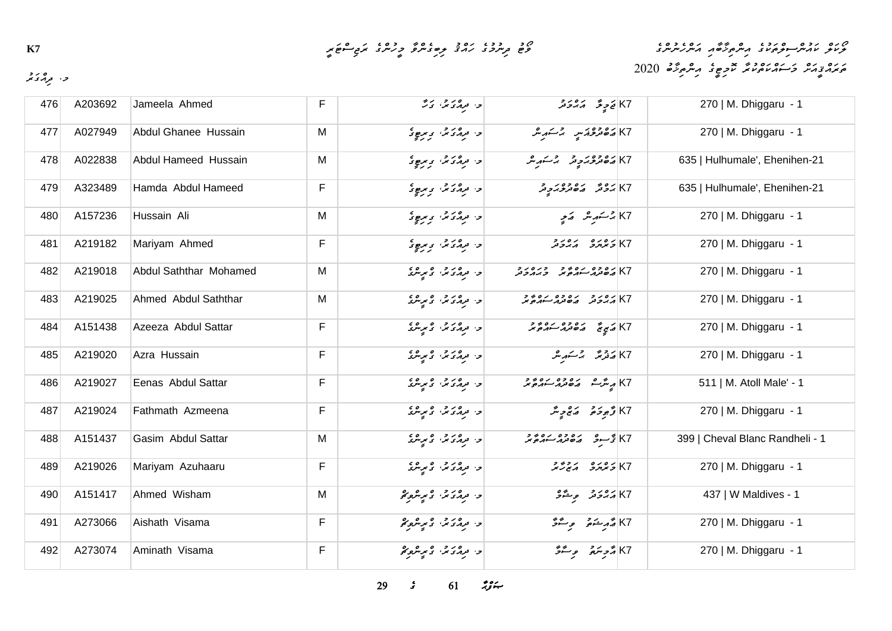| 476 | A203692 | Jameela Ahmed | F | د· مرمرگەنى، ئەنگە | K7 ئے جِ گُمْ مَدْرَوْ | 270 \| M. Dhiggaru - 1 |
|---|---|---|---|---|---|---|
| 477 | A027949 | Abdul Ghanee Hussain | M | د· مرمرگەنى، ویرپوی | K7 رَهُ تَرْوُرَ سِ بِرْسَمِرْ | 270 \| M. Dhiggaru - 1 |
| 478 | A022838 | Abdul Hameed Hussain | M | د· مرمرگەنى، ویرپوی | K7 رَهُ تَرْوُرَ دِ تَرْ بِرْسَمِرْ | 635 \| Hulhumale', Ehenihen-21 |
| 479 | A323489 | Hamda Abdul Hameed | F | د· مرمرگەنى، ویرپوی | K7 رَدْتَرْ رَهُ تَرْوُرَ دِ تَرْ | 635 \| Hulhumale', Ehenihen-21 |
| 480 | A157236 | Hussain Ali | M | د· مرمرگەنى، ویرپوی | K7 بِرْسَمِرْ رَمِ | 270 \| M. Dhiggaru - 1 |
| 481 | A219182 | Mariyam Ahmed | F | د· مرمرگەنى، ویرپوی | K7 وَ بْرْمَرْ رَدْوَتْرْ | 270 \| M. Dhiggaru - 1 |
| 482 | A219018 | Abdul Saththar Mohamed | M | د· مرمرگەنى، ۇمرسى | K7 رَهُ تَرْ رُ سَ رُوْ مِرْ وُرَرُوَتْرْ | 270 \| M. Dhiggaru - 1 |
| 483 | A219025 | Ahmed Abdul Saththar | M | د· مرمرگەنى، ۇمرسى | K7 رَبْرُوَتْرْ رَهُ تَرْ رُ سَ رُوْ مِرْ | 270 \| M. Dhiggaru - 1 |
| 484 | A151438 | Azeeza Abdul Sattar | F | د· مرمرگەنى، ۇمرسى | K7 رَبِيجَ رَهُ تَرْ رُ سَ رُوْ مِرْ | 270 \| M. Dhiggaru - 1 |
| 485 | A219020 | Azra Hussain | F | د· مرمرگەنى، ۇمرسى | K7 رَبْرُ مِرْ بِرْسَمِرْ | 270 \| M. Dhiggaru - 1 |
| 486 | A219027 | Eenas Abdul Sattar | F | د· مرمرگەنى، ۇمرسى | K7 رِسْرْ شْ رَهُ تَرْ رُ سَ رُوْ مِرْ | 511 \| M. Atoll Male' - 1 |
| 487 | A219024 | Fathmath Azmeena | F | د· مرمرگەنى، ۇمرسى | K7 رُجِ وَرُّ رَجْ وِسْرْ | 270 \| M. Dhiggaru - 1 |
| 488 | A151437 | Gasim Abdul Sattar | M | د· مرمرگەنى، ۇمرسى | K7 تُ سِرْ رَهُ تَرْ رُ سَ رُوْ مِرْ | 399 \| Cheval Blanc Randheli - 1 |
| 489 | A219026 | Mariyam Azuhaaru | F | د· مرمرگەنى، ۇمرسى | K7 وَ بْرْمَرْ رَجْ رُ مِرْ | 270 \| M. Dhiggaru - 1 |
| 490 | A151417 | Ahmed Wisham | M | د· مرمرگەنى، ۇمرسوگ | K7 رَبْرُوَتْرْ وِشَوْ | 437 \| W Maldives - 1 |
| 491 | A273066 | Aishath Visama | F | د· مرمرگەنى، ۇمرسوگ | K7 رُمِرْ شَوْ وِسَّرُّ | 270 \| M. Dhiggaru - 1 |
| 492 | A273074 | Aminath Visama | F | د· مرمرگەنى، ۇمرسوگ | K7 رُوِسَرْ وِسَّرُّ | 270 \| M. Dhiggaru - 1 |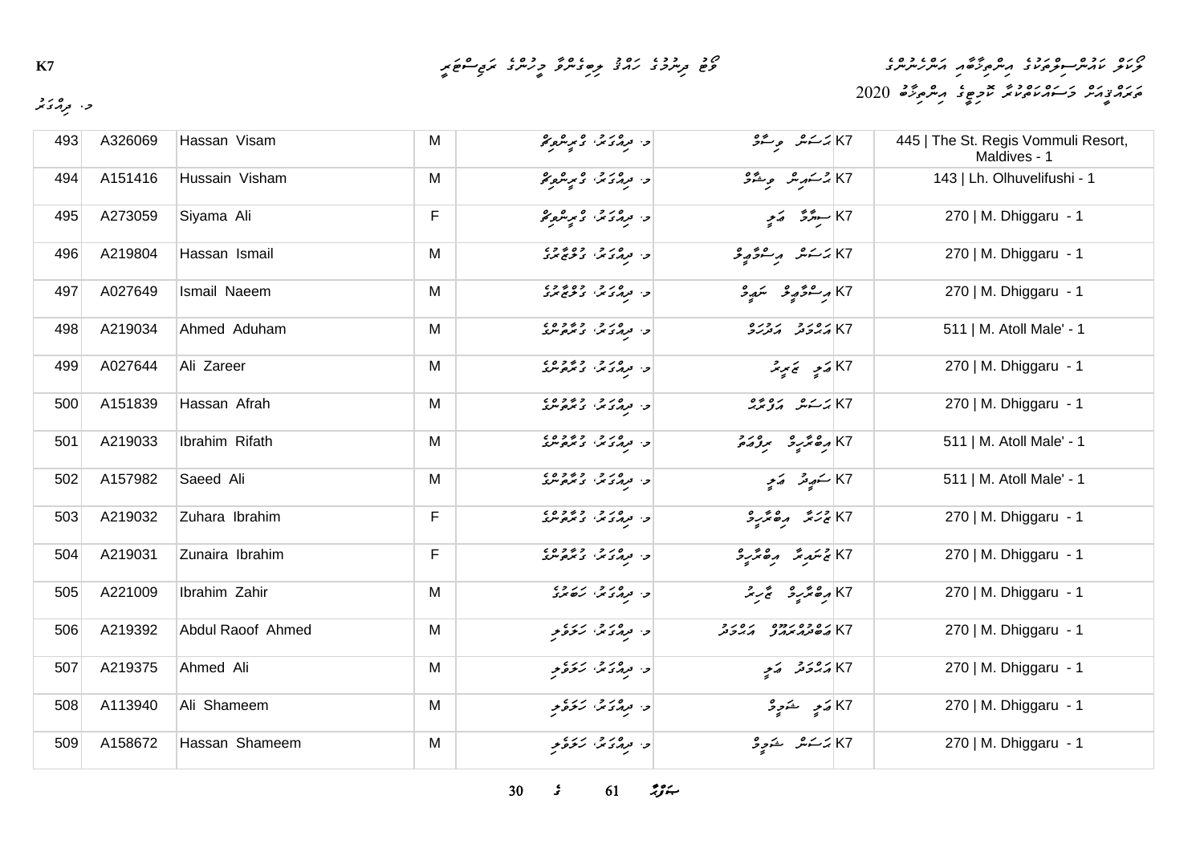| 493 | A326069 | Hassan Visam | M | د· ދިއްދަރު، ވް ޕިރިންވް ޗް | K7 ހަސަން ވިސާމް | 445 \| The St. Regis Vommuli Resort, Maldives - 1 |
|---|---|---|---|---|---|---|
| 494 | A151416 | Hussain Visham | M | د· ދިއްދަރު، ވް ޕިރިންވް ޗް | K7 ހުސައިން ވިޝާމް | 143 \| Lh. Olhuvelifushi - 1 |
| 495 | A273059 | Siyama Ali | F | د· ދިއްދަރު، ވް ޕިރިންވް ޗް | K7 ސިޔާމާ ޢަލީ | 270 \| M. Dhiggaru - 1 |
| 496 | A219804 | Hassan Ismail | M | د· ދިއްދަރު، ވޯޓަރފްރަންޓް | K7 ހަސަން އިސްމާޢީލް | 270 \| M. Dhiggaru - 1 |
| 497 | A027649 | Ismail Naeem | M | د· ދިއްދަރު، ވޯޓަރފްރަންޓް | K7 އިސްމާޢީލް ނަޢީމް | 270 \| M. Dhiggaru - 1 |
| 498 | A219034 | Ahmed Aduham | M | د· ދިއްދަރު، ވަނޯވަށް | K7 އަޙްމަދު އަދުހަމް | 511 \| M. Atoll Male' - 1 |
| 499 | A027644 | Ali Zareer | M | د· ދިއްދަރު، ވަނޯވަށް | K7 ޢަލީ ޒަރީރު | 270 \| M. Dhiggaru - 1 |
| 500 | A151839 | Hassan Afrah | M | د· ދިއްދަރު، ވަނޯވަށް | K7 ހަސަން އަފްރާހް | 270 \| M. Dhiggaru - 1 |
| 501 | A219033 | Ibrahim Rifath | M | د· ދިއްދަރު، ވަނޯވަށް | K7 އިބްރާހީމް ރިފާޢަތު | 511 \| M. Atoll Male' - 1 |
| 502 | A157982 | Saeed Ali | M | د· ދިއްދަރު، ވަނޯވަށް | K7 ސަޢީދު ޢަލީ | 511 \| M. Atoll Male' - 1 |
| 503 | A219032 | Zuhara Ibrahim | F | د· ދިއްދަރު، ވަނޯވަށް | K7 ޒުހަރާ އިބްރާހީމް | 270 \| M. Dhiggaru - 1 |
| 504 | A219031 | Zunaira Ibrahim | F | د· ދިއްދަރު، ވަނޯވަށް | K7 ޒުނައިރާ އިބްރާހީމް | 270 \| M. Dhiggaru - 1 |
| 505 | A221009 | Ibrahim Zahir | M | د· ދިއްދަރު، ހަބަރު | K7 އިބްރާހީމް ޒާހިރު | 270 \| M. Dhiggaru - 1 |
| 506 | A219392 | Abdul Raoof Ahmed | M | د· ދިއްދަރު، ހަވަދޭ | K7 އަބްދުއްރަޢޫފް އަޙްމަދު | 270 \| M. Dhiggaru - 1 |
| 507 | A219375 | Ahmed Ali | M | د· ދިއްދަރު، ހަވަދޭ | K7 އަޙްމަދު ޢަލީ | 270 \| M. Dhiggaru - 1 |
| 508 | A113940 | Ali Shameem | M | د· ދިއްދަރު، ހަވަދޭ | K7 ޢަލީ ޝަމީމް | 270 \| M. Dhiggaru - 1 |
| 509 | A158672 | Hassan Shameem | M | د· ދިއްދަރު، ހަވަދޭ | K7 ހަސަން ޝަމީމް | 270 \| M. Dhiggaru - 1 |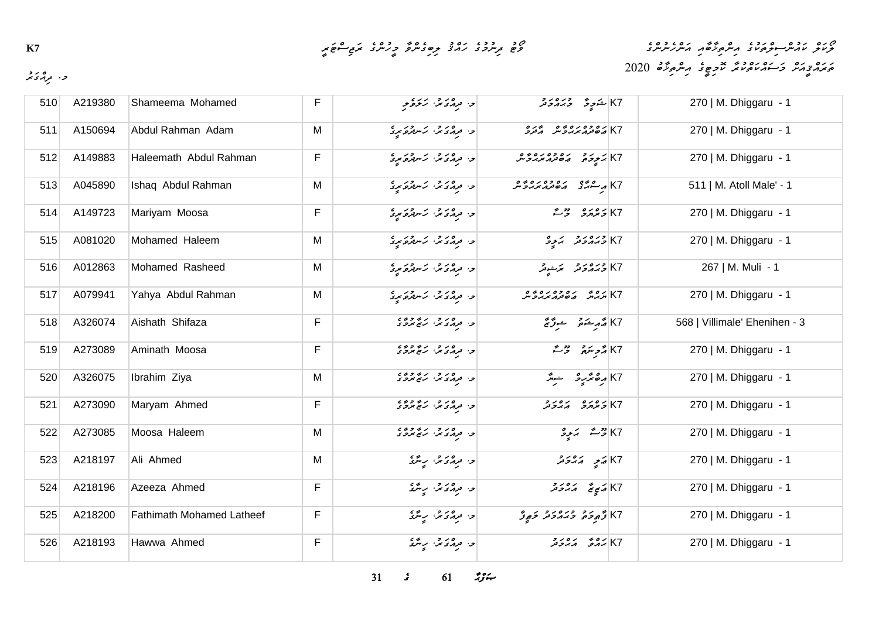| 510 | A219380 | Shameema Mohamed | F | د· ترپرڈی تر، رکوتو | K7 شەرپرڈ ورەرور | 270 \| M. Dhiggaru - 1 |
|---|---|---|---|---|---|---|
| 511 | A150694 | Abdul Rahman Adam | M | د· ترپرڈی تر، رکسرپروکرسٍ | K7 رەدەرەپەر مەترو | 270 \| M. Dhiggaru - 1 |
| 512 | A149883 | Haleemath Abdul Rahman | F | د· ترپرڈی تر، رکسرپروکرسٍ | K7 ټرپرڅ رەدەرەپەر | 270 \| M. Dhiggaru - 1 |
| 513 | A045890 | Ishaq Abdul Rahman | M | د· ترپرڈی تر، رکسرپروکرسٍ | K7 مرےبرنگ رەدەرەپەر | 511 \| M. Atoll Male' - 1 |
| 514 | A149723 | Mariyam Moosa | F | د· ترپرڈی تر، رکسرپروکرسٍ | K7 ویرمرو دیتے | 270 \| M. Dhiggaru - 1 |
| 515 | A081020 | Mohamed Haleem | M | د· ترپرڈی تر، رکسرپروکرسٍ | K7 ورەرور ټرپرو | 270 \| M. Dhiggaru - 1 |
| 516 | A012863 | Mohamed Rasheed | M | د· ترپرڈی تر، رکسرپروکرسٍ | K7 ورەرور ټرشیپتر | 267 \| M. Muli - 1 |
| 517 | A079941 | Yahya Abdul Rahman | M | د· ترپرڈی تر، رکسرپروکرسٍ | K7 یرەبر رەدەرەپەر | 270 \| M. Dhiggaru - 1 |
| 518 | A326074 | Aishath Shifaza | F | د· ترپرڈی تر، رکچ ترونگ | K7 ممرشەم شوگچ | 568 \| Villimale' Ehenihen - 3 |
| 519 | A273089 | Aminath Moosa | F | د· ترپرڈی تر، رکچ ترونگ | K7 مزوسرچ دیتے | 270 \| M. Dhiggaru - 1 |
| 520 | A326075 | Ibrahim Ziya | M | د· ترپرڈی تر، رکچ ترونگ | K7 مرەمزپرو سپر | 270 \| M. Dhiggaru - 1 |
| 521 | A273090 | Maryam Ahmed | F | د· ترپرڈی تر، رکچ ترونگ | K7 ویرمرو مەرور | 270 \| M. Dhiggaru - 1 |
| 522 | A273085 | Moosa Haleem | M | د· ترپرڈی تر، رکچ ترونگ | K7 دیتے ټرپرو | 270 \| M. Dhiggaru - 1 |
| 523 | A218197 | Ali Ahmed | M | د· ترپرڈی تر، رپسگ | K7 مەپر مەرور | 270 \| M. Dhiggaru - 1 |
| 524 | A218196 | Azeeza Ahmed | F | د· ترپرڈی تر، رپسگ | K7 مەپرچ مەرور | 270 \| M. Dhiggaru - 1 |
| 525 | A218200 | Fathimath Mohamed Latheef | F | د· ترپرڈی تر، رپسگ | K7 ژوچ ورەرور ځږو | 270 \| M. Dhiggaru - 1 |
| 526 | A218193 | Hawwa Ahmed | F | د· ترپرڈی تر، رپسگ | K7 رەپ مەرور | 270 \| M. Dhiggaru - 1 |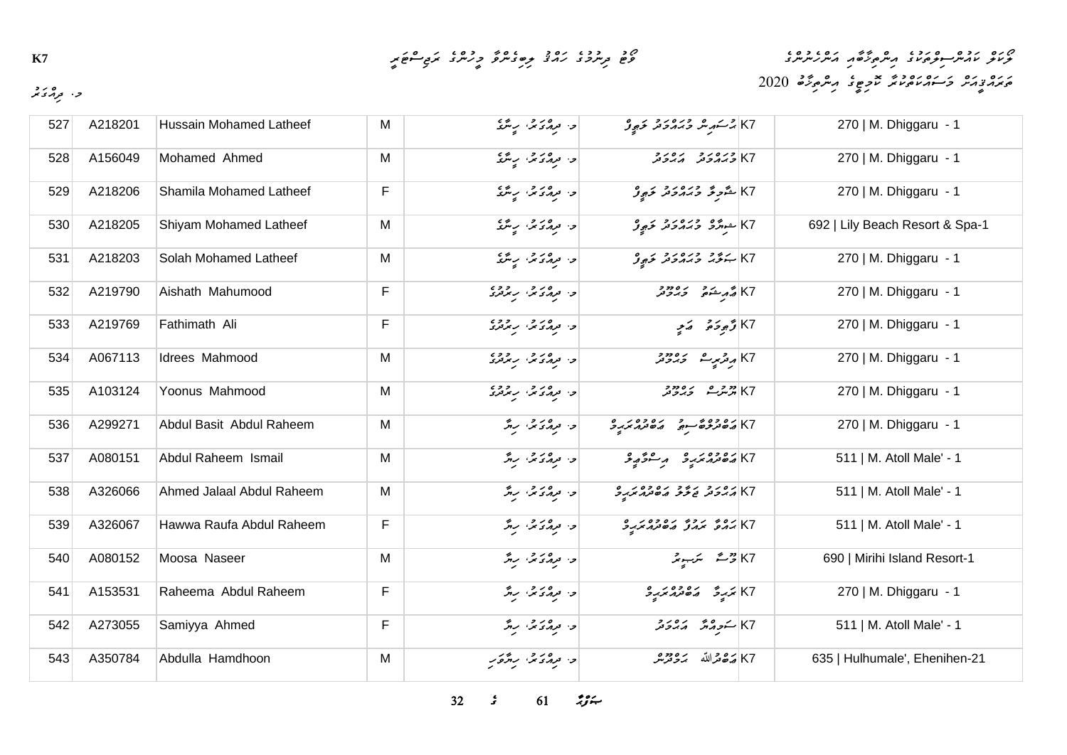| 527 | A218201 | Hussain Mohamed Latheef | M | د· دِرِۃْکَدُ، رِسُرَ | K7 بُرْسَمْہِرْ دِبَرَمْرَدَتْ دَجِوِتْ | 270 \| M. Dhiggaru - 1 |
|---|---|---|---|---|---|---|
| 528 | A156049 | Mohamed Ahmed | M | د· دِرِۃْکَدُ، رِسُرَ | K7 دِبَرَمْرَدَتْ مَبْرُدَتْ | 270 \| M. Dhiggaru - 1 |
| 529 | A218206 | Shamila Mohamed Latheef | F | د· دِرِۃْکَدُ، رِسُرَ | K7 شَّدِقَّ دِبَرَمْرَدَتْ دَجِوِتْ | 270 \| M. Dhiggaru - 1 |
| 530 | A218205 | Shiyam Mohamed Latheef | M | د· دِرِۃْکَدُ، رِسُرَ | K7 شِہرَّدْ دِبَرَمْرَدَتْ دَجِوِتْ | 692 \| Lily Beach Resort & Spa-1 |
| 531 | A218203 | Solah Mohamed Latheef | M | د· دِرِۃْکَدُ، رِسُرَ | K7 سَوَّرْ دِبَرَمْرَدَتْ دَجِوِتْ | 270 \| M. Dhiggaru - 1 |
| 532 | A219790 | Aishath Mahumood | F | د· دِرِۃْکَدُ، رِبْرْسْرْ | K7 مَّدِسْتَمْ دَبْرْدْسْرْ | 270 \| M. Dhiggaru - 1 |
| 533 | A219769 | Fathimath Ali | F | د· دِرِۃْکَدُ، رِبْرْسْرْ | K7 دَّجِوَدْ مَبِ | 270 \| M. Dhiggaru - 1 |
| 534 | A067113 | Idrees Mahmood | M | د· دِرِۃْکَدُ، رِبْرْسْرْ | K7 مِرْسِرِسْ دَبْرْدْسْرْ | 270 \| M. Dhiggaru - 1 |
| 535 | A103124 | Yoonus Mahmood | M | د· دِرِۃْکَدُ، رِبْرْسْرْ | K7 دْرْسْ دَبْرْدْسْرْ | 270 \| M. Dhiggaru - 1 |
| 536 | A299271 | Abdul Basit Abdul Raheem | M | د· دِرِۃْکَدُ، رِبْرَ | K7 مَەقْرْدَەَسْجُ مَەقْرْمَبَرِدْ | 270 \| M. Dhiggaru - 1 |
| 537 | A080151 | Abdul Raheem Ismail | M | د· دِرِۃْکَدُ، رِبْرَ | K7 مَەقْرْمَبَرِدْ مِرْسْدَّمِدْ | 511 \| M. Atoll Male' - 1 |
| 538 | A326066 | Ahmed Jalaal Abdul Raheem | M | د· دِرِۃْکَدُ، رِبْرَ | K7 مَبْرُدَتْ ہَجَّدْ مَەقْرْمَبَرِدْ | 511 \| M. Atoll Male' - 1 |
| 539 | A326067 | Hawwa Raufa Abdul Raheem | F | د· دِرِۃْکَدُ، رِبْرَ | K7 بَرْدْدَ بَرْدْدْ مَەقْرْمَبَرِدْ | 511 \| M. Atoll Male' - 1 |
| 540 | A080152 | Moosa Naseer | M | د· دِرِۃْکَدُ، رِبْرَ | K7 دْسْ سَرَسِبِرْ | 690 \| Mirihi Island Resort-1 |
| 541 | A153531 | Raheema Abdul Raheem | F | د· دِرِۃْکَدُ، رِبْرَ | K7 بَرِدْ مَەقْرْمَبَرِدْ | 270 \| M. Dhiggaru - 1 |
| 542 | A273055 | Samiyya Ahmed | F | د· دِرِۃْکَدُ، رِبْرَ | K7 سَوِمْسَ مَبْرُدَتْ | 511 \| M. Atoll Male' - 1 |
| 543 | A350784 | Abdulla Hamdhoon | M | د· دِرِۃْکَدُ، رِبْرْدَبِ | K7 مَەقْرْاللّٰہ بَرْدْقْرْسْ | 635 \| Hulhumale', Ehenihen-21 |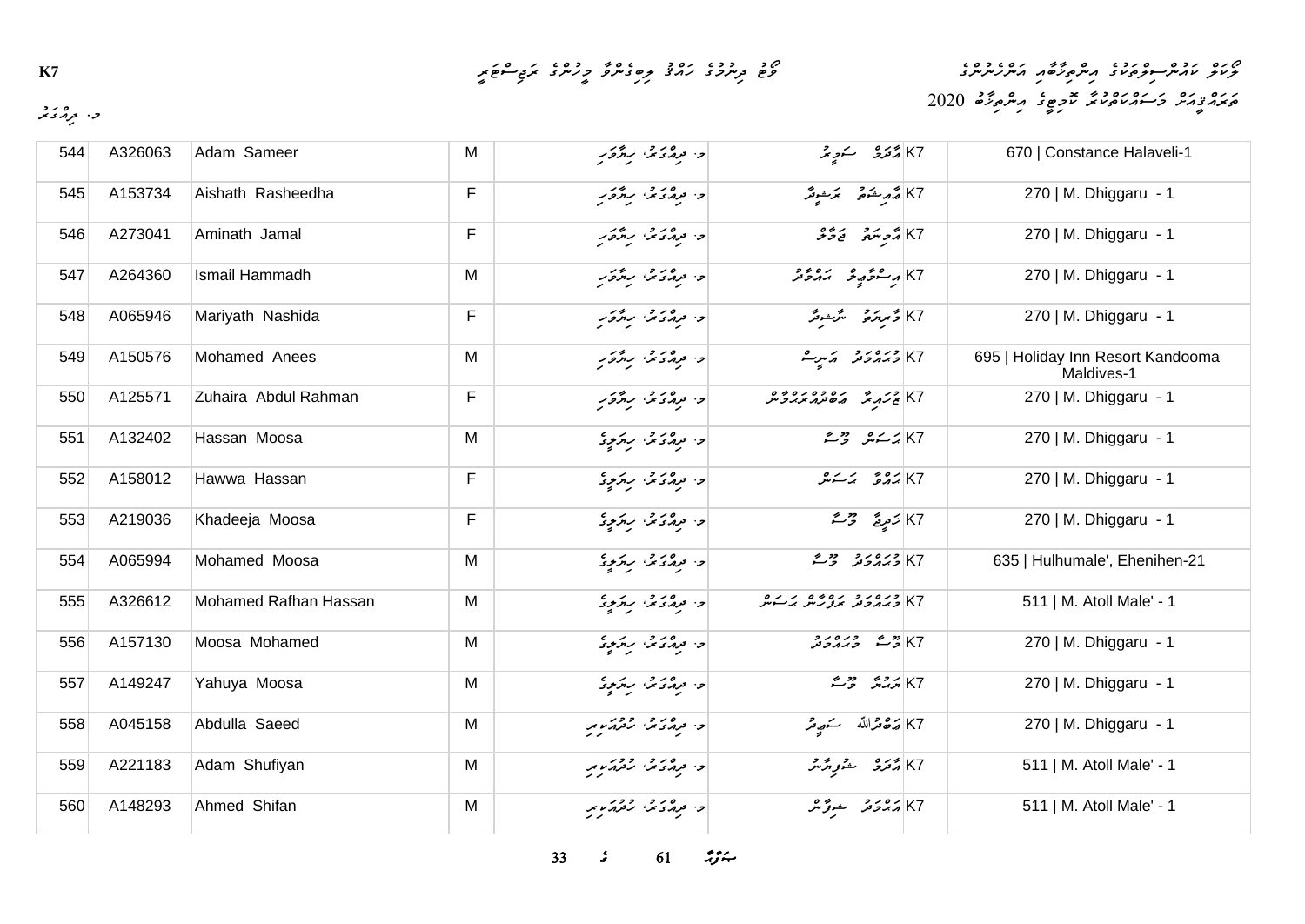| 544 | A326063 | Adam Sameer | M | د· ދިއްދަރު، ހިއްތަހ | K7 އާދަމް ސަމީރު | 670 \| Constance Halaveli-1 |
|---|---|---|---|---|---|---|
| 545 | A153734 | Aishath Rasheedha | F | د· ދިއްދަރު، ހިއްތަހ | K7 އާއިޝަތު ރަޝީދާ | 270 \| M. Dhiggaru - 1 |
| 546 | A273041 | Aminath Jamal | F | د· ދިއްދަރު، ހިއްތަހ | K7 އާމިނަތު ޖަމާލު | 270 \| M. Dhiggaru - 1 |
| 547 | A264360 | Ismail Hammadh | M | د· ދިއްދަރު، ހިއްތަހ | K7 އިސްމާއީލް ހައްމާދު | 270 \| M. Dhiggaru - 1 |
| 548 | A065946 | Mariyath Nashida | F | د· ދިއްދަރު، ހިއްތަހ | K7 މާރިޔަތު ނާޝިދާ | 270 \| M. Dhiggaru - 1 |
| 549 | A150576 | Mohamed Anees | M | د· ދިއްދަރު، ހިއްތަހ | K7 މުހައްމަދު އަނީސް | 695 \| Holiday Inn Resort Kandooma Maldives-1 |
| 550 | A125571 | Zuhaira Abdul Rahman | F | د· ދިއްދަރު، ހިއްތަހ | K7 ޒުހައިރާ އަބްދުއްރަހްމާން | 270 \| M. Dhiggaru - 1 |
| 551 | A132402 | Hassan Moosa | M | د· ދިއްދަރު، ހިރަފިވީ | K7 ހަސަން މޫސާ | 270 \| M. Dhiggaru - 1 |
| 552 | A158012 | Hawwa Hassan | F | د· ދިއްދަރު، ހިރަފިވީ | K7 ހައްވާ ހަސަން | 270 \| M. Dhiggaru - 1 |
| 553 | A219036 | Khadeeja Moosa | F | د· ދިއްދަރު، ހިރަފިވީ | K7 ޚަދީޖާ މޫސާ | 270 \| M. Dhiggaru - 1 |
| 554 | A065994 | Mohamed Moosa | M | د· ދިއްދަރު، ހިރަފިވީ | K7 މުހައްމަދު މޫސާ | 635 \| Hulhumale', Ehenihen-21 |
| 555 | A326612 | Mohamed Rafhan Hassan | M | د· ދިއްދަރު، ހިރަފިވީ | K7 މުހައްމަދު ރަފްހާން ހަސަން | 511 \| M. Atoll Male' - 1 |
| 556 | A157130 | Moosa Mohamed | M | د· ދިއްދަރު، ހިރަފިވީ | K7 މޫސާ މުހައްމަދު | 270 \| M. Dhiggaru - 1 |
| 557 | A149247 | Yahuya Moosa | M | د· ދިއްދަރު، ހިރަފިވީ | K7 ޔަހުޔާ މޫސާ | 270 \| M. Dhiggaru - 1 |
| 558 | A045158 | Abdulla Saeed | M | د· ދިއްދަރު، ހުދުއަލިރި | K7 އަބްދުﷲ ސައީދު | 270 \| M. Dhiggaru - 1 |
| 559 | A221183 | Adam Shufiyan | M | د· ދިއްދަރު، ހުދުއަލިރި | K7 އާދަމް ޝުފިޔާން | 511 \| M. Atoll Male' - 1 |
| 560 | A148293 | Ahmed Shifan | M | د· ދިއްދަރު، ހުދުއަލިރި | K7 އަހްމަދު ޝިފާން | 511 \| M. Atoll Male' - 1 |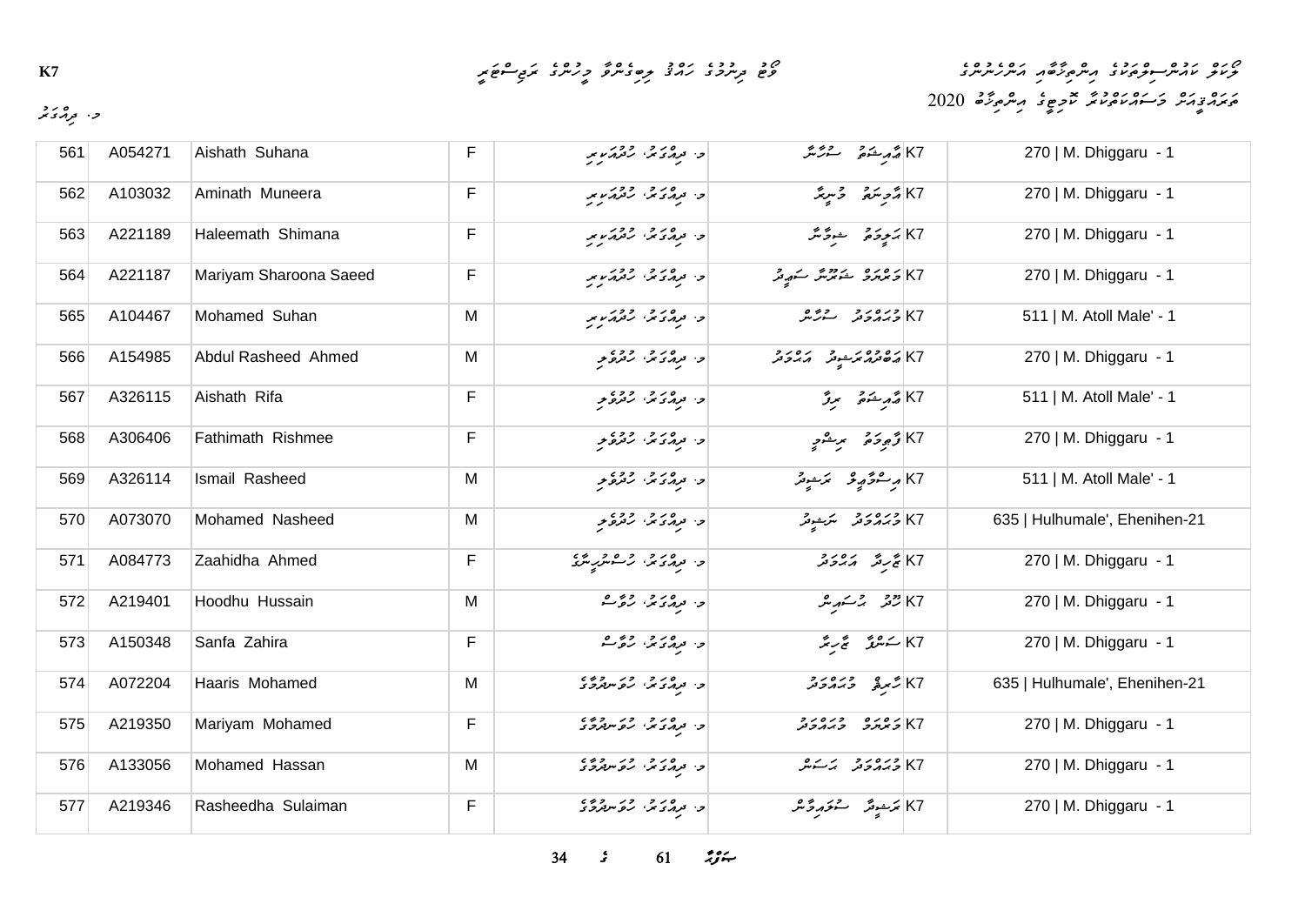| 561 | A054271 | Aishath Suhana | F | د· ދިއްގަރު، ހުދުއަރިރި | K7 އާއިޝަތު ސުހާނާ | 270 \| M. Dhiggaru - 1 |
|---|---|---|---|---|---|---|
| 562 | A103032 | Aminath Muneera | F | د· ދިއްގަރު، ހުދުއަރިރި | K7 އާމިނަތު މުނީރާ | 270 \| M. Dhiggaru - 1 |
| 563 | A221189 | Haleemath Shimana | F | د· ދިއްގަރު، ހުދުއަރިރި | K7 ހަލީމަތު ޝިމާނާ | 270 \| M. Dhiggaru - 1 |
| 564 | A221187 | Mariyam Sharoona Saeed | F | د· ދިއްގަރު، ހުދުއަރިރި | K7 މަރިޔަމް ޝަރޫނާ ސައީދު | 270 \| M. Dhiggaru - 1 |
| 565 | A104467 | Mohamed Suhan | M | د· ދިއްގަރު، ހުދުއަރިރި | K7 މުހައްމަދު ސުހާން | 511 \| M. Atoll Male' - 1 |
| 566 | A154985 | Abdul Rasheed Ahmed | M | د· ދިއްގަރު، ހުދުވެލި | K7 އަބްދުއްރަޝީދު އަހްމަދު | 270 \| M. Dhiggaru - 1 |
| 567 | A326115 | Aishath Rifa | F | د· ދިއްގަރު، ހުދުވެލި | K7 އާއިޝަތު ރިފާ | 511 \| M. Atoll Male' - 1 |
| 568 | A306406 | Fathimath Rishmee | F | د· ދިއްގަރު، ހުދުވެލި | K7 ފާތިމަތު ރިޝްމީ | 270 \| M. Dhiggaru - 1 |
| 569 | A326114 | Ismail Rasheed | M | د· ދިއްގަރު، ހުދުވެލި | K7 އިސްމާޢީލް ރަޝީދު | 511 \| M. Atoll Male' - 1 |
| 570 | A073070 | Mohamed Nasheed | M | د· ދިއްގަރު، ހުދުވެލި | K7 މުހައްމަދު ނަޝީދު | 635 \| Hulhumale', Ehenihen-21 |
| 571 | A084773 | Zaahidha Ahmed | F | د· ދިއްގަރު، ހުސްނުހިޔާ | K7 ޒާހިދާ އަހްމަދު | 270 \| M. Dhiggaru - 1 |
| 572 | A219401 | Hoodhu Hussain | M | د· ދިއްގަރު، ހުވަސް | K7 ހޫދު ހުސައިން | 270 \| M. Dhiggaru - 1 |
| 573 | A150348 | Sanfa Zahira | F | د· ދިއްގަރު، ހުވަސް | K7 ސަންފާ ޒާހިރާ | 270 \| M. Dhiggaru - 1 |
| 574 | A072204 | Haaris Mohamed | M | د· ދިއްގަރު، ހުވަނދުމާގެ | K7 ހާރިސް މުހައްމަދު | 635 \| Hulhumale', Ehenihen-21 |
| 575 | A219350 | Mariyam Mohamed | F | د· ދިއްގަރު، ހުވަނދުމާގެ | K7 މަރިޔަމް މުހައްމަދު | 270 \| M. Dhiggaru - 1 |
| 576 | A133056 | Mohamed Hassan | M | د· ދިއްގަރު، ހުވަނދުމާގެ | K7 މުހައްމަދު ހަސަން | 270 \| M. Dhiggaru - 1 |
| 577 | A219346 | Rasheedha Sulaiman | F | د· ދިއްގަރު، ހުވަނދުމާގެ | K7 ރަޝީދާ ސުލައިމާން | 270 \| M. Dhiggaru - 1 |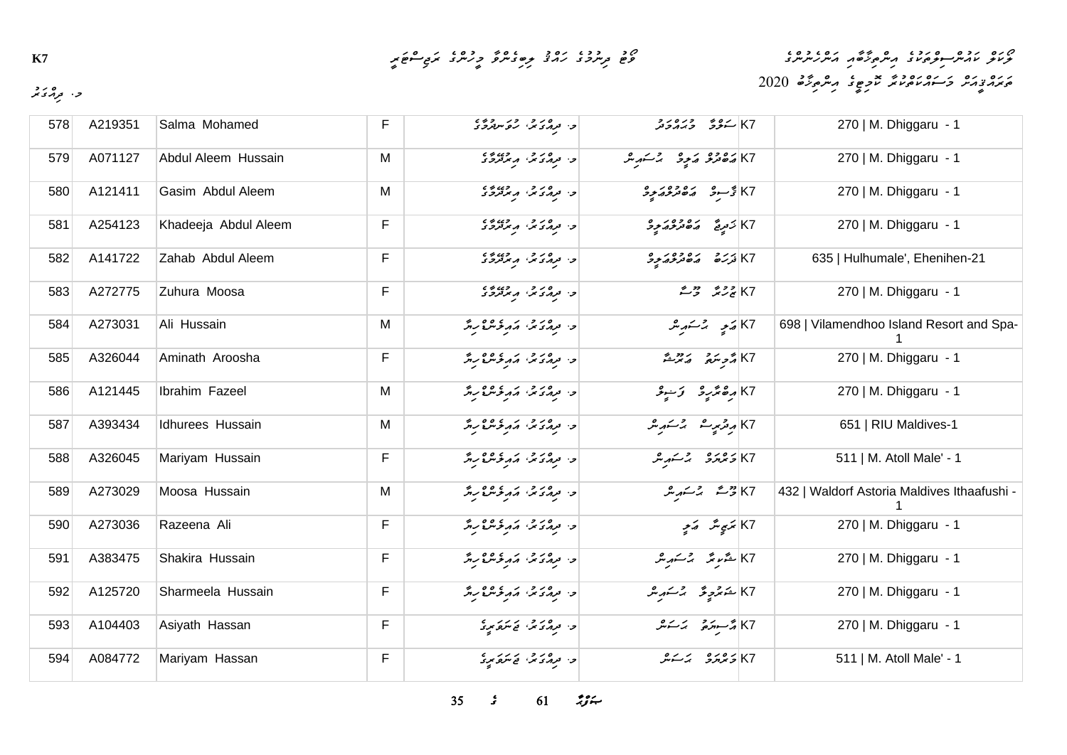| 578 | A219351 | Salma Mohamed | F | د· مرمز ي بر، رو سرمرور | K7 سَعْرَتَّ وَبَرْمُرْدَنْرُ | 270 \| M. Dhiggaru - 1 |
|---|---|---|---|---|---|---|
| 579 | A071127 | Abdul Aleem Hussain | M | د· مرمز ي بر، م برترو ي | K7 مَەقىرى مَعِرِّ بِرْسَمَرِيْرْ | 270 \| M. Dhiggaru - 1 |
| 580 | A121411 | Gasim Abdul Aleem | M | د· مرمز ي بر، م برترو ي | K7 تَرْسِوِ مَەقرىرْمَعِرْ | 270 \| M. Dhiggaru - 1 |
| 581 | A254123 | Khadeeja Abdul Aleem | F | د· مرمز ي بر، م برترو ي | K7 زَمِرِيَّ مَەقرىرْمَعِرْ | 270 \| M. Dhiggaru - 1 |
| 582 | A141722 | Zahab Abdul Aleem | F | د· مرمز ي بر، م برترو ي | K7 تَرَرَّحْ مَەقرىرْمَعِرْ | 635 \| Hulhumale', Ehenihen-21 |
| 583 | A272775 | Zuhura Moosa | F | د· مرمز ي بر، م برترو ي | K7 يُرْبَرَ وَّسَّ | 270 \| M. Dhiggaru - 1 |
| 584 | A273031 | Ali Hussain | M | د· مرمز ي بر، مَمِرْوُسْعِ رِتْر | K7 مَعِ بِرْسَمَرِيْرْ | 698 \| Vilamendhoo Island Resort and Spa-1 |
| 585 | A326044 | Aminath Aroosha | F | د· مرمز ي بر، مَمِرْوُسْعِ رِتْر | K7 مَّحِسَعَ مَعْرَسَّ | 270 \| M. Dhiggaru - 1 |
| 586 | A121445 | Ibrahim Fazeel | M | د· مرمز ي بر، مَمِرْوُسْعِ رِتْر | K7 مِعْتَرِدْ وَسِوْ | 270 \| M. Dhiggaru - 1 |
| 587 | A393434 | Idhurees Hussain | M | د· مرمز ي بر، مَمِرْوُسْعِ رِتْر | K7 مِقْرِيسُ بِرْسَمَرِيْرْ | 651 \| RIU Maldives-1 |
| 588 | A326045 | Mariyam Hussain | F | د· مرمز ي بر، مَمِرْوُسْعِ رِتْر | K7 وَبْرَبَرْدْ بِرْسَمَرِيْرْ | 511 \| M. Atoll Male' - 1 |
| 589 | A273029 | Moosa Hussain | M | د· مرمز ي بر، مَمِرْوُسْعِ رِتْر | K7 وَّسَّ بِرْسَمَرِيْرْ | 432 \| Waldorf Astoria Maldives Ithaafushi - 1 |
| 590 | A273036 | Razeena Ali | F | د· مرمز ي بر، مَمِرْوُسْعِ رِتْر | K7 بَرَبِيِسَّ مَعِ | 270 \| M. Dhiggaru - 1 |
| 591 | A383475 | Shakira Hussain | F | د· مرمز ي بر، مَمِرْوُسْعِ رِتْر | K7 شَّمِبَرَّ بِرْسَمَرِيْرْ | 270 \| M. Dhiggaru - 1 |
| 592 | A125720 | Sharmeela Hussain | F | د· مرمز ي بر، مَمِرْوُسْعِ رِتْر | K7 شَمَرْدِوَّ بِرْسَمَرِيْرْ | 270 \| M. Dhiggaru - 1 |
| 593 | A104403 | Asiyath Hassan | F | د· مرمز ي بر، ئَمَرْوَمِرِيْ | K7 مَّسِيَرْدَ بَرْسَمَرْ | 270 \| M. Dhiggaru - 1 |
| 594 | A084772 | Mariyam Hassan | F | د· مرمز ي بر، ئَمَرْوَمِرِيْ | K7 وَبْرَبَرْدْ بَرْسَمَرْ | 511 \| M. Atoll Male' - 1 |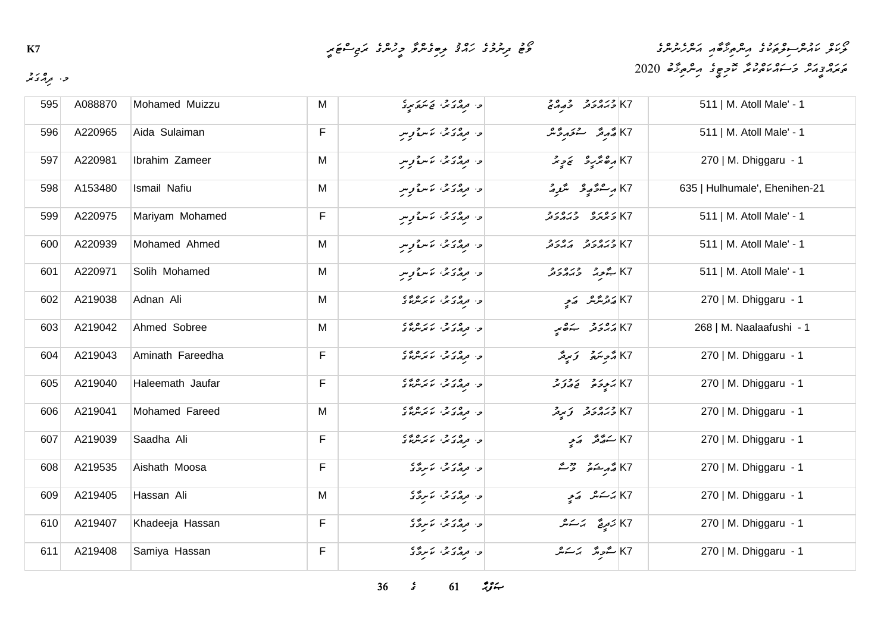| 595 | A088870 | Mohamed Muizzu | M | د. ދިއްގަރު، ޖަނަވަރީގެ | K7 މުހައްމަދު މުޢިއްޒު | 511 \| M. Atoll Male' - 1 |
|---|---|---|---|---|---|---|
| 596 | A220965 | Aida Sulaiman | F | د. ދިއްގަރު، ކަނަމާވިލާ | K7 އާއިދާ ސުލައިމާން | 511 \| M. Atoll Male' - 1 |
| 597 | A220981 | Ibrahim Zameer | M | د. ދިއްގަރު، ކަނަމާވިލާ | K7 އިބްރާހީމް ޒަމީރު | 270 \| M. Dhiggaru - 1 |
| 598 | A153480 | Ismail Nafiu | M | د. ދިއްގަރު، ކަނަމާވިލާ | K7 އިސްމާއީލް ނާފިޢު | 635 \| Hulhumale', Ehenihen-21 |
| 599 | A220975 | Mariyam Mohamed | F | د. ދިއްގަރު، ކަނަމާވިލާ | K7 މަރިޔަމް މުހައްމަދު | 511 \| M. Atoll Male' - 1 |
| 600 | A220939 | Mohamed Ahmed | M | د. ދިއްގަރު، ކަނަމާވިލާ | K7 މުހައްމަދު އަހުމަދު | 511 \| M. Atoll Male' - 1 |
| 601 | A220971 | Solih Mohamed | M | د. ދިއްގަރު، ކަނަމާވިލާ | K7 ޞާލިޙް މުހައްމަދު | 511 \| M. Atoll Male' - 1 |
| 602 | A219038 | Adnan Ali | M | د. ދިއްގަރު، ކަރަންކާގެ | K7 އަދުނާން ޢަލީ | 270 \| M. Dhiggaru - 1 |
| 603 | A219042 | Ahmed Sobree | M | د. ދިއްގަރު، ކަރަންކާގެ | K7 އަހުމަދު ޞަބްރީ | 268 \| M. Naalaafushi - 1 |
| 604 | A219043 | Aminath Fareedha | F | د. ދިއްގަރު، ކަރަންކާގެ | K7 އާމިނަތު ފަރީދާ | 270 \| M. Dhiggaru - 1 |
| 605 | A219040 | Haleemath Jaufar | F | د. ދިއްގަރު، ކަރަންކާގެ | K7 ހަލީމަތު ޖައުފަރު | 270 \| M. Dhiggaru - 1 |
| 606 | A219041 | Mohamed Fareed | M | د. ދިއްގަރު، ކަރަންކާގެ | K7 މުހައްމަދު ފަރީދު | 270 \| M. Dhiggaru - 1 |
| 607 | A219039 | Saadha Ali | F | د. ދިއްގަރު، ކަރަންކާގެ | K7 ސައުދާ ޢަލީ | 270 \| M. Dhiggaru - 1 |
| 608 | A219535 | Aishath Moosa | F | د. ދިއްގަރު، ކަނިމާގެ | K7 އާއިޝަތު މޫސާ | 270 \| M. Dhiggaru - 1 |
| 609 | A219405 | Hassan Ali | M | د. ދިއްގަރު، ކަނިމާގެ | K7 ހަސަން ޢަލީ | 270 \| M. Dhiggaru - 1 |
| 610 | A219407 | Khadeeja Hassan | F | د. ދިއްގަރު، ކަނިމާގެ | K7 ޚަދީޖާ ހަސަން | 270 \| M. Dhiggaru - 1 |
| 611 | A219408 | Samiya Hassan | F | د. ދިއްގަރު، ކަނިމާގެ | K7 ސާމިޔާ ހަސަން | 270 \| M. Dhiggaru - 1 |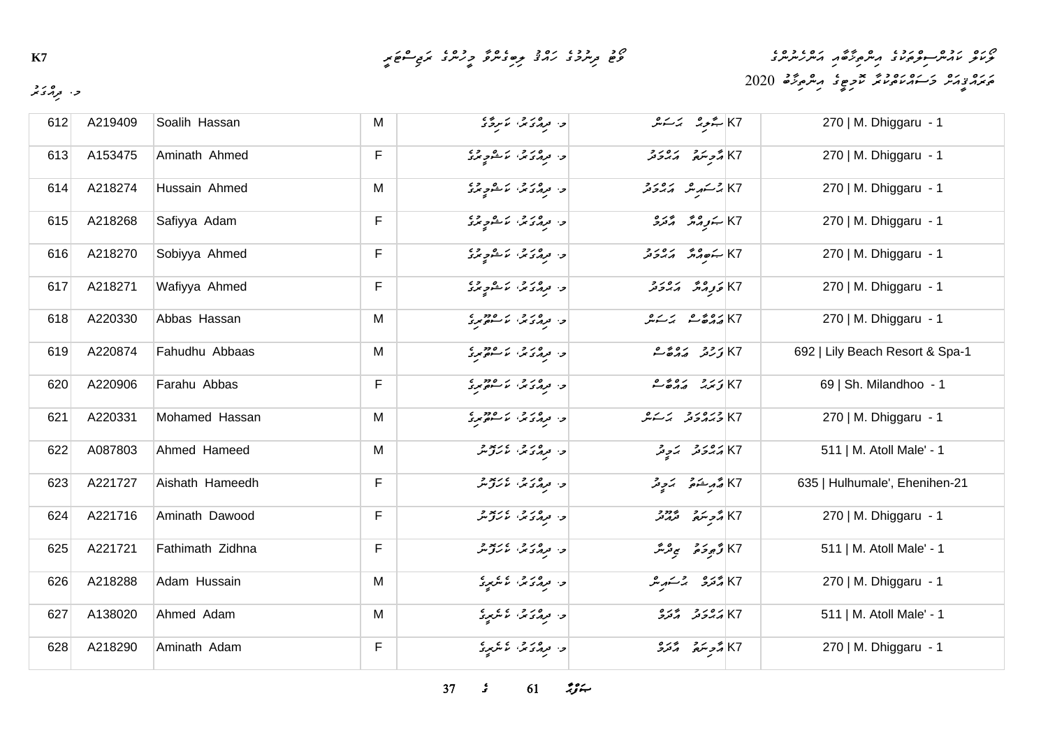| 612 | A219409 | Soalih Hassan | M | د· مرمری تر، ئامرگر ی | K7 سگورچ برسکر | 270 \| M. Dhiggaru - 1 |
|---|---|---|---|---|---|---|
| 613 | A153475 | Aminath Ahmed | F | د· مرمری تر، ئاشوچ برد | K7 مُرْحِ سَمَّ مَ برْدَ تَرُ | 270 \| M. Dhiggaru - 1 |
| 614 | A218274 | Hussain Ahmed | M | د· مرمری تر، ئاشوچ برد | K7 بر سکر مر مگر برو تر | 270 \| M. Dhiggaru - 1 |
| 615 | A218268 | Safiyya Adam | F | د· مرمری تر، ئاشوچ برد | K7 سکو رم مگر مر ترو | 270 \| M. Dhiggaru - 1 |
| 616 | A218270 | Sobiyya Ahmed | F | د· مرمری تر، ئاشوچ برد | K7 بکوہ مگر مگر بر و تر | 270 \| M. Dhiggaru - 1 |
| 617 | A218271 | Wafiyya Ahmed | F | د· مرمری تر، ئاشوچ برد | K7 کوہ مگر مگر برو تر | 270 \| M. Dhiggaru - 1 |
| 618 | A220330 | Abbas Hassan | M | د· مرمری تر، ئاسوم بری | K7 مگرہ کے بر سکر | 270 \| M. Dhiggaru - 1 |
| 619 | A220874 | Fahudhu Abbaas | M | د· مرمری تر، ئاسوم بری | K7 ترر تر مگرہ گے | 692 \| Lily Beach Resort & Spa-1 |
| 620 | A220906 | Farahu Abbas | F | د· مرمری تر، ئاسوم بری | K7 ترکر مگرہ گے | 69 \| Sh. Milandhoo - 1 |
| 621 | A220331 | Mohamed Hassan | M | د· مرمری تر، ئاسوم بری | K7 وبرہ و تر بر سکر | 270 \| M. Dhiggaru - 1 |
| 622 | A087803 | Ahmed Hameed | M | د· مرمری تر، ئامرو تر | K7 مگرو تر برو تر | 511 \| M. Atoll Male' - 1 |
| 623 | A221727 | Aishath Hameedh | F | د· مرمری تر، ئامرو تر | K7 مگر شکو برو تر | 635 \| Hulhumale', Ehenihen-21 |
| 624 | A221716 | Aminath Dawood | F | د· مرمری تر، ئامرو تر | K7 مگر سکر ترو تر | 270 \| M. Dhiggaru - 1 |
| 625 | A221721 | Fathimath Zidhna | F | د· مرمری تر، ئامرو تر | K7 ترجو کو برو تر | 511 \| M. Atoll Male' - 1 |
| 626 | A218288 | Adam Hussain | M | د· مرمری تر، ئامگری | K7 مگرو بر سکر ہ | 270 \| M. Dhiggaru - 1 |
| 627 | A138020 | Ahmed Adam | M | د· مرمری تر، ئامگری | K7 مگرو تر مگرو | 511 \| M. Atoll Male' - 1 |
| 628 | A218290 | Aminath Adam | F | د· مرمری تر، ئامگری | K7 مگر سکر مگرو | 270 \| M. Dhiggaru - 1 |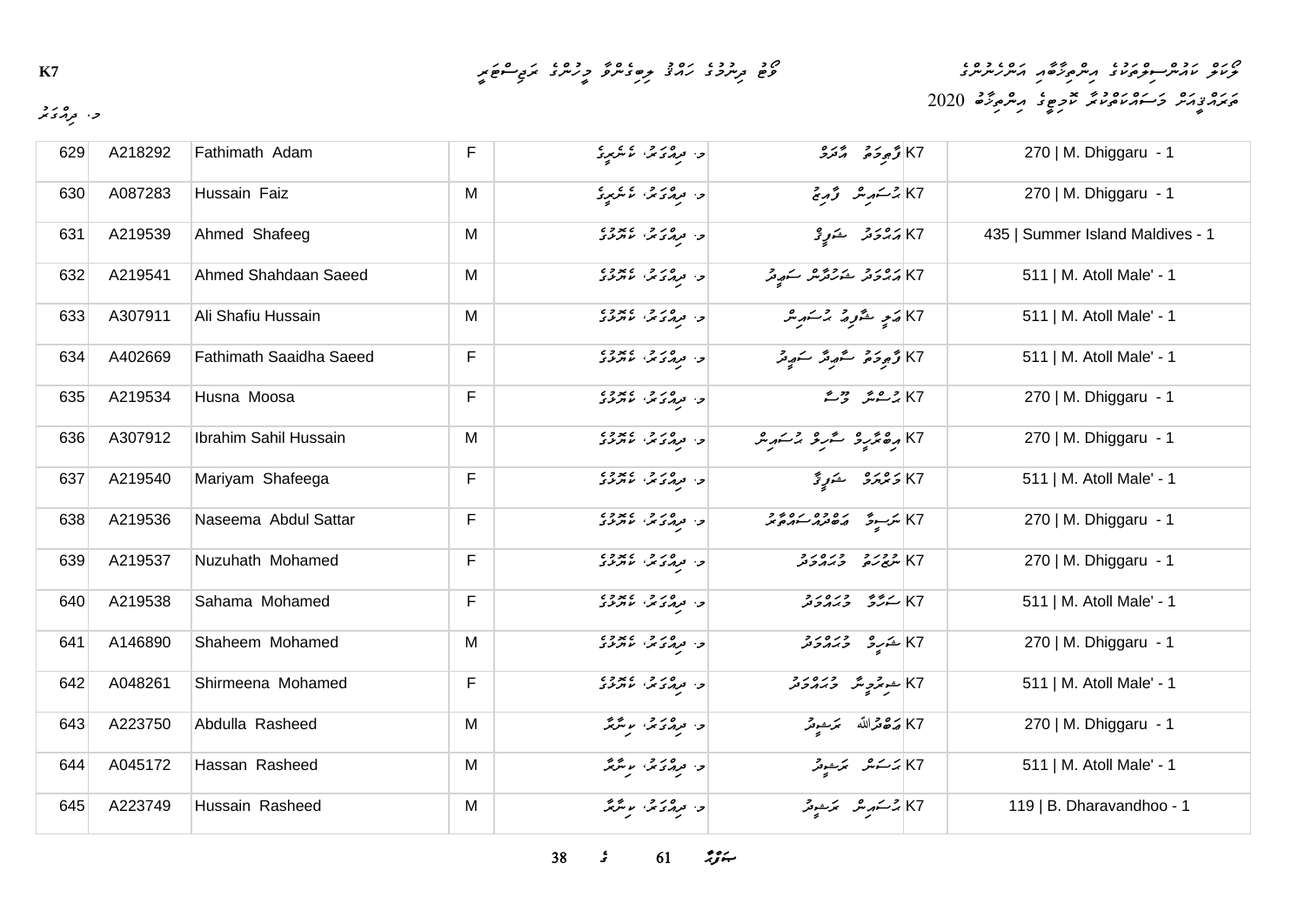| 629 | A218292 | Fathimath Adam | F | د· ދިއްގަރު، ކެނަރީގެ | K7 ފާތިމަތު އާދަމް | 270 \| M. Dhiggaru - 1 |
|---|---|---|---|---|---|---|
| 630 | A087283 | Hussain Faiz | M | د· ދިއްގަރު، ކެނަރީގެ | K7 ހުސައިން ފާއިޒް | 270 \| M. Dhiggaru - 1 |
| 631 | A219539 | Ahmed Shafeeg | M | د· ދިއްގަރު، ކޮއްރުގެ | K7 އަހުމަދު ޝަފީގު | 435 \| Summer Island Maldives - 1 |
| 632 | A219541 | Ahmed Shahdaan Saeed | M | د· ދިއްގަރު، ކޮއްރުގެ | K7 އަހުމަދު ޝަހްދާން ސަޢީދު | 511 \| M. Atoll Male' - 1 |
| 633 | A307911 | Ali Shafiu Hussain | M | د· ދިއްގަރު، ކޮއްރުގެ | K7 އަލި ޝާފިއު ހުސައިން | 511 \| M. Atoll Male' - 1 |
| 634 | A402669 | Fathimath Saaidha Saeed | F | د· ދިއްގަރު، ކޮއްރުގެ | K7 ފާތިމަތު ސާއިދާ ސަޢީދު | 511 \| M. Atoll Male' - 1 |
| 635 | A219534 | Husna Moosa | F | د· ދިއްގަރު، ކޮއްރުގެ | K7 ހުސްނާ މޫސާ | 270 \| M. Dhiggaru - 1 |
| 636 | A307912 | Ibrahim Sahil Hussain | M | د· ދިއްގަރު، ކޮއްރުގެ | K7 އިބްރާހީމް ސާހިލް ހުސައިން | 270 \| M. Dhiggaru - 1 |
| 637 | A219540 | Mariyam Shafeega | F | د· ދިއްގަރު، ކޮއްރުގެ | K7 މަރިޔަމް ޝަފީގާ | 511 \| M. Atoll Male' - 1 |
| 638 | A219536 | Naseema Abdul Sattar | F | د· ދިއްގަރު، ކޮއްރުގެ | K7 ނަސީމާ އަބްދުއްސައްތާރު | 270 \| M. Dhiggaru - 1 |
| 639 | A219537 | Nuzuhath Mohamed | F | د· ދިއްގަރު، ކޮއްރުގެ | K7 ނުޒުހަތު މުޙައްމަދު | 270 \| M. Dhiggaru - 1 |
| 640 | A219538 | Sahama Mohamed | F | د· ދިއްގަރު، ކޮއްރުގެ | K7 ސަހަމާ މުޙައްމަދު | 511 \| M. Atoll Male' - 1 |
| 641 | A146890 | Shaheem Mohamed | M | د· ދިއްގަރު، ކޮއްރުގެ | K7 ޝަހީމް މުޙައްމަދު | 270 \| M. Dhiggaru - 1 |
| 642 | A048261 | Shirmeena Mohamed | F | د· ދިއްގަރު، ކޮއްރުގެ | K7 ޝިރްމީނާ މުޙައްމަދު | 511 \| M. Atoll Male' - 1 |
| 643 | A223750 | Abdulla Rasheed | M | د· ދިއްގަރު، ރިނާނާ | K7 އަބްދުﷲ ރަޝީދު | 270 \| M. Dhiggaru - 1 |
| 644 | A045172 | Hassan Rasheed | M | د· ދިއްގަރު، ރިނާނާ | K7 ހަސަން ރަޝީދު | 511 \| M. Atoll Male' - 1 |
| 645 | A223749 | Hussain Rasheed | M | د· ދިއްގަރު، ރިނާނާ | K7 ހުސައިން ރަޝީދު | 119 \| B. Dharavandhoo - 1 |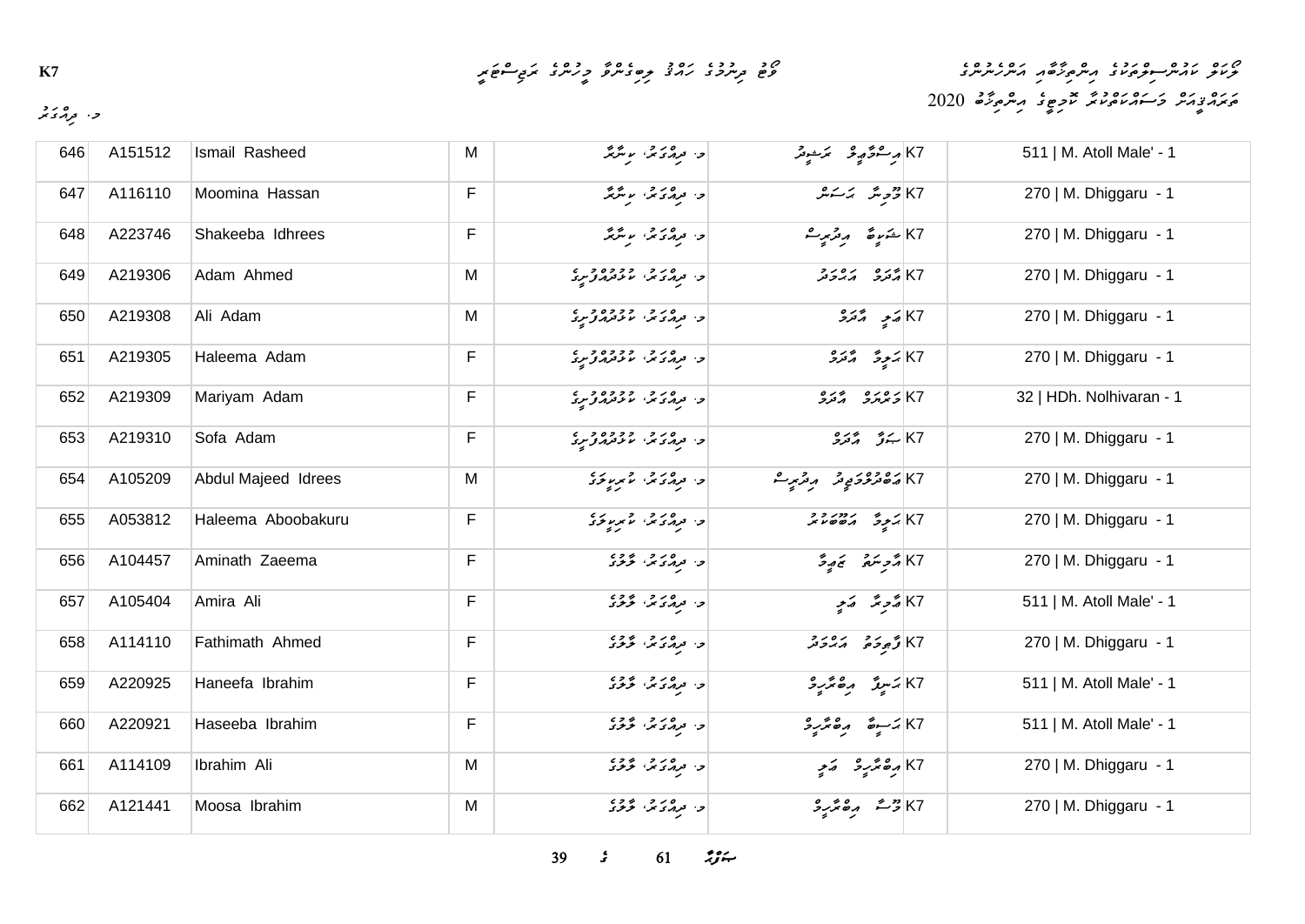| 646 | A151512 | Ismail Rasheed | M | د· ދިއްގަރު، ޖިނާނާ | K7 ޢިސްމާޢީލް ރަޝީދު | 511 \| M. Atoll Male' - 1 |
|---|---|---|---|---|---|---|
| 647 | A116110 | Moomina Hassan | F | د· ދިއްގަރު، ޖިނާނާ | K7 މޫމިނާ ހަސަން | 270 \| M. Dhiggaru - 1 |
| 648 | A223746 | Shakeeba Idhrees | F | د· ދިއްގަރު، ޖިނާނާ | K7 ޝަކީބާ އިދުރީސް | 270 \| M. Dhiggaru - 1 |
| 649 | A219306 | Adam Ahmed | M | د· ދިއްގަރު، ކުޑަދޮށްވިލާގެ | K7 އާދަމް އަޙްމަދު | 270 \| M. Dhiggaru - 1 |
| 650 | A219308 | Ali Adam | M | د· ދިއްގަރު، ކުޑަދޮށްވިލާގެ | K7 އަލީ އާދަމް | 270 \| M. Dhiggaru - 1 |
| 651 | A219305 | Haleema Adam | F | د· ދިއްގަރު، ކުޑަދޮށްވިލާގެ | K7 ހަލީމާ އާދަމް | 270 \| M. Dhiggaru - 1 |
| 652 | A219309 | Mariyam Adam | F | د· ދިއްގަރު، ކުޑަދޮށްވިލާގެ | K7 މަރިޔަމް އާދަމް | 32 \| HDh. Nolhivaran - 1 |
| 653 | A219310 | Sofa Adam | F | د· ދިއްގަރު، ކުޑަދޮށްވިލާގެ | K7 ސޯފާ އާދަމް | 270 \| M. Dhiggaru - 1 |
| 654 | A105209 | Abdul Majeed Idrees | M | د· ދިއްގަރު، ކުރިޔާވަގެ | K7 އަބްދުލްމަޖީދު އިދުރީސް | 270 \| M. Dhiggaru - 1 |
| 655 | A053812 | Haleema Aboobakuru | F | د· ދިއްގަރު، ކުރިޔާވަގެ | K7 ހަލީމާ އަބޫބަކުރު | 270 \| M. Dhiggaru - 1 |
| 656 | A104457 | Aminath Zaeema | F | د· ދިއްގަރު، ގުލްދީ | K7 އާމިނަތު ޒަޢީމާ | 270 \| M. Dhiggaru - 1 |
| 657 | A105404 | Amira Ali | F | د· ދިއްގަރު، ގުލްދީ | K7 އާމިރާ އަލީ | 511 \| M. Atoll Male' - 1 |
| 658 | A114110 | Fathimath Ahmed | F | د· ދިއްގަރު، ގުލްދީ | K7 ފާތިމަތު އަޙްމަދު | 270 \| M. Dhiggaru - 1 |
| 659 | A220925 | Haneefa Ibrahim | F | د· ދިއްގަރު، ގުލްދީ | K7 ހަނީފާ އިބްރާހީމް | 511 \| M. Atoll Male' - 1 |
| 660 | A220921 | Haseeba Ibrahim | F | د· ދިއްގަރު، ގުލްދީ | K7 ހަސީބާ އިބްރާހީމް | 511 \| M. Atoll Male' - 1 |
| 661 | A114109 | Ibrahim Ali | M | د· ދިއްގަރު، ގުލްދީ | K7 އިބްރާހީމް އަލީ | 270 \| M. Dhiggaru - 1 |
| 662 | A121441 | Moosa Ibrahim | M | د· ދިއްގަރު، ގުލްދީ | K7 މޫސާ އިބްރާހީމް | 270 \| M. Dhiggaru - 1 |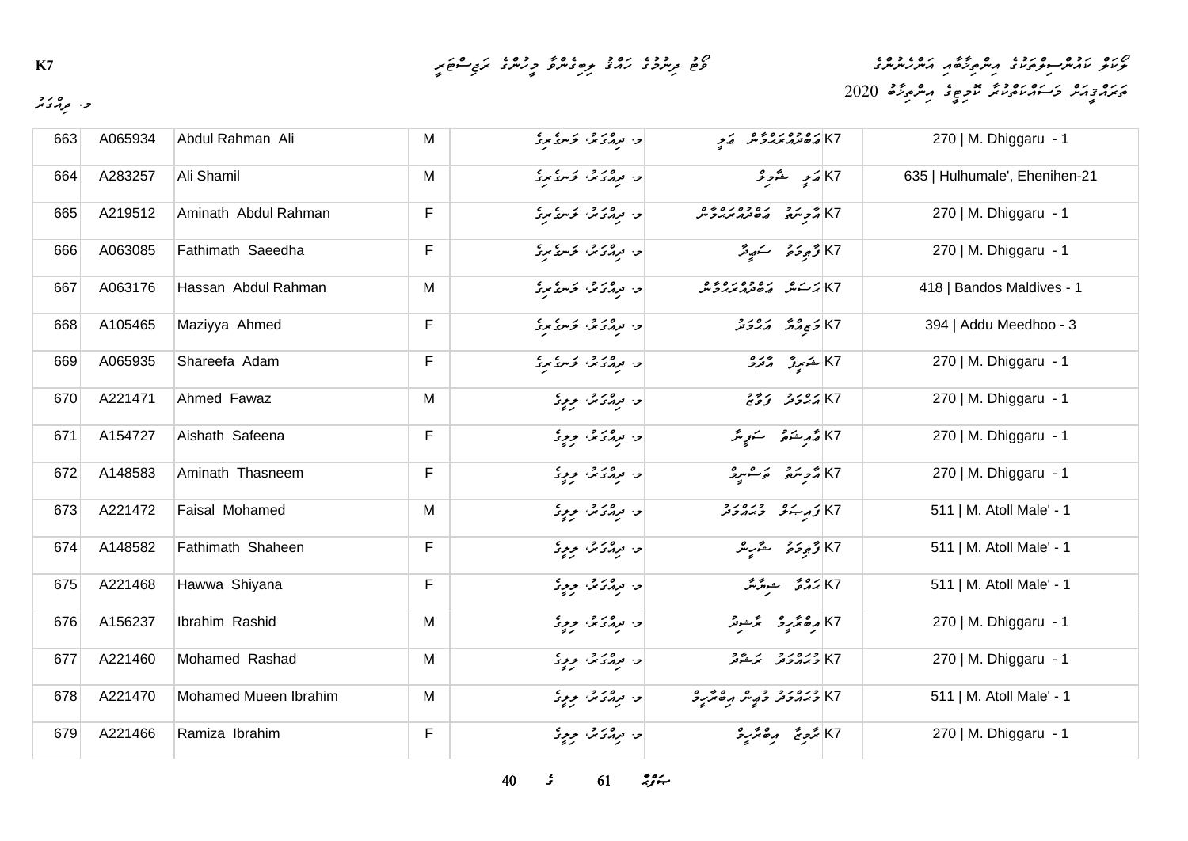| 663 | A065934 | Abdul Rahman Ali | M | ދ. ދިއްގަރު، ވަނަގެރީގެ | އަބްދުއްރަޙްމާން އަލި | K7 | 270 \| M. Dhiggaru - 1 |
|---|---|---|---|---|---|---|---|
| 664 | A283257 | Ali Shamil | M | ދ. ދިއްގަރު، ވަނަގެރީގެ | އަލި ޝާމިލް | K7 | 635 \| Hulhumale', Ehenihen-21 |
| 665 | A219512 | Aminath Abdul Rahman | F | ދ. ދިއްގަރު، ވަނަގެރީގެ | އާމިނަތު އަބްދުއްރަޙްމާން | K7 | 270 \| M. Dhiggaru - 1 |
| 666 | A063085 | Fathimath Saeedha | F | ދ. ދިއްގަރު، ވަނަގެރީގެ | ފާތިމަތު ސައީދާ | K7 | 270 \| M. Dhiggaru - 1 |
| 667 | A063176 | Hassan Abdul Rahman | M | ދ. ދިއްގަރު، ވަނަގެރީގެ | ހަސަން އަބްދުއްރަޙްމާން | K7 | 418 \| Bandos Maldives - 1 |
| 668 | A105465 | Maziyya Ahmed | F | ދ. ދިއްގަރު، ވަނަގެރީގެ | މަޒިއްޔާ އަޙްމަދު | K7 | 394 \| Addu Meedhoo - 3 |
| 669 | A065935 | Shareefa Adam | F | ދ. ދިއްގަރު، ވަނަގެރީގެ | ޝަރީފާ އާދަމް | K7 | 270 \| M. Dhiggaru - 1 |
| 670 | A221471 | Ahmed Fawaz | M | ދ. ދިއްގަރު، ވިލާގެ | އަޙްމަދު ފަވާޒު | K7 | 270 \| M. Dhiggaru - 1 |
| 671 | A154727 | Aishath Safeena | F | ދ. ދިއްގަރު، ވިލާގެ | އާއިޝަތު ސަފީނާ | K7 | 270 \| M. Dhiggaru - 1 |
| 672 | A148583 | Aminath Thasneem | F | ދ. ދިއްގަރު، ވިލާގެ | އާމިނަތު ތަސްނީމް | K7 | 270 \| M. Dhiggaru - 1 |
| 673 | A221472 | Faisal Mohamed | M | ދ. ދިއްގަރު، ވިލާގެ | ފައިސަލް މުޙައްމަދު | K7 | 511 \| M. Atoll Male' - 1 |
| 674 | A148582 | Fathimath Shaheen | F | ދ. ދިއްގަރު، ވިލާގެ | ފާތިމަތު ޝާހީން | K7 | 511 \| M. Atoll Male' - 1 |
| 675 | A221468 | Hawwa Shiyana | F | ދ. ދިއްގަރު، ވިލާގެ | ހައްވާ ޝިޔާނާ | K7 | 511 \| M. Atoll Male' - 1 |
| 676 | A156237 | Ibrahim Rashid | M | ދ. ދިއްގަރު، ވިލާގެ | އިބްރާހީމް ރާޝިދު | K7 | 270 \| M. Dhiggaru - 1 |
| 677 | A221460 | Mohamed Rashad | M | ދ. ދިއްގަރު، ވިލާގެ | މުޙައްމަދު ރަޝާދު | K7 | 270 \| M. Dhiggaru - 1 |
| 678 | A221470 | Mohamed Mueen Ibrahim | M | ދ. ދިއްގަރު، ވިލާގެ | މުޙައްމަދު މުޢީން އިބްރާހީމް | K7 | 511 \| M. Atoll Male' - 1 |
| 679 | A221466 | Ramiza Ibrahim | F | ދ. ދިއްގަރު، ވިލާގެ | ރާމިޒާ އިބްރާހީމް | K7 | 270 \| M. Dhiggaru - 1 |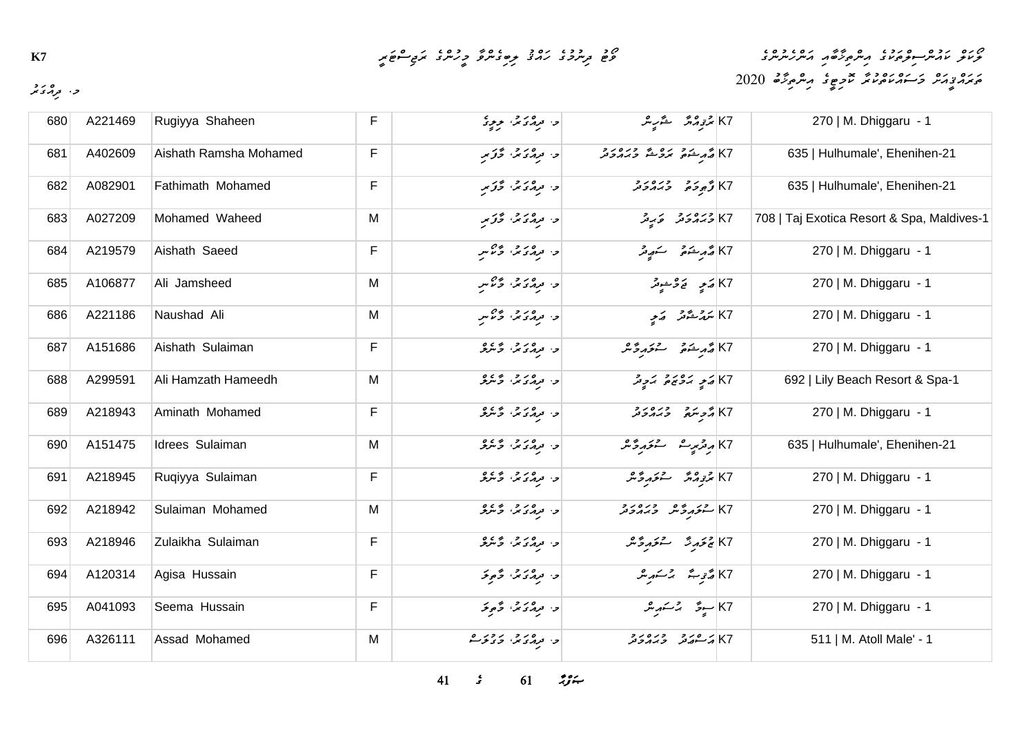| 680 | A221469 | Rugiyya Shaheen | F | د· مرمړۍ مر، وِرِو | K7 بُرْتِهِ مَّرْ شَرِ مْرْ | 270 \| M. Dhiggaru - 1 |
|---|---|---|---|---|---|---|
| 681 | A402609 | Aishath Ramsha Mohamed | F | د· مرمړۍ مر، گُوَ مر | K7 مَّ مرِ شَمَوْ مَرَوْ شَّ وَبَرَ مُرَوَ مر | 635 \| Hulhumale', Ehenihen-21 |
| 682 | A082901 | Fathimath Mohamed | F | د· مرمړۍ مر، گُوَ مر | K7 وَّجِوَمُو وَبَرَمُرَوَمر | 635 \| Hulhumale', Ehenihen-21 |
| 683 | A027209 | Mohamed Waheed | M | د· مرمړۍ مر، گُوَ مر | K7 وَبَرَمُرَوَمر وَرِمْرُ | 708 \| Taj Exotica Resort & Spa, Maldives-1 |
| 684 | A219579 | Aishath Saeed | F | د· مرمړۍ مر، وَّعْ سِر | K7 مَّ مرِ شَمَوْ سَمرِمْرُ | 270 \| M. Dhiggaru - 1 |
| 685 | A106877 | Ali Jamsheed | M | د· مرمړۍ مر، وَّعْ سِر | K7 مَرِ مَحْ شِمرُ | 270 \| M. Dhiggaru - 1 |
| 686 | A221186 | Naushad Ali | M | د· مرمړۍ مر، وَّعْ سِر | K7 سَمَرْ شَمَّرُ مَرِ | 270 \| M. Dhiggaru - 1 |
| 687 | A151686 | Aishath Sulaiman | F | د· مرمړۍ مر، وَّسْرُوْ | K7 مَّ مرِ شَمَوْ سُوَمرِ وَّسْرُ | 270 \| M. Dhiggaru - 1 |
| 688 | A299591 | Ali Hamzath Hameedh | M | د· مرمړۍ مر، وَّسْرُوْ | K7 مَرِ بَرْوْ مَرَوْ بَرِمرُ | 692 \| Lily Beach Resort & Spa-1 |
| 689 | A218943 | Aminath Mohamed | F | د· مرمړۍ مر، وَّسْرُوْ | K7 مَّ وِ سَمَوْ وَبَرَمُرَوَمر | 270 \| M. Dhiggaru - 1 |
| 690 | A151475 | Idrees Sulaiman | M | د· مرمړۍ مر، وَّسْرُوْ | K7 مرِ مَرْ سِرِ سْ سُوَمرِ وَّسْرُ | 635 \| Hulhumale', Ehenihen-21 |
| 691 | A218945 | Ruqiyya Sulaiman | F | د· مرمړۍ مر، وَّسْرُوْ | K7 بُرْتِهِ مَّرْ سُوَمرِ وَّسْرُ | 270 \| M. Dhiggaru - 1 |
| 692 | A218942 | Sulaiman Mohamed | M | د· مرمړۍ مر، وَّسْرُوْ | K7 سُوَمرِ وَّسْرُ وَبَرَمُرَوَمر | 270 \| M. Dhiggaru - 1 |
| 693 | A218946 | Zulaikha Sulaiman | F | د· مرمړۍ مر، وَّسْرُوْ | K7 جُوَمرِ رَّ سُوَمرِ وَّسْرُ | 270 \| M. Dhiggaru - 1 |
| 694 | A120314 | Agisa Hussain | F | د· مرمړۍ مر، وَّجِوَ | K7 مَّ تِرِ سُّ بُرْسَمرِ سْرُ | 270 \| M. Dhiggaru - 1 |
| 695 | A041093 | Seema Hussain | F | د· مرمړۍ مر، وَّجِوَ | K7 سِرِوَّ بُرْسَمرِ سْرُ | 270 \| M. Dhiggaru - 1 |
| 696 | A326111 | Assad Mohamed | M | د· مرمړۍ مر، وَوْوَ سْ | K7 مَرْ سْمَرْ مُرْ وَبَرَمُرَوَمر | 511 \| M. Atoll Male' - 1 |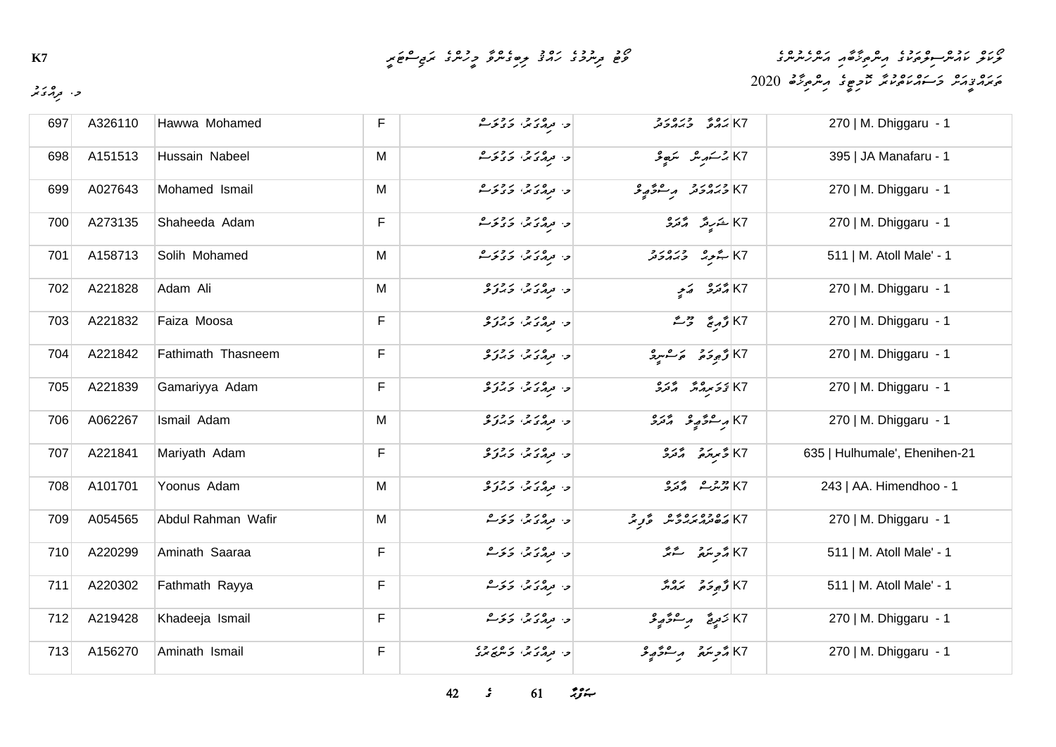| 697 | A326110 | Hawwa Mohamed | F | د· ترور تر، ورتر ه | K7 ترور ورورتر | 270 \| M. Dhiggaru - 1 |
|---|---|---|---|---|---|---|
| 698 | A151513 | Hussain Nabeel | M | د· ترور تر، ورتر ه | K7 برسکرمر شرھو | 395 \| JA Manafaru - 1 |
| 699 | A027643 | Mohamed Ismail | M | د· ترور تر، ورتر ه | K7 ورورتر مرسٹوگرمو | 270 \| M. Dhiggaru - 1 |
| 700 | A273135 | Shaheeda Adam | F | د· ترور تر، ورتر ه | K7 شکرمتر مرترو | 270 \| M. Dhiggaru - 1 |
| 701 | A158713 | Solih Mohamed | M | د· ترور تر، ورتر ه | K7 سگور ورورتر | 511 \| M. Atoll Male' - 1 |
| 702 | A221828 | Adam Ali | M | د· ترور تر، ورروتر | K7 مرترو مرمو | 270 \| M. Dhiggaru - 1 |
| 703 | A221832 | Faiza Moosa | F | د· ترور تر، ورروتر | K7 ورمرمج وژشہ | 270 \| M. Dhiggaru - 1 |
| 704 | A221842 | Fathimath Thasneem | F | د· ترور تر، ورروتر | K7 وموتر وسسرو | 270 \| M. Dhiggaru - 1 |
| 705 | A221839 | Gamariyya Adam | F | د· ترور تر، ورروتر | K7 تورمرمر مرترو | 270 \| M. Dhiggaru - 1 |
| 706 | A062267 | Ismail Adam | M | د· ترور تر، ورروتر | K7 مرسٹوگرمو مرترو | 270 \| M. Dhiggaru - 1 |
| 707 | A221841 | Mariyath Adam | F | د· ترور تر، ورروتر | K7 ومرمرو مرترو | 635 \| Hulhumale', Ehenihen-21 |
| 708 | A101701 | Yoonus Adam | M | د· ترور تر، ورروتر | K7 ترترسہ مرترو | 243 \| AA. Himendhoo - 1 |
| 709 | A054565 | Abdul Rahman Wafir | M | د· ترور تر، وتر ہ | K7 مرھترمرمروٹر وگوتر | 270 \| M. Dhiggaru - 1 |
| 710 | A220299 | Aminath Saaraa | F | د· ترور تر، وتر ہ | K7 مرمرسرو سگتر | 511 \| M. Atoll Male' - 1 |
| 711 | A220302 | Fathmath Rayya | F | د· ترور تر، وتر ہ | K7 وموتر ترمرتر | 511 \| M. Atoll Male' - 1 |
| 712 | A219428 | Khadeeja Ismail | F | د· ترور تر، وتر ہ | K7 ترمرمج مرسٹوگرمو | 270 \| M. Dhiggaru - 1 |
| 713 | A156270 | Aminath Ismail | F | د· ترور تر، وترمرترى | K7 مرمرسرو مرسٹوگرمو | 270 \| M. Dhiggaru - 1 |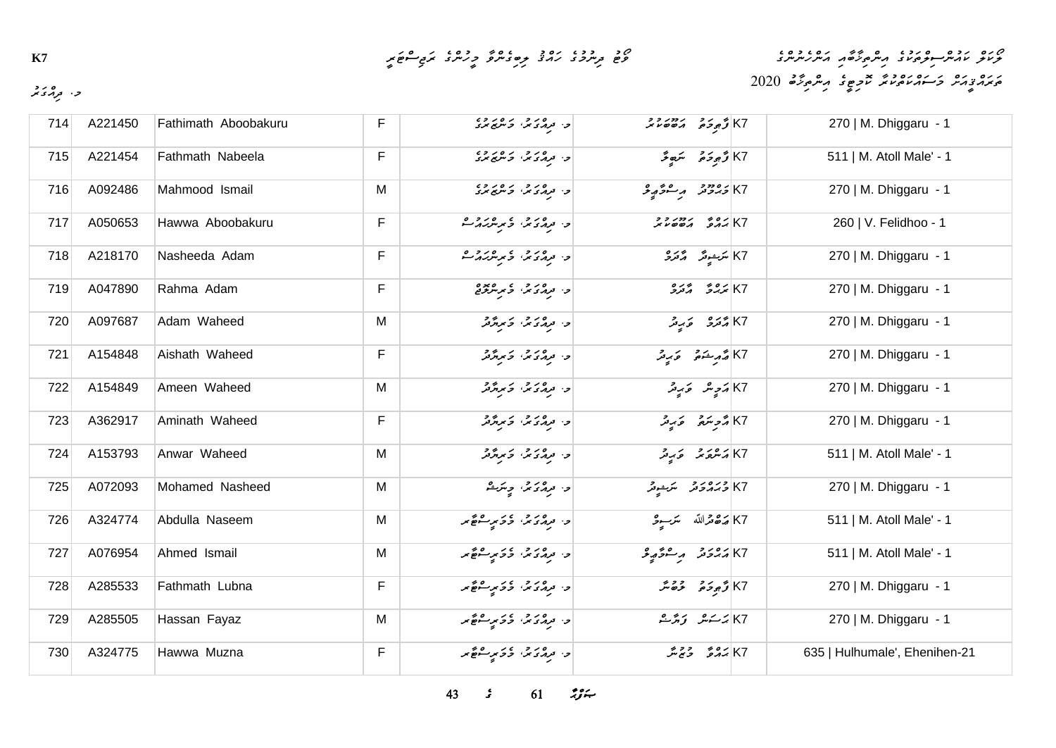| 714 | A221450 | Fathimath Aboobakuru | F | ދ. ދިއްގަރު، ވަނީޖަރީ | K7 ފާތިމަތު އަބޫބަކުރު | 270 \| M. Dhiggaru - 1 |
|---|---|---|---|---|---|---|
| 715 | A221454 | Fathmath Nabeela | F | ދ. ދިއްގަރު، ވަނީޖަރީ | K7 ފާތިމަތު ނަބީލާ | 511 \| M. Atoll Male' - 1 |
| 716 | A092486 | Mahmood Ismail | M | ދ. ދިއްގަރު، ވަނީޖަރީ | K7 މަޙްމޫދު އިސްމާޢީލް | 270 \| M. Dhiggaru - 1 |
| 717 | A050653 | Hawwa Aboobakuru | F | ދ. ދިއްގަރު، ވެރިންގެހުޅު | K7 ހައްވާ އަބޫބަކުރު | 260 \| V. Felidhoo - 1 |
| 718 | A218170 | Nasheeda Adam | F | ދ. ދިއްގަރު، ވެރިންގެހުޅު | K7 ނަޝީދާ އާދަމް | 270 \| M. Dhiggaru - 1 |
| 719 | A047890 | Rahma Adam | F | ދ. ދިއްގަރު، ވެރިންގޯޅި | K7 ރަޙްމާ އާދަމް | 270 \| M. Dhiggaru - 1 |
| 720 | A097687 | Adam Waheed | M | ދ. ދިއްގަރު، ވަރިހާދު | K7 އާދަމް ވަޙީދު | 270 \| M. Dhiggaru - 1 |
| 721 | A154848 | Aishath Waheed | F | ދ. ދިއްގަރު، ވަރިހާދު | K7 އާއިޝަތު ވަޙީދު | 270 \| M. Dhiggaru - 1 |
| 722 | A154849 | Ameen Waheed | M | ދ. ދިއްގަރު، ވަރިހާދު | K7 އަމީން ވަޙީދު | 270 \| M. Dhiggaru - 1 |
| 723 | A362917 | Aminath Waheed | F | ދ. ދިއްގަރު، ވަރިހާދު | K7 އާމިނަތު ވަޙީދު | 270 \| M. Dhiggaru - 1 |
| 724 | A153793 | Anwar Waheed | M | ދ. ދިއްގަރު، ވަރިހާދު | K7 އަންވަރު ވަޙީދު | 511 \| M. Atoll Male' - 1 |
| 725 | A072093 | Mohamed Nasheed | M | ދ. ދިއްގަރު، ވިނަސް | K7 މުޙައްމަދު ނަޝީދު | 270 \| M. Dhiggaru - 1 |
| 726 | A324774 | Abdulla Naseem | M | ދ. ދިއްގަރު، ވޮޓަރިސްޓަރ | K7 އަބްދުﷲ ނަސީމް | 511 \| M. Atoll Male' - 1 |
| 727 | A076954 | Ahmed Ismail | M | ދ. ދިއްގަރު، ވޮޓަރިސްޓަރ | K7 އަޙްމަދު އިސްމާޢީލް | 511 \| M. Atoll Male' - 1 |
| 728 | A285533 | Fathmath Lubna | F | ދ. ދިއްގަރު، ވޮޓަރިސްޓަރ | K7 ފާތިމަތު ލުބްނާ | 270 \| M. Dhiggaru - 1 |
| 729 | A285505 | Hassan Fayaz | M | ދ. ދިއްގަރު، ވޮޓަރިސްޓަރ | K7 ހަސަން ފައްޔާޒް | 270 \| M. Dhiggaru - 1 |
| 730 | A324775 | Hawwa Muzna | F | ދ. ދިއްގަރު، ވޮޓަރިސްޓަރ | K7 ހައްވާ މުޒްނާ | 635 \| Hulhumale', Ehenihen-21 |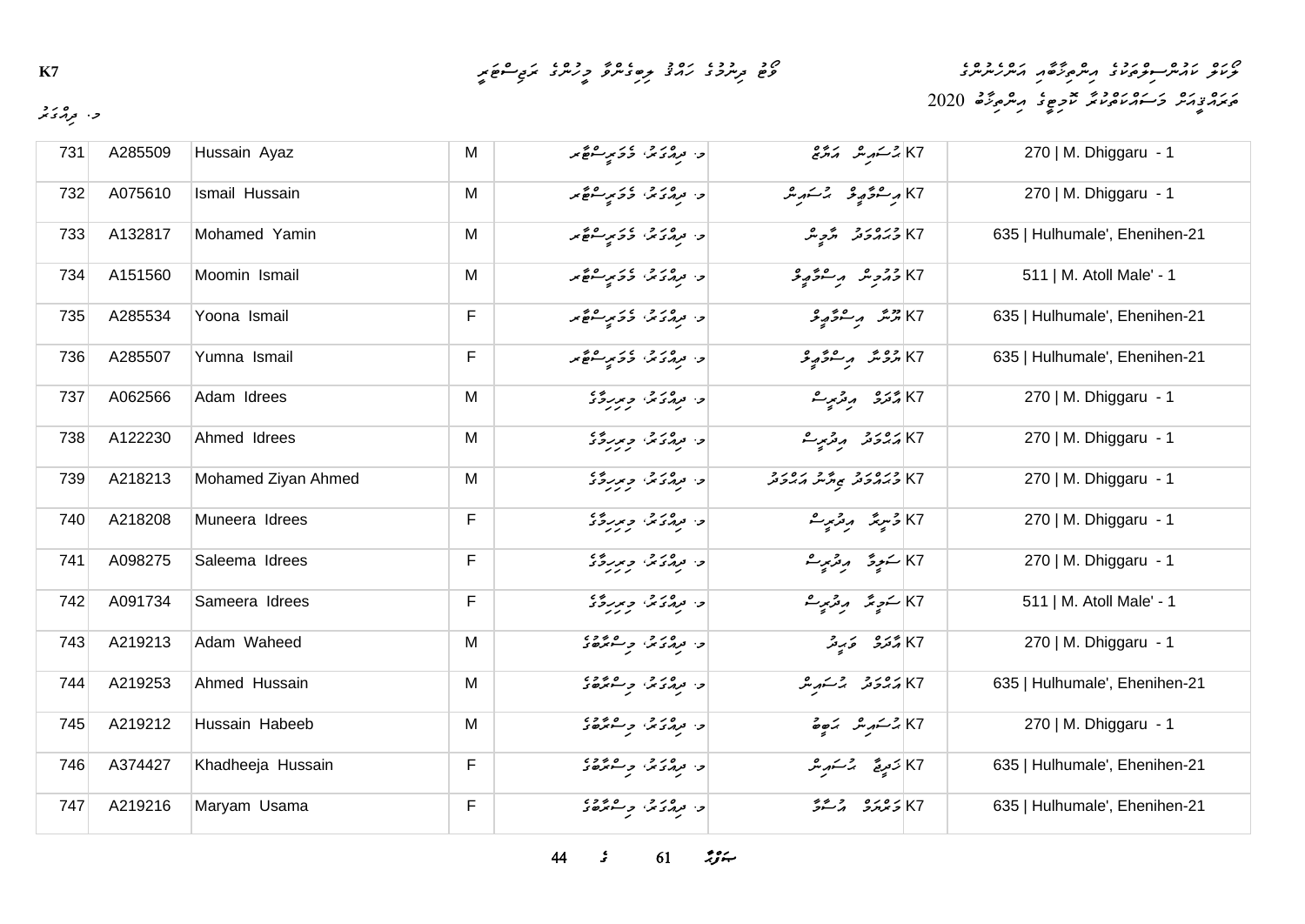| 731 | A285509 | Hussain Ayaz | M | د. مرچۇكە، ۋۇبرىشقىز | K7 ﺑﺮﺳﮯﻣﺮﺷﺮ ﺍﺭﻳﺞ | 270 \| M. Dhiggaru - 1 |
|---|---|---|---|---|---|---|
| 732 | A075610 | Ismail Hussain | M | د. مرچۇكە، ۋۇبرىشقىز | K7 ﻣﺮﺳﮯﮔﻬﻤﯿﻮ ﺑﺮﺳﮯﻣﺮﺷﺮ | 270 \| M. Dhiggaru - 1 |
| 733 | A132817 | Mohamed Yamin | M | د. مرچۇكە، ۋۇبرىشقىز | K7 ﻭﺑﺮﻩﻭﺑﺮ ﻣﺮﮔﻮﺷﺮ | 635 \| Hulhumale', Ehenihen-21 |
| 734 | A151560 | Moomin Ismail | M | د. مرچۇكە، ۋۇبرىشقىز | K7 ﻭﻭﮔﻮﺷﺮ ﻣﺮﺳﮯﮔﻬﻤﯿﻮ | 511 \| M. Atoll Male' - 1 |
| 735 | A285534 | Yoona Ismail | F | د. مرچۇكە، ۋۇبرىشقىز | K7 ﻣﺮﺷﺮ ﻣﺮﺳﮯﮔﻬﻤﯿﻮ | 635 \| Hulhumale', Ehenihen-21 |
| 736 | A285507 | Yumna Ismail | F | د. مرچۇكە، ۋۇبرىشقىز | K7 ﻣﺮﻭﺷﺮ ﻣﺮﺳﮯﮔﻬﻤﯿﻮ | 635 \| Hulhumale', Ehenihen-21 |
| 737 | A062566 | Adam Idrees | M | د. مرچۇكە، ۋىرىرۇكى | K7 ﻣﺮﻣﺮﻭ ﻣﺮﻣﺮﻣﺮﺳﮯ | 270 \| M. Dhiggaru - 1 |
| 738 | A122230 | Ahmed Idrees | M | د. مرچۇكە، ۋىرىرۇكى | K7 ﻣﺮﻭﺑﺮ ﻣﺮﻣﺮﻣﺮﺳﮯ | 270 \| M. Dhiggaru - 1 |
| 739 | A218213 | Mohamed Ziyan Ahmed | M | د. مرچۇكە، ۋىرىرۇكى | K7 ﻭﺑﺮﻩﻭﺑﺮ ﻣﺮﮔﺸﺮ ﻣﺮﻭﺑﺮ | 270 \| M. Dhiggaru - 1 |
| 740 | A218208 | Muneera Idrees | F | د. مرچۇكە، ۋىرىرۇكى | K7 ﻭﺳﺮﻣﺮ ﻣﺮﻣﺮﻣﺮﺳﮯ | 270 \| M. Dhiggaru - 1 |
| 741 | A098275 | Saleema Idrees | F | د. مرچۇكە، ۋىرىرۇكى | K7 ﺳﮯﻣﺮﻭ ﻣﺮﻣﺮﻣﺮﺳﮯ | 270 \| M. Dhiggaru - 1 |
| 742 | A091734 | Sameera Idrees | F | د. مرچۇكە، ۋىرىرۇكى | K7 ﺳﮯﻣﺮﻣﺮ ﻣﺮﻣﺮﻣﺮﺳﮯ | 511 \| M. Atoll Male' - 1 |
| 743 | A219213 | Adam Waheed | M | د. مرچۇكە، ۋىشىرۇقى | K7 ﻣﺮﻣﺮﻭ ﻭﻣﺮﻣﺮ | 270 \| M. Dhiggaru - 1 |
| 744 | A219253 | Ahmed Hussain | M | د. مرچۇكە، ۋىشىرۇقى | K7 ﻣﺮﻭﺑﺮ ﺑﺮﺳﮯﻣﺮﺷﺮ | 635 \| Hulhumale', Ehenihen-21 |
| 745 | A219212 | Hussain Habeeb | M | د. مرچۇكە، ۋىشىرۇقى | K7 ﺑﺮﺳﮯﻣﺮﺷﺮ ﻣﺮﻣﺮﻣﺮ | 270 \| M. Dhiggaru - 1 |
| 746 | A374427 | Khadheeja Hussain | F | د. مرچۇكە، ۋىشىرۇقى | K7 ﺯﻣﺮﻣﺮ ﺑﺮﺳﮯﻣﺮﺷﺮ | 635 \| Hulhumale', Ehenihen-21 |
| 747 | A219216 | Maryam Usama | F | د. مرچۇكە، ۋىشىرۇقى | K7 ﻭﻣﺮﻣﺮﻭ ﻣﺮﺳﮯﮔ | 635 \| Hulhumale', Ehenihen-21 |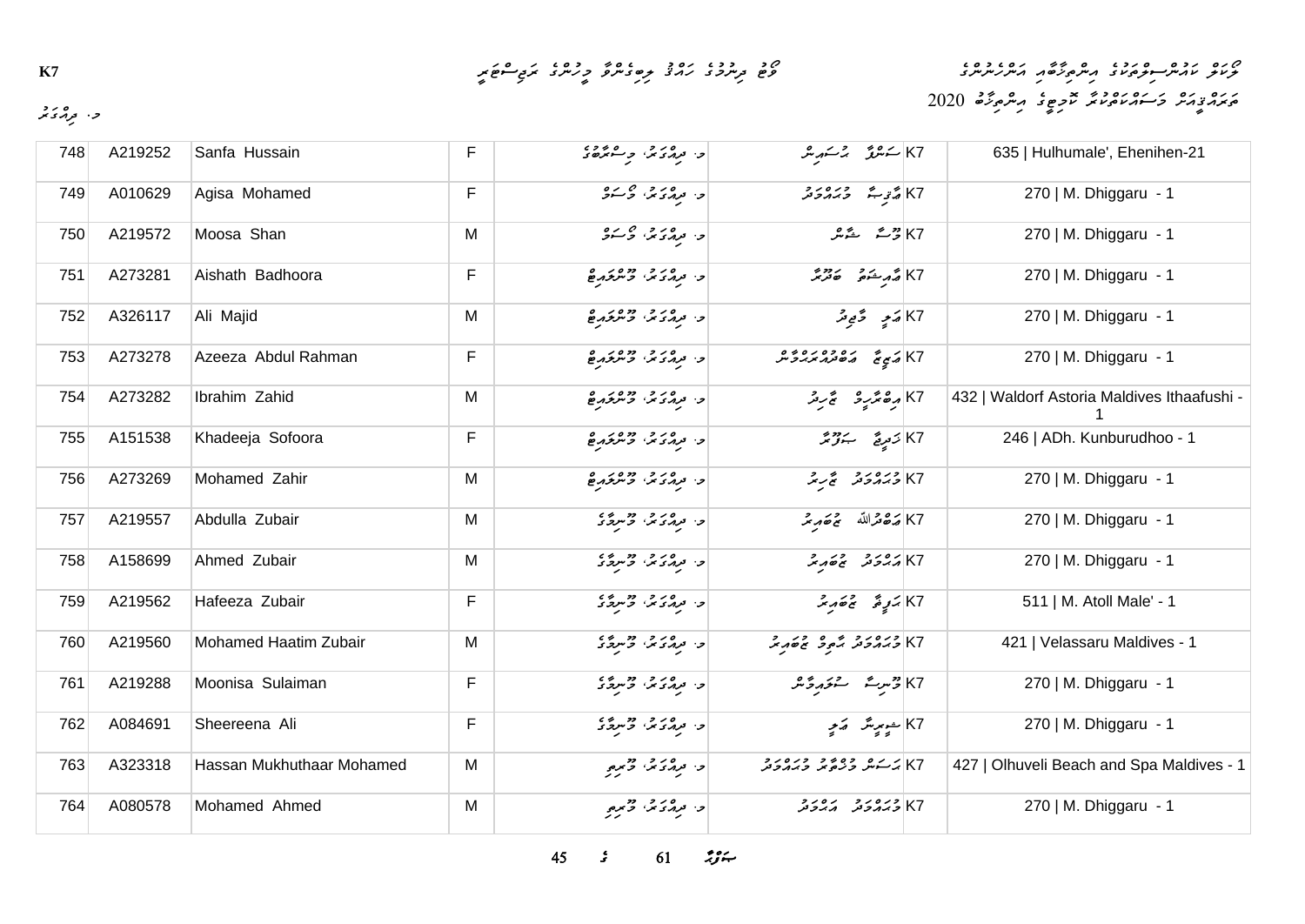| 748 | A219252 | Sanfa Hussain | F | د· ترمرکه تر، ترسترەی | K7 سَسْرٌ پرسکرینگ | 635 \| Hulhumale', Ehenihen-21 |
|---|---|---|---|---|---|---|
| 749 | A010629 | Agisa Mohamed | F | د· ترمرکه تر، تحسنو | K7 مُحْتِیْنَ وَرَمَرْ وَتْرَ | 270 \| M. Dhiggaru - 1 |
| 750 | A219572 | Moosa Shan | M | د· ترمرکه تر، تحسنو | K7 تْرَسَّمْ شَّمْرُ | 270 \| M. Dhiggaru - 1 |
| 751 | A273281 | Aishath Badhoora | F | د· ترمرکه تر، ترسرگرمع | K7 مُحْمِرِ شَمَرْ صَمَرْ بْرُ | 270 \| M. Dhiggaru - 1 |
| 752 | A326117 | Ali Majid | M | د· ترمرکه تر، ترسرگرمع | K7 مَرْسِ ئَرْجِ تَرْ | 270 \| M. Dhiggaru - 1 |
| 753 | A273278 | Azeeza Abdul Rahman | F | د· ترمرکه تر، ترسرگرمع | K7 مَرْجِ مَرْ مَصْرَمَدَ مَرْ بَرْ جُرْ مَرْ | 270 \| M. Dhiggaru - 1 |
| 754 | A273282 | Ibrahim Zahid | M | د· ترمرکه تر، ترسرگرمع | K7 مُرْصَمْرَ بُرْ ئُجْ بِرْ تَرْ | 432 \| Waldorf Astoria Maldives Ithaafushi - 1 |
| 755 | A151538 | Khadeeja Sofoora | F | د· ترمرکه تر، ترسرگرمع | K7 تَرِیْرَ سِنْ تُرْ بُرْ | 246 \| ADh. Kunburudhoo - 1 |
| 756 | A273269 | Mohamed Zahir | M | د· ترمرکه تر، ترسرگرمع | K7 وَرَمَرْ وَتْرَ ئُجْ بِرْ | 270 \| M. Dhiggaru - 1 |
| 757 | A219557 | Abdulla Zubair | M | د· ترمرکه تر، ترسرگری | K7 مَصْرَمَدُ اللّٰهُ تَحْصَمِرْ | 270 \| M. Dhiggaru - 1 |
| 758 | A158699 | Ahmed Zubair | M | د· ترمرکه تر، ترسرگری | K7 مَرْحَرْ وَتْرَ تَحْصَمِرْ | 270 \| M. Dhiggaru - 1 |
| 759 | A219562 | Hafeeza Zubair | F | د· ترمرکه تر، ترسرگری | K7 بَرْوِیْجَ تَحْصَمِرْ | 511 \| M. Atoll Male' - 1 |
| 760 | A219560 | Mohamed Haatim Zubair | M | د· ترمرکه تر، ترسرگری | K7 وَرَمَرْ وَتْرَ بَرْمُوْ تَحْصَمِرْ | 421 \| Velassaru Maldives - 1 |
| 761 | A219288 | Moonisa Sulaiman | F | د· ترمرکه تر، ترسرگری | K7 تُرْسِرْ سَمْ سُرْخَمْرِ تُرْ سْرُ | 270 \| M. Dhiggaru - 1 |
| 762 | A084691 | Sheereena Ali | F | د· ترمرکه تر، ترسرگری | K7 شْمِرِ سْرَ مَرْسِ | 270 \| M. Dhiggaru - 1 |
| 763 | A323318 | Hassan Mukhuthaar Mohamed | M | د· ترمرکه تر، ترمرمو | K7 بَرْسَمْ شْ تُرْ تَرَ تْرَ وَرَمَرْ وَتْرَ | 427 \| Olhuveli Beach and Spa Maldives - 1 |
| 764 | A080578 | Mohamed Ahmed | M | د· ترمرکه تر، ترمرمو | K7 وَرَمَرْ وَتْرَ مَرْحَرْ وَتْرَ | 270 \| M. Dhiggaru - 1 |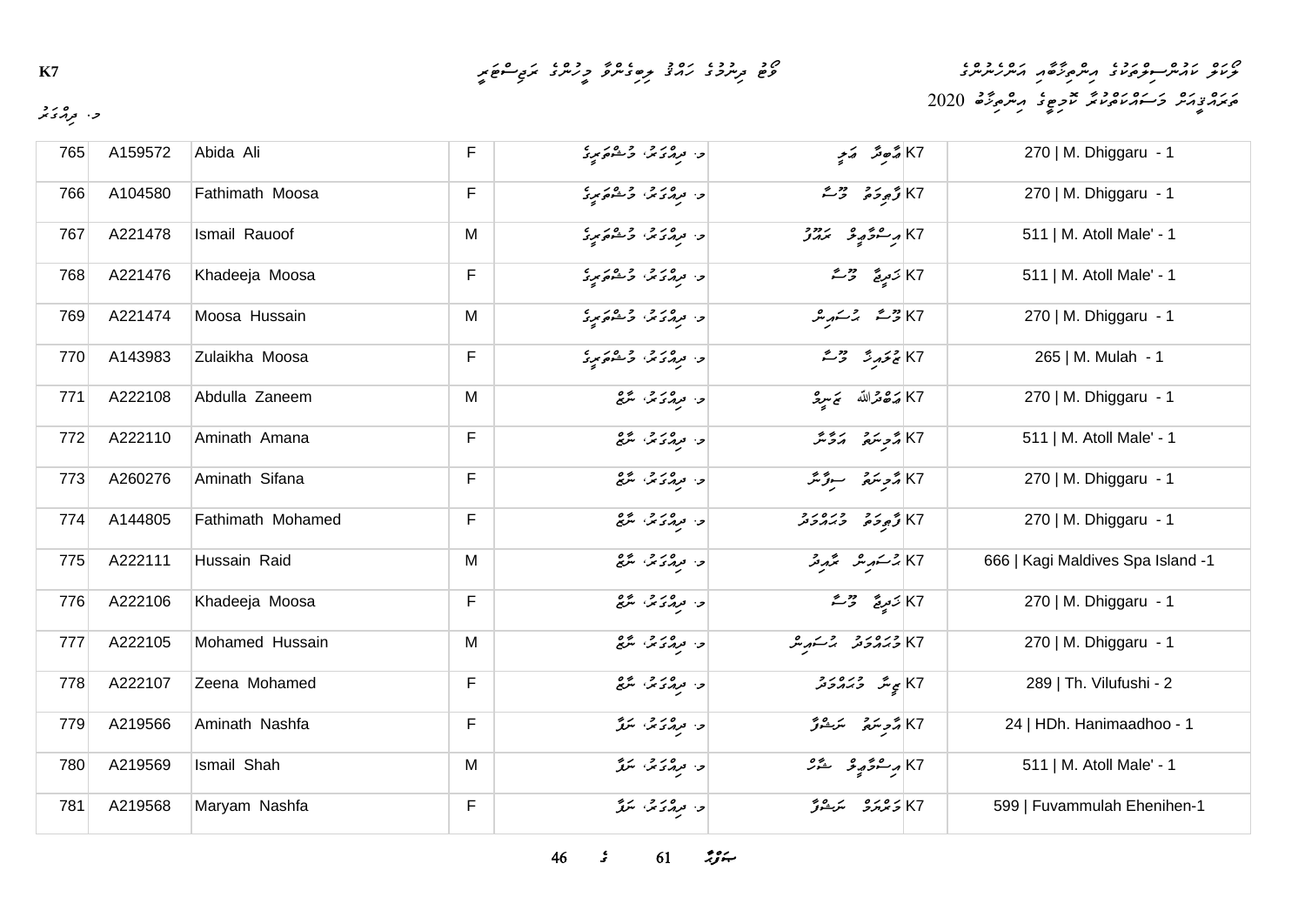| 765 | A159572 | Abida Ali | F | د. مرمرکرمر، کرشوکرمرد | K7 مَّەھِمَّر مَرِ | 270 \| M. Dhiggaru - 1 |
|---|---|---|---|---|---|---|
| 766 | A104580 | Fathimath Moosa | F | د. مرمرکرمر، کرشوکرمرد | K7 وَجِوحَمَ حَرْ | 270 \| M. Dhiggaru - 1 |
| 767 | A221478 | Ismail Rauoof | M | د. مرمرکرمر، کرشوکرمرد | K7 مرحوکرمو محمدو | 511 \| M. Atoll Male' - 1 |
| 768 | A221476 | Khadeeja Moosa | F | د. مرمرکرمر، کرشوکرمرد | K7 زَمرِجٌ حَرْ | 511 \| M. Atoll Male' - 1 |
| 769 | A221474 | Moosa Hussain | M | د. مرمرکرمر، کرشوکرمرد | K7 حَرْ بِرْسَمْرِیْر | 270 \| M. Dhiggaru - 1 |
| 770 | A143983 | Zulaikha Moosa | F | د. مرمرکرمر، کرشوکرمرد | K7 ج حَمرِ رَّ حَرْ | 265 \| M. Mulah - 1 |
| 771 | A222108 | Abdulla Zaneem | M | د. مرمرکرمر، مرمح | K7 مَەھىراللە ئەسرىۋ | 270 \| M. Dhiggaru - 1 |
| 772 | A222110 | Aminath Amana | F | د. مرمرکرمر، مرمح | K7 مَّحِ سَمَ مَرَّمَرُ | 511 \| M. Atoll Male' - 1 |
| 773 | A260276 | Aminath Sifana | F | د. مرمرکرمر، مرمح | K7 مَّحِ سَمَ سِوَّسَر | 270 \| M. Dhiggaru - 1 |
| 774 | A144805 | Fathimath Mohamed | F | د. مرمرکرمر، مرمح | K7 وَجِوحَمَ وَبَرَمُرَمَرُ | 270 \| M. Dhiggaru - 1 |
| 775 | A222111 | Hussain Raid | M | د. مرمرکرمر، مرمح | K7 بِرْسَمْرِیْر مُحْمِعْر | 666 \| Kagi Maldives Spa Island -1 |
| 776 | A222106 | Khadeeja Moosa | F | د. مرمرکرمر، مرمح | K7 زَمرِجٌ حَرْ | 270 \| M. Dhiggaru - 1 |
| 777 | A222105 | Mohamed Hussain | M | د. مرمرکرمر، مرمح | K7 وَبَرَمُرَمَرُ بِرْسَمْرِیْر | 270 \| M. Dhiggaru - 1 |
| 778 | A222107 | Zeena Mohamed | F | د. مرمرکرمر، مرمح | K7 سِمْر وَبَرَمُرَمَرُ | 289 \| Th. Vilufushi - 2 |
| 779 | A219566 | Aminath Nashfa | F | د. مرمرکرمر، سَرَّ | K7 مَّحِ سَمَ سَرَشْوَّ | 24 \| HDh. Hanimaadhoo - 1 |
| 780 | A219569 | Ismail Shah | M | د. مرمرکرمر، سَرَّ | K7 مرحوکرمو حَمَّر | 511 \| M. Atoll Male' - 1 |
| 781 | A219568 | Maryam Nashfa | F | د. مرمرکرمر، سَرَّ | K7 وَمَرْمَرُو سَرَشْوَّ | 599 \| Fuvammulah Ehenihen-1 |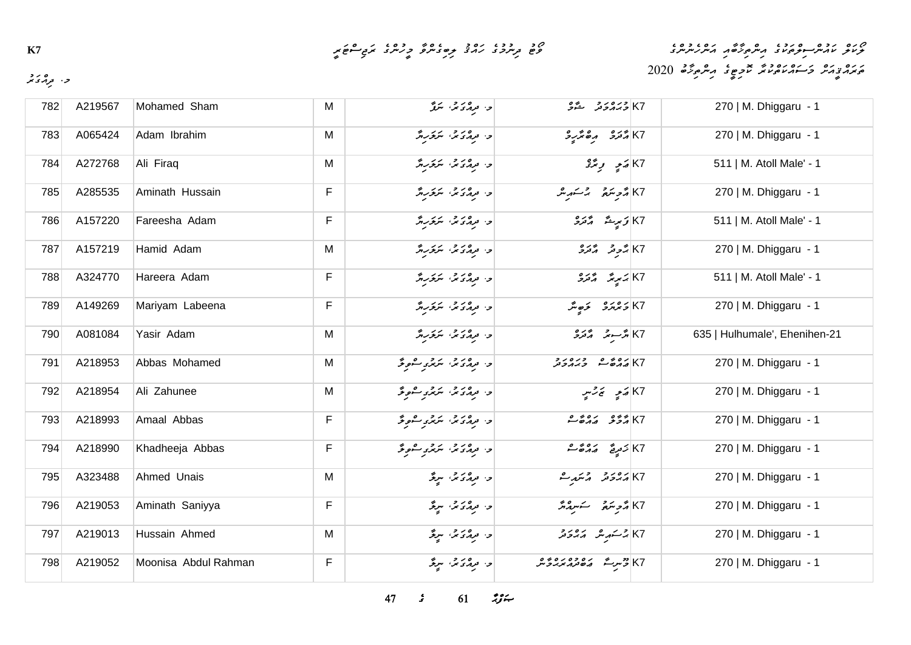| 782 | A219567 | Mohamed Sham | M | د· مرمرکرمر، سَرَّ | K7 دُبَرْدُدَر شَرَّ | 270 \| M. Dhiggaru - 1 |
|---|---|---|---|---|---|---|
| 783 | A065424 | Adam Ibrahim | M | د· مرمرکرمر، سَرَکَرِہگَ | K7 اُتَرَدُ اِرْھَمُرِدُ | 270 \| M. Dhiggaru - 1 |
| 784 | A272768 | Ali Firaq | M | د· مرمرکرمر، سَرَکَرِہگَ | K7 اَبَرِ وِبُرَّ | 511 \| M. Atoll Male' - 1 |
| 785 | A285535 | Aminath Hussain | F | د· مرمرکرمر، سَرَکَرِہگَ | K7 اُجِسَرَہُ بِرْسَکْرِسُ | 270 \| M. Dhiggaru - 1 |
| 786 | A157220 | Fareesha Adam | F | د· مرمرکرمر، سَرَکَرِہگَ | K7 وَبِرِشَّہ اُتَرَدُ | 511 \| M. Atoll Male' - 1 |
| 787 | A157219 | Hamid Adam | M | د· مرمرکرمر، سَرَکَرِہگَ | K7 بُرْدِتُر اُتَرَدُ | 270 \| M. Dhiggaru - 1 |
| 788 | A324770 | Hareera Adam | F | د· مرمرکرمر، سَرَکَرِہگَ | K7 بَرَبِرِبُرَّ اُتَرَدُ | 511 \| M. Atoll Male' - 1 |
| 789 | A149269 | Mariyam Labeena | F | د· مرمرکرمر، سَرَکَرِہگَ | K7 دَبُرْبَرَدُ دَھِسَّ | 270 \| M. Dhiggaru - 1 |
| 790 | A081084 | Yasir Adam | M | د· مرمرکرمر، سَرَکَرِہگَ | K7 اُرْسِبِرْ اُتَرَدُ | 635 \| Hulhumale', Ehenihen-21 |
| 791 | A218953 | Abbas Mohamed | M | د· مرمرکرمر، سَرَکْرِسْوِرَّ | K7 اَبَرْھَسْ دُبَرْدُدَر | 270 \| M. Dhiggaru - 1 |
| 792 | A218954 | Ali Zahunee | M | د· مرمرکرمر، سَرَکْرِسْوِرَّ | K7 اَبَرِ بَرْسِرِ | 270 \| M. Dhiggaru - 1 |
| 793 | A218993 | Amaal Abbas | F | د· مرمرکرمر، سَرَکْرِسْوِرَّ | K7 اُدُّدُ اَبَرْھَسْ | 270 \| M. Dhiggaru - 1 |
| 794 | A218990 | Khadheeja Abbas | F | د· مرمرکرمر، سَرَکْرِسْوِرَّ | K7 زَمِرِجَّ اَبَرْھَسْ | 270 \| M. Dhiggaru - 1 |
| 795 | A323488 | Ahmed Unais | M | د· مرمرکرمر، سِرِّ | K7 اَبْرُدَر اُسَرَمِرسْ | 270 \| M. Dhiggaru - 1 |
| 796 | A219053 | Aminath Saniyya | F | د· مرمرکرمر، سِرِّ | K7 اُجِسَرَہُ سَسِرْمِرُّ | 270 \| M. Dhiggaru - 1 |
| 797 | A219013 | Hussain Ahmed | M | د· مرمرکرمر، سِرِّ | K7 بِرْسَکْرِسُ اَبْرُدَر | 270 \| M. Dhiggaru - 1 |
| 798 | A219052 | Moonisa Abdul Rahman | F | د· مرمرکرمر، سِرِّ | K7 دُسِرِسَّ اَھْدُبْرْرَبْرُدُسُ | 270 \| M. Dhiggaru - 1 |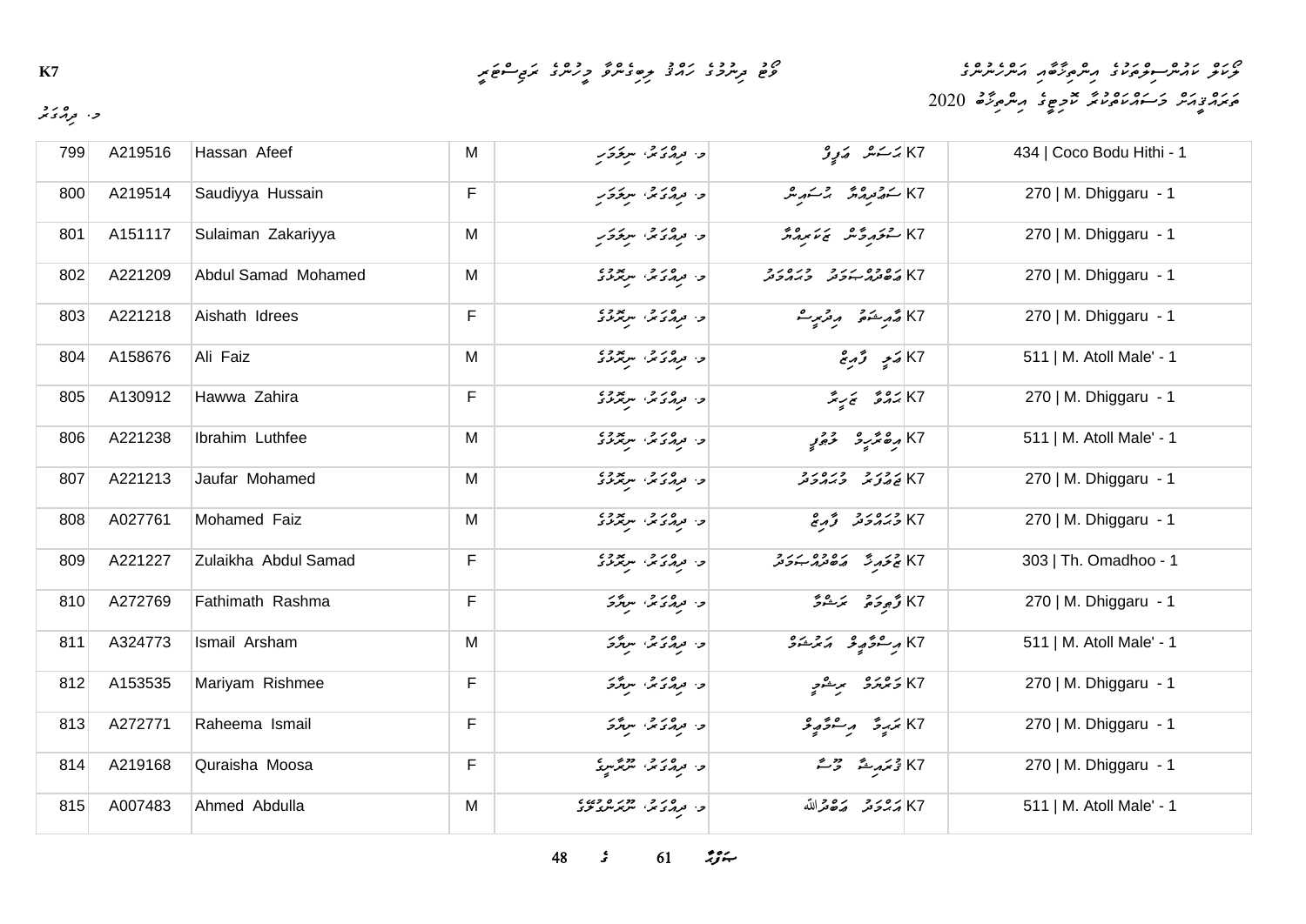| 799 | A219516 | Hassan Afeef | M | د· ترپرۇ ئەنگە، سرچۇتر | K7 بَرَسَرْ مَرِوْ | 434 \| Coco Bodu Hithi - 1 |
|---|---|---|---|---|---|---|
| 800 | A219514 | Saudiyya Hussain | F | د· ترپرۇ ئەنگە، سرچۇتر | K7 سَمَرْمِرْمَّر بِرْسَمْرِشْ | 270 \| M. Dhiggaru - 1 |
| 801 | A151117 | Sulaiman Zakariyya | M | د· ترپرۇ ئەنگە، سرچۇتر | K7 سِعَرِمِرْدَّسْ يَعْرِيْرْمَّر | 270 \| M. Dhiggaru - 1 |
| 802 | A221209 | Abdul Samad Mohamed | M | د· ترپرۇ ئەنگە، سرچرۇئ | K7 مَەھْترَ سَرَ حَرَ وَرَ مِرَ تَر | 270 \| M. Dhiggaru - 1 |
| 803 | A221218 | Aishath Idrees | F | د· ترپرۇ ئەنگە، سرچرۇئ | K7 مَّرِ شَعَرْ مِرْ مِرِيْ | 270 \| M. Dhiggaru - 1 |
| 804 | A158676 | Ali Faiz | M | د· ترپرۇ ئەنگە، سرچرۇئ | K7 مَرِ وَّمِ جْ | 511 \| M. Atoll Male' - 1 |
| 805 | A130912 | Hawwa Zahira | F | د· ترپرۇ ئەنگە، سرچرۇئ | K7 بَرْمَرْدَّ جَرِبَّرْ | 270 \| M. Dhiggaru - 1 |
| 806 | A221238 | Ibrahim Luthfee | M | د· ترپرۇ ئەنگە، سرچرۇئ | K7 مِرْھَ مَّرْ بِرْدْ حْرْمْ وِ | 511 \| M. Atoll Male' - 1 |
| 807 | A221213 | Jaufar Mohamed | M | د· ترپرۇ ئەنگە، سرچرۇئ | K7 يَ مَرْ وَ مَرْ دَ بَرْ مِرْ دَ تَر | 270 \| M. Dhiggaru - 1 |
| 808 | A027761 | Mohamed Faiz | M | د· ترپرۇ ئەنگە، سرچرۇئ | K7 وَبَرْمِرْدَ تَر وَّمِ جْ | 270 \| M. Dhiggaru - 1 |
| 809 | A221227 | Zulaikha Abdul Samad | F | د· ترپرۇ ئەنگە، سرچرۇئ | K7 يْحَرِمِرِ مَّ ەھْ تَرْمَرْ سَرَ حَرَ تَر | 303 \| Th. Omadhoo - 1 |
| 810 | A272769 | Fathimath Rashma | F | د· ترپرۇ ئەنگە، سرچرۇ | K7 وَّمِرْ حَرْ مَرْ مَرْ شْ وَّ | 270 \| M. Dhiggaru - 1 |
| 811 | A324773 | Ismail Arsham | M | د· ترپرۇ ئەنگە، سرچرۇ | K7 مِرْ سْ وَّ مِرْ وْ مَرْ مَرْ شَ وْ | 511 \| M. Atoll Male' - 1 |
| 812 | A153535 | Mariyam Rishmee | F | د· ترپرۇ ئەنگە، سرچرۇ | K7 وَ مَرْ مَرْ وْ بِرْ شْ وِ | 270 \| M. Dhiggaru - 1 |
| 813 | A272771 | Raheema Ismail | F | د· ترپرۇ ئەنگە، سرچرۇ | K7 بَرِ وَّ مِرْ سْ وَّ مِرْ وْ | 270 \| M. Dhiggaru - 1 |
| 814 | A219168 | Quraisha Moosa | F | د· ترپرۇ ئەنگە، شرچرسرێ | K7 قُ بَرَ مِرْ شَ ۋْ سَّ | 270 \| M. Dhiggaru - 1 |
| 815 | A007483 | Ahmed Abdulla | M | د· ترپرۇ ئەنگە، شرسرشرۇئ | K7 مَرْ بَرْ دَ تَر مَ ەھْ تَر اللّٰه | 511 \| M. Atoll Male' - 1 |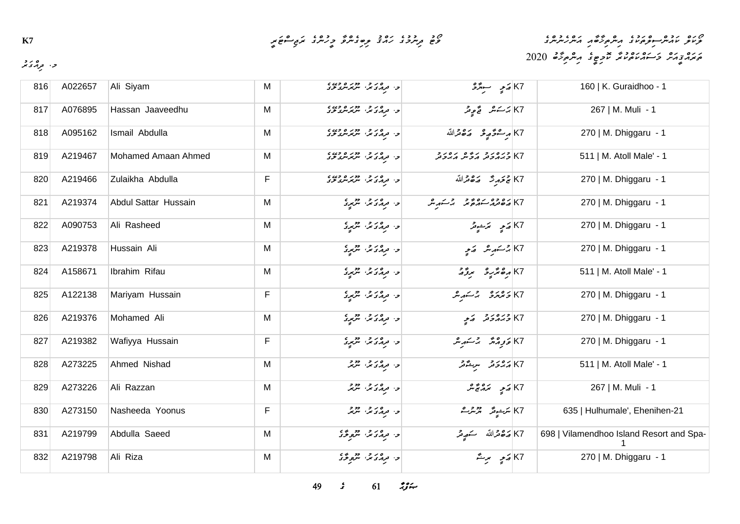| 816 | A022657 | Ali Siyam | M | ވ. ދިއްގަރު، ނޫރަނީގެ | K7 | ޢަލީ ސިޔާމް | 160 \| K. Guraidhoo - 1 |
|---|---|---|---|---|---|---|---|
| 817 | A076895 | Hassan Jaaveedhu | M | ވ. ދިއްގަރު، ނޫރަނީގެ | K7 | ޙަސަން ޖާވީދު | 267 \| M. Muli - 1 |
| 818 | A095162 | Ismail Abdulla | M | ވ. ދިއްގަރު، ނޫރަނީގެ | K7 | އިސްމާއީލް ޢަބްދުﷲ | 270 \| M. Dhiggaru - 1 |
| 819 | A219467 | Mohamed Amaan Ahmed | M | ވ. ދިއްގަރު، ނޫރަނީގެ | K7 | މުޙައްމަދު އަމާން އަޙްމަދު | 511 \| M. Atoll Male' - 1 |
| 820 | A219466 | Zulaikha Abdulla | F | ވ. ދިއްގަރު، ނޫރަނީގެ | K7 | ޒުލައިޚާ ޢަބްދުﷲ | 270 \| M. Dhiggaru - 1 |
| 821 | A219374 | Abdul Sattar Hussain | M | ވ. ދިއްގަރު، ނޫރީގެ | K7 | ޢަބްދުއްސައްތާރު ޙުސައިން | 270 \| M. Dhiggaru - 1 |
| 822 | A090753 | Ali Rasheed | M | ވ. ދިއްގަރު، ނޫރީގެ | K7 | ޢަލީ ރަޝީދު | 270 \| M. Dhiggaru - 1 |
| 823 | A219378 | Hussain Ali | M | ވ. ދިއްގަރު، ނޫރީގެ | K7 | ޙުސައިން ޢަލީ | 270 \| M. Dhiggaru - 1 |
| 824 | A158671 | Ibrahim Rifau | M | ވ. ދިއްގަރު، ނޫރީގެ | K7 | އިބްރާހީމް ރިފާއު | 511 \| M. Atoll Male' - 1 |
| 825 | A122138 | Mariyam Hussain | F | ވ. ދިއްގަރު، ނޫރީގެ | K7 | މަރިޔަމް ޙުސައިން | 270 \| M. Dhiggaru - 1 |
| 826 | A219376 | Mohamed Ali | M | ވ. ދިއްގަރު، ނޫރީގެ | K7 | މުޙައްމަދު ޢަލީ | 270 \| M. Dhiggaru - 1 |
| 827 | A219382 | Wafiyya Hussain | F | ވ. ދިއްގަރު، ނޫރީގެ | K7 | ވަފިއްޔާ ޙުސައިން | 270 \| M. Dhiggaru - 1 |
| 828 | A273225 | Ahmed Nishad | M | ވ. ދިއްގަރު، ނޫރު | K7 | އަޙްމަދު ނިޝާދު | 511 \| M. Atoll Male' - 1 |
| 829 | A273226 | Ali Razzan | M | ވ. ދިއްގަރު، ނޫރު | K7 | ޢަލީ ރައްޒާން | 267 \| M. Muli - 1 |
| 830 | A273150 | Nasheeda Yoonus | F | ވ. ދިއްގަރު، ނޫރު | K7 | ނަޝީދާ ޔޫނުސް | 635 \| Hulhumale', Ehenihen-21 |
| 831 | A219799 | Abdulla Saeed | M | ވ. ދިއްގަރު، ނޫރުވާގެ | K7 | ޢަބްދުﷲ ސަޢީދު | 698 \| Vilamendhoo Island Resort and Spa-1 |
| 832 | A219798 | Ali Riza | M | ވ. ދިއްގަރު، ނޫރުވާގެ | K7 | ޢަލީ ރިޟާ | 270 \| M. Dhiggaru - 1 |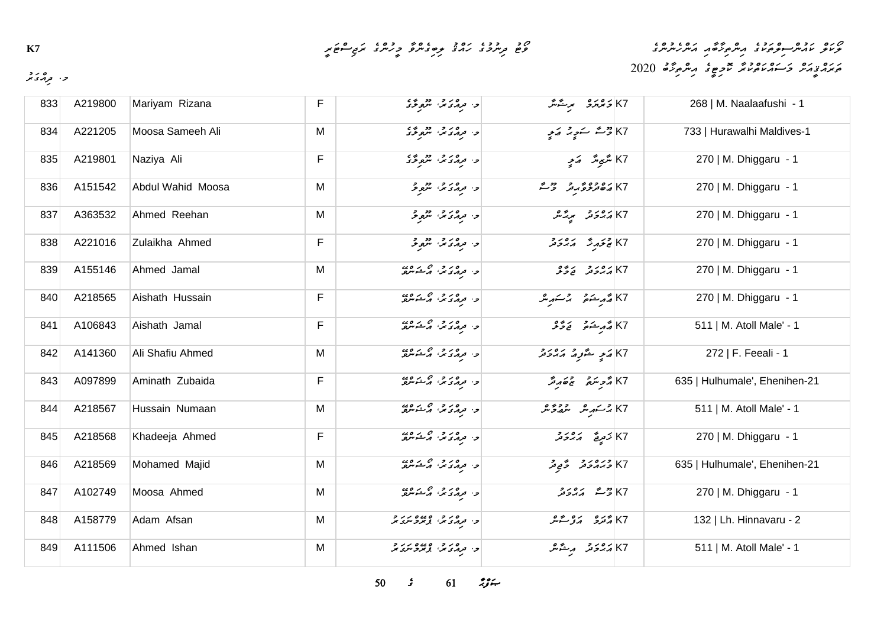| 833 | A219800 | Mariyam Rizana | F | د· مرمرگرمر، سرموگری | K7 ﻿ﺭﻓﺮﺘﻣ ﺒﺮﺘﺴ | 268 \| M. Naalaafushi - 1 |
|---|---|---|---|---|---|---|
| 834 | A221205 | Moosa Sameeh Ali | M | د· مرمرگرمر، سرموگری | K7 ﺝﺘ ﺱﺮﺑ ﻪﻣ | 733 \| Hurawalhi Maldives-1 |
| 835 | A219801 | Naziya Ali | F | د· مرمرگرمر، سرموگری | K7 ﻪﺘﻨﻣ ﻪﻣ | 270 \| M. Dhiggaru - 1 |
| 836 | A151542 | Abdul Wahid Moosa | M | د· مرمرگرمر، سرموگر | K7 ﻪﻣﻭﻭﺑﻭﺪ ﺝﺘ | 270 \| M. Dhiggaru - 1 |
| 837 | A363532 | Ahmed Reehan | M | د· مرمرگرمر، سرموگر | K7 ﻪﺮﻣﺪ ﻣﺮﺸ | 270 \| M. Dhiggaru - 1 |
| 838 | A221016 | Zulaikha Ahmed | F | د· مرمرگرمر، سرموگر | K7 ﺞﺤﺪﺰ ﻪﺮﻣﺪ | 270 \| M. Dhiggaru - 1 |
| 839 | A155146 | Ahmed Jamal | M | د· مرمرگرمر، مرشوسرو | K7 ﻪﺮﻣﺪ ﺝﺘﻭ | 270 \| M. Dhiggaru - 1 |
| 840 | A218565 | Aishath Hussain | F | د· مرمرگرمر، مرشوسرو | K7 ﻪﻣﺸﻮ ﺑﺴﻣﺮ | 270 \| M. Dhiggaru - 1 |
| 841 | A106843 | Aishath Jamal | F | د· مرمرگرمر، مرشوسرو | K7 ﻪﻣﺸﻮ ﺝﺘﻭ | 511 \| M. Atoll Male' - 1 |
| 842 | A141360 | Ali Shafiu Ahmed | M | د· مرمرگرمر، مرشوسرو | K7 ﻪﻣ ﺸﻭﺪ ﻪﺮﻣﺪ | 272 \| F. Feeali - 1 |
| 843 | A097899 | Aminath Zubaida | F | د· مرمرگرمر، مرشوسرو | K7 ﻪﺟﺴﻮ ﺞﻬﻣﺪ | 635 \| Hulhumale', Ehenihen-21 |
| 844 | A218567 | Hussain Numaan | M | د· مرمرگرمر، مرشوسرو | K7 ﺑﺴﻣﺮ ﺳﺮﻭﺸ | 511 \| M. Atoll Male' - 1 |
| 845 | A218568 | Khadeeja Ahmed | F | د· مرمرگرمر، مرشوسرو | K7 ﺰﻣﺞ ﻪﺮﻣﺪ | 270 \| M. Dhiggaru - 1 |
| 846 | A218569 | Mohamed Majid | M | د· مرمرگرمر، مرشوسرو | K7 ﺟﺮﻣﺪ ﺝﻣﺪ | 635 \| Hulhumale', Ehenihen-21 |
| 847 | A102749 | Moosa Ahmed | M | د· مرمرگرمر، مرشوسرو | K7 ﺝﺘ ﻪﺮﻣﺪ | 270 \| M. Dhiggaru - 1 |
| 848 | A158779 | Adam Afsan | M | د· مرمرگرمر، ویروسرکر | K7 ﻪﺘﺮ ﻪﻭﺴﺸ | 132 \| Lh. Hinnavaru - 2 |
| 849 | A111506 | Ahmed Ishan | M | د· مرمرگرمر، ویروسرکر | K7 ﻪﺮﻣﺪ ﻣﺸﺸ | 511 \| M. Atoll Male' - 1 |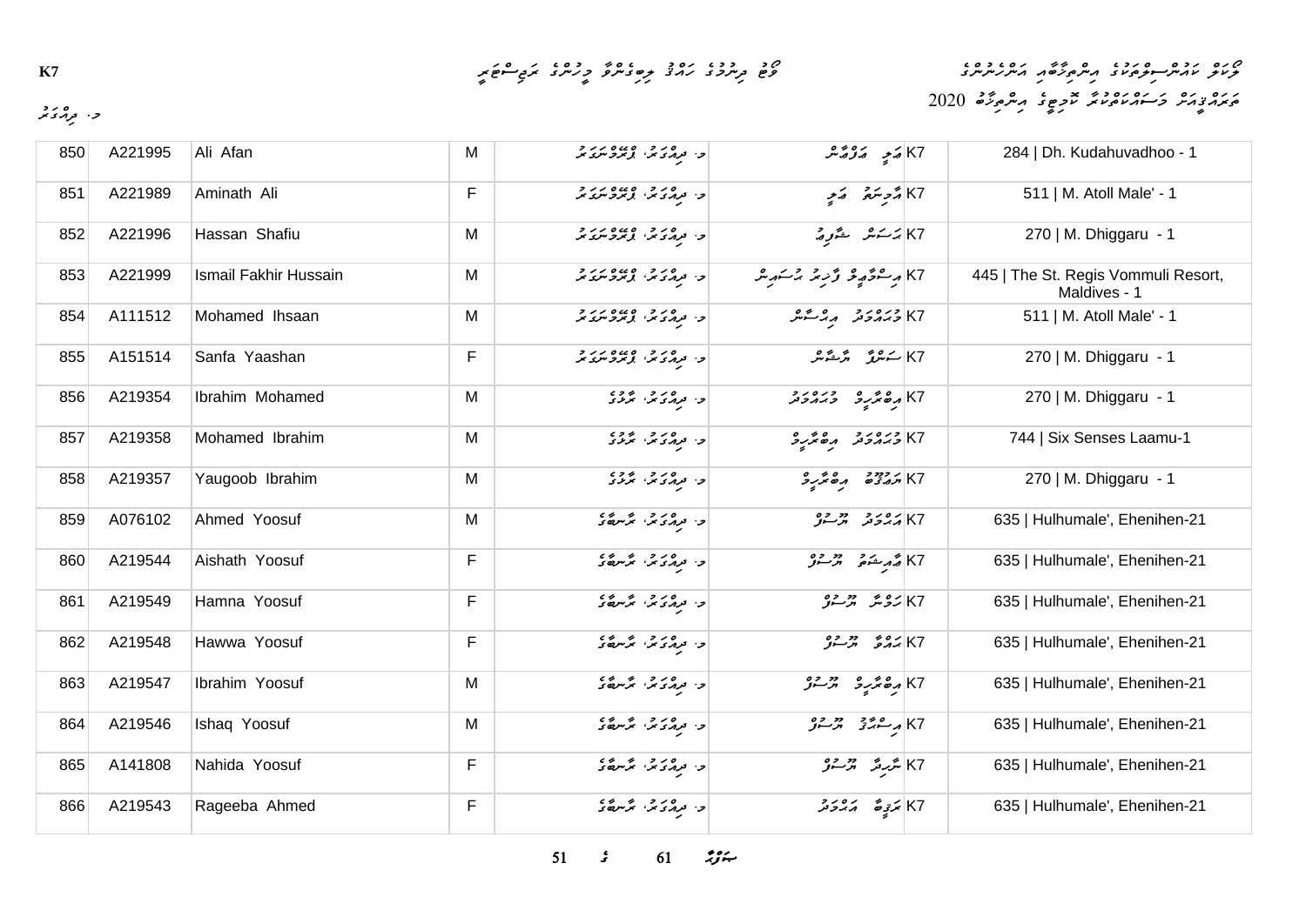| 850 | A221995 | Ali Afan | M | د· ترمرٗ ترمر، ژ ترو مترم تر | K7 اَرَجِ اَوْتُرُ | 284 \| Dh. Kudahuvadhoo - 1 |
|---|---|---|---|---|---|---|
| 851 | A221989 | Aminath Ali | F | د· ترمرٗ ترمر، ژ ترو مترم تر | K7 مُّرِسَمُ اَرَجِ | 511 \| M. Atoll Male' - 1 |
| 852 | A221996 | Hassan Shafiu | M | د· ترمرٗ ترمر، ژ ترو مترم تر | K7 بَرَسَسْ شَرْوِيُّ | 270 \| M. Dhiggaru - 1 |
| 853 | A221999 | Ismail Fakhir Hussain | M | د· ترمرٗ ترمر، ژ ترو مترم تر | K7 مِرْسُوَّرِ وَ زُرِيُر بُرْسَوِرْ | 445 \| The St. Regis Vommuli Resort, Maldives - 1 |
| 854 | A111512 | Mohamed Ihsaan | M | د· ترمرٗ ترمر، ژ ترو مترم تر | K7 وَرَدَرَدُ مِرْدُسُرُ | 511 \| M. Atoll Male' - 1 |
| 855 | A151514 | Sanfa Yaashan | F | د· ترمرٗ ترمر، ژ ترو مترم تر | K7 سَعْرُ مُرْشَرُ | 270 \| M. Dhiggaru - 1 |
| 856 | A219354 | Ibrahim Mohamed | M | د· ترمرٗ ترمر، ترمرٗ | K7 مِرْهُمُرِدُ وَرَدَرَدُ | 270 \| M. Dhiggaru - 1 |
| 857 | A219358 | Mohamed Ibrahim | M | د· ترمرٗ ترمر، ترمرٗ | K7 وَرَدَرَدُ مِرْهُمُرِدُ | 744 \| Six Senses Laamu-1 |
| 858 | A219357 | Yaugoob Ibrahim | M | د· ترمرٗ ترمر، ترمرٗ | K7 مَرَدُّدُّ مِرْهُمُرِدُ | 270 \| M. Dhiggaru - 1 |
| 859 | A076102 | Ahmed Yoosuf | M | د· ترمرٗ ترمر، ترسرھو | K7 مَرْدَدُ مُرْسُرُ | 635 \| Hulhumale', Ehenihen-21 |
| 860 | A219544 | Aishath Yoosuf | F | د· ترمرٗ ترمر، ترسرھو | K7 مُرْشَمُ مُرْسُرُ | 635 \| Hulhumale', Ehenihen-21 |
| 861 | A219549 | Hamna Yoosuf | F | د· ترمرٗ ترمر، ترسرھو | K7 رَدَّسُ مُرْسُرُ | 635 \| Hulhumale', Ehenihen-21 |
| 862 | A219548 | Hawwa Yoosuf | F | د· ترمرٗ ترمر، ترسرھو | K7 بَرُوَّ مُرْسُرُ | 635 \| Hulhumale', Ehenihen-21 |
| 863 | A219547 | Ibrahim Yoosuf | M | د· ترمرٗ ترمر، ترسرھو | K7 مِرْهُمُرِدُ مُرْسُرُ | 635 \| Hulhumale', Ehenihen-21 |
| 864 | A219546 | Ishaq Yoosuf | M | د· ترمرٗ ترمر، ترسرھو | K7 مِرْسُرُدُّ مُرْسُرُ | 635 \| Hulhumale', Ehenihen-21 |
| 865 | A141808 | Nahida Yoosuf | F | د· ترمرٗ ترمر، ترسرھو | K7 سُرِسُرُ مُرْسُرُ | 635 \| Hulhumale', Ehenihen-21 |
| 866 | A219543 | Rageeba Ahmed | F | د· ترمرٗ ترمر، ترسرھو | K7 بَرِوُّ مَرْدَدُ | 635 \| Hulhumale', Ehenihen-21 |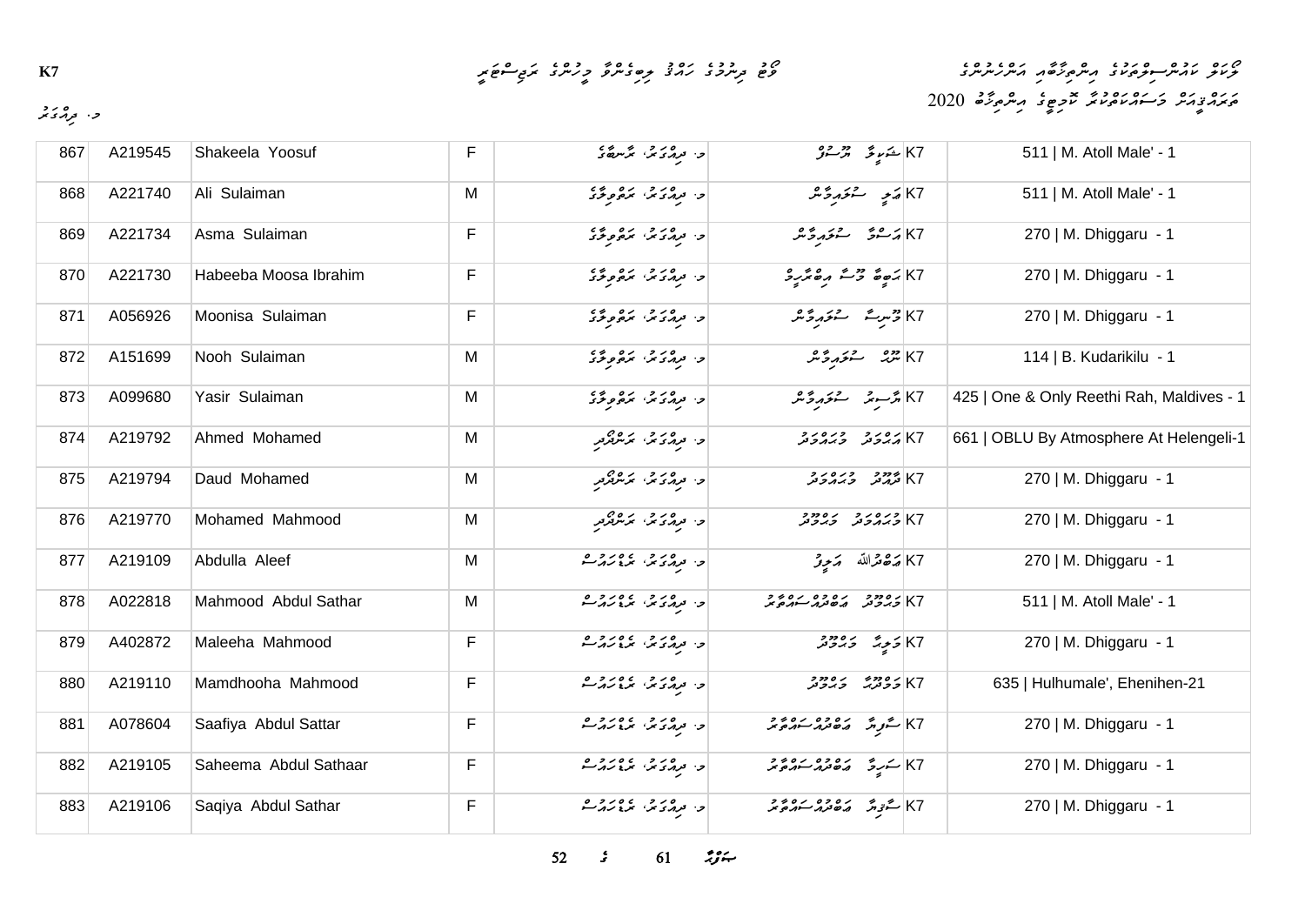| 867 | A219545 | Shakeela Yoosuf | F | ދ. ދިއްދަރު، ރާސްބާގު | K7 ޝަކީލާ ޔޫސުފް | 511 \| M. Atoll Male' - 1 |
|---|---|---|---|---|---|---|
| 868 | A221740 | Ali Sulaiman | M | ދ. ދިއްދަރު، ރަތްމަލާގެ | K7 އަލި ސުލައިމާން | 511 \| M. Atoll Male' - 1 |
| 869 | A221734 | Asma Sulaiman | F | ދ. ދިއްދަރު، ރަތްމަލާގެ | K7 އަސްމާ ސުލައިމާން | 270 \| M. Dhiggaru - 1 |
| 870 | A221730 | Habeeba Moosa Ibrahim | F | ދ. ދިއްދަރު، ރަތްމަލާގެ | K7 ހަބީބާ މޫސާ އިބްރާހީމް | 270 \| M. Dhiggaru - 1 |
| 871 | A056926 | Moonisa Sulaiman | F | ދ. ދިއްދަރު، ރަތްމަލާގެ | K7 މޫނިސާ ސުލައިމާން | 270 \| M. Dhiggaru - 1 |
| 872 | A151699 | Nooh Sulaiman | M | ދ. ދިއްދަރު، ރަތްމަލާގެ | K7 ނޫހު ސުލައިމާން | 114 \| B. Kudarikilu - 1 |
| 873 | A099680 | Yasir Sulaiman | M | ދ. ދިއްދަރު، ރަތްމަލާގެ | K7 ޔާސިރު ސުލައިމާން | 425 \| One & Only Reethi Rah, Maldives - 1 |
| 874 | A219792 | Ahmed Mohamed | M | ދ. ދިއްދަރު، ރަންދޮރު | K7 އަހުމަދު މުހައްމަދު | 661 \| OBLU By Atmosphere At Helengeli-1 |
| 875 | A219794 | Daud Mohamed | M | ދ. ދިއްދަރު، ރަންދޮރު | K7 ދާއޫދު މުހައްމަދު | 270 \| M. Dhiggaru - 1 |
| 876 | A219770 | Mohamed Mahmood | M | ދ. ދިއްދަރު، ރަންދޮރު | K7 މުހައްމަދު މަޙްމޫދު | 270 \| M. Dhiggaru - 1 |
| 877 | A219109 | Abdulla Aleef | M | ދ. ދިއްދަރު، ރޯޒްހައުސް | K7 އަބްދުﷲ އަލީފު | 270 \| M. Dhiggaru - 1 |
| 878 | A022818 | Mahmood Abdul Sathar | M | ދ. ދިއްދަރު، ރޯޒްހައުސް | K7 މަޙްމޫދު އަބްދުއްސައްތާރު | 511 \| M. Atoll Male' - 1 |
| 879 | A402872 | Maleeha Mahmood | F | ދ. ދިއްދަރު، ރޯޒްހައުސް | K7 މަލީހާ މަޙްމޫދު | 270 \| M. Dhiggaru - 1 |
| 880 | A219110 | Mamdhooha Mahmood | F | ދ. ދިއްދަރު، ރޯޒްހައުސް | K7 މަމްދޫހާ މަޙްމޫދު | 635 \| Hulhumale', Ehenihen-21 |
| 881 | A078604 | Saafiya Abdul Sattar | F | ދ. ދިއްދަރު، ރޯޒްހައުސް | K7 ސާފިޔާ އަބްދުއްސައްތާރު | 270 \| M. Dhiggaru - 1 |
| 882 | A219105 | Saheema Abdul Sathaar | F | ދ. ދިއްދަރު، ރޯޒްހައުސް | K7 ސަހީމާ އަބްދުއްސައްތާރު | 270 \| M. Dhiggaru - 1 |
| 883 | A219106 | Saqiya Abdul Sathar | F | ދ. ދިއްދަރު، ރޯޒްހައުސް | K7 ސާޤިޔާ އަބްދުއްސައްތާރު | 270 \| M. Dhiggaru - 1 |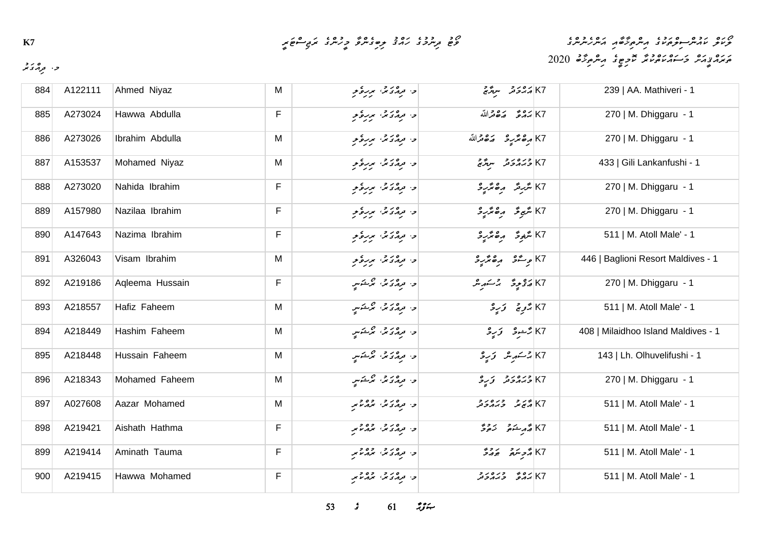| 884 | A122111 | Ahmed Niyaz | M | د· تروړۍ ټر، ترېروګو | K7 ړبرونر سرګړ | 239 \| AA. Mathiveri - 1 |
|---|---|---|---|---|---|---|
| 885 | A273024 | Hawwa Abdulla | F | د· تروړۍ ټر، ترېروګو | K7 بروڅ ړه قرالله | 270 \| M. Dhiggaru - 1 |
| 886 | A273026 | Ibrahim Abdulla | M | د· تروړۍ ټر، ترېروګو | K7 رەنزىرو ړه قرالله | 270 \| M. Dhiggaru - 1 |
| 887 | A153537 | Mohamed Niyaz | M | د· تروړۍ ټر، ترېروګو | K7 دېرونر سرګړ | 433 \| Gili Lankanfushi - 1 |
| 888 | A273020 | Nahida Ibrahim | F | د· تروړۍ ټر، ترېروګو | K7 نګرنګر رەنزىرو | 270 \| M. Dhiggaru - 1 |
| 889 | A157980 | Nazilaa Ibrahim | F | د· تروړۍ ټر، ترېروګو | K7 نګبوګر رەنزىرو | 270 \| M. Dhiggaru - 1 |
| 890 | A147643 | Nazima Ibrahim | F | د· تروړۍ ټر، ترېروګو | K7 نګبوګر رەنزىرو | 511 \| M. Atoll Male' - 1 |
| 891 | A326043 | Visam Ibrahim | M | د· تروړۍ ټر، ترېروګو | K7 وسگو رەنزىرو | 446 \| Baglioni Resort Maldives - 1 |
| 892 | A219186 | Aqleema Hussain | F | د· تروړۍ ټر، ټرشکس | K7 ړتوڅ برسکر شر | 270 \| M. Dhiggaru - 1 |
| 893 | A218557 | Hafiz Faheem | M | د· تروړۍ ټر، ټرشکس | K7 ګروچ ترېرو | 511 \| M. Atoll Male' - 1 |
| 894 | A218449 | Hashim Faheem | M | د· تروړۍ ټر، ټرشکس | K7 ګشو ترېرو | 408 \| Milaidhoo Island Maldives - 1 |
| 895 | A218448 | Hussain Faheem | M | د· تروړۍ ټر، ټرشکس | K7 برسکر شر ترېرو | 143 \| Lh. Olhuvelifushi - 1 |
| 896 | A218343 | Mohamed Faheem | M | د· تروړۍ ټر، ټرشکس | K7 دېرونر ترېرو | 270 \| M. Dhiggaru - 1 |
| 897 | A027608 | Aazar Mohamed | M | د· تروړۍ ټر، ټرورم | K7 ړنم دېرونر | 511 \| M. Atoll Male' - 1 |
| 898 | A219421 | Aishath Hathma | F | د· تروړۍ ټر، ټرورم | K7 ړمرشوم رووڅ | 511 \| M. Atoll Male' - 1 |
| 899 | A219414 | Aminath Tauma | F | د· تروړۍ ټر، ټرورم | K7 ړوسرو ووڅ | 511 \| M. Atoll Male' - 1 |
| 900 | A219415 | Hawwa Mohamed | F | د· تروړۍ ټر، ټرورم | K7 بروڅ دېرونر | 511 \| M. Atoll Male' - 1 |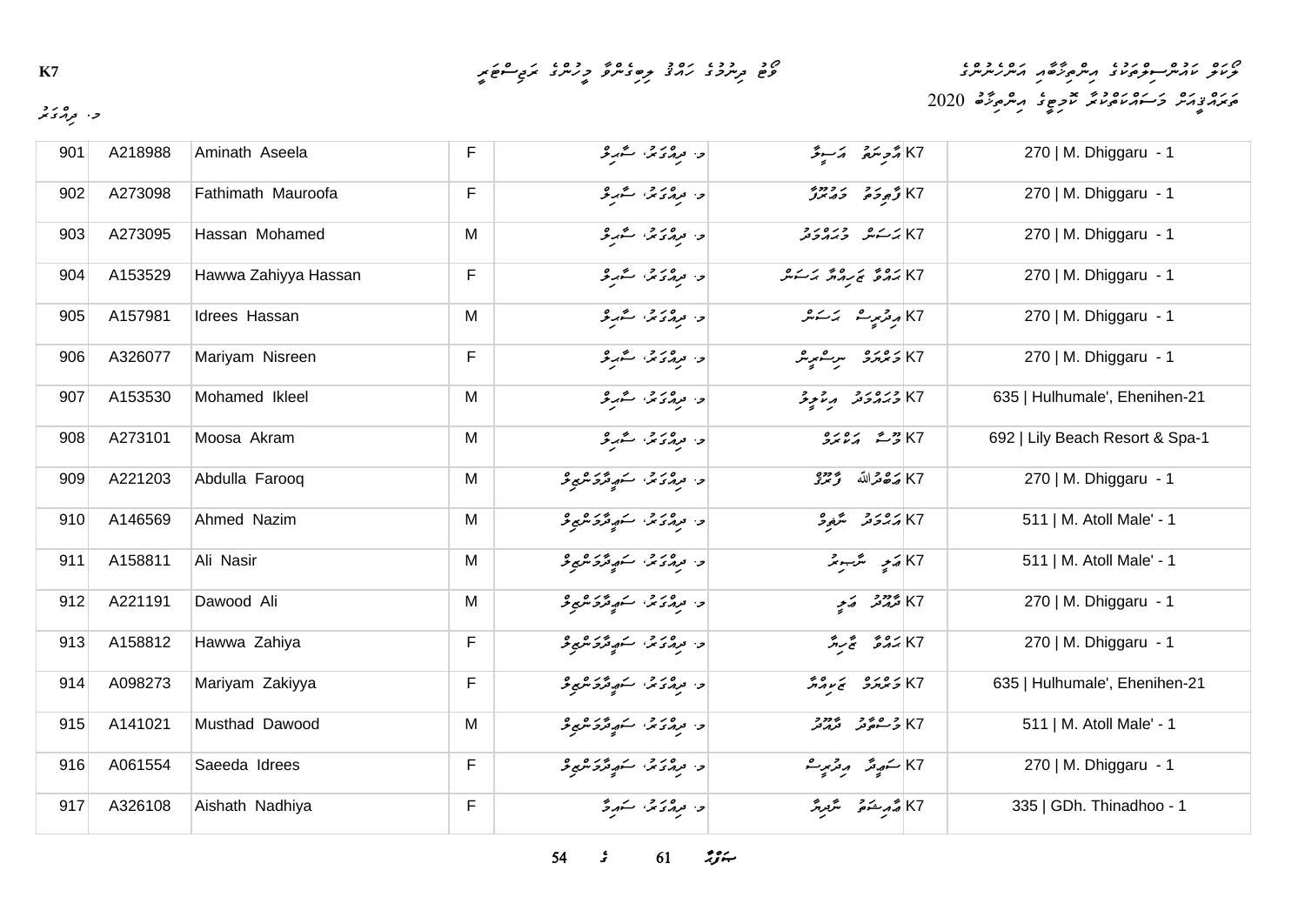| 901 | A218988 | Aminath Aseela | F | د. مرمروکر، سگهرمحر | K7 مُرْحِسَمْ مَسِيَّرَ | 270 \| M. Dhiggaru - 1 |
|---|---|---|---|---|---|---|
| 902 | A273098 | Fathimath Mauroofa | F | د. مرمروکر، سگهرمحر | K7 وَّجِعَةً وَمَعْرَزٌ | 270 \| M. Dhiggaru - 1 |
| 903 | A273095 | Hassan Mohamed | M | د. مرمروکر، سگهرمحر | K7 بَرَسَسْ وَبَرُمُرُوَمَرُ | 270 \| M. Dhiggaru - 1 |
| 904 | A153529 | Hawwa Zahiyya Hassan | F | د. مرمروکر، سگهرمحر | K7 بَرُمُوَّ يَحْرِمُرَّ بَرَسَسْ | 270 \| M. Dhiggaru - 1 |
| 905 | A157981 | Idrees Hassan | M | د. مرمروکر، سگهرمحر | K7 مِرْمَرِيْتْ بَرَسَسْ | 270 \| M. Dhiggaru - 1 |
| 906 | A326077 | Mariyam Nisreen | F | د. مرمروکر، سگهرمحر | K7 وَمُرْمَرُوْ سِرِسْمَبِرْ | 270 \| M. Dhiggaru - 1 |
| 907 | A153530 | Mohamed Ikleel | M | د. مرمروکر، سگهرمحر | K7 وَبَرُمُرُوَمَرُ مِرْمُوِيْوُ | 635 \| Hulhumale', Ehenihen-21 |
| 908 | A273101 | Moosa Akram | M | د. مرمروکر، سگهرمحر | K7 وَّسْتُ مَرْمُمَرُوْ | 692 \| Lily Beach Resort & Spa-1 |
| 909 | A221203 | Abdulla Farooq | M | د. مرمروکر، سکھوِمْرَوَسْرَمُوْ | K7 مَرْھُمْرَاللّهُ وَّمَرُرْ | 270 \| M. Dhiggaru - 1 |
| 910 | A146569 | Ahmed Nazim | M | د. مرمروکر، سکھوِمْرَوَسْرَمُوْ | K7 مَرْمُرُوَمَرُ سَّمَعُوْ | 511 \| M. Atoll Male' - 1 |
| 911 | A158811 | Ali Nasir | M | د. مرمروکر، سکھوِمْرَوَسْرَمُوْ | K7 مَرِ سَّرَسِوَمُرُ | 511 \| M. Atoll Male' - 1 |
| 912 | A221191 | Dawood Ali | M | د. مرمروکر، سکھوِمْرَوَسْرَمُوْ | K7 مُرَّمُرُ مَرِ | 270 \| M. Dhiggaru - 1 |
| 913 | A158812 | Hawwa Zahiya | F | د. مرمروکر، سکھوِمْرَوَسْرَمُوْ | K7 بَرُمُوَّ يَحْرِمَّرَ | 270 \| M. Dhiggaru - 1 |
| 914 | A098273 | Mariyam Zakiyya | F | د. مرمروکر، سکھوِمْرَوَسْرَمُوْ | K7 وَمُرْمَرُوْ يَحْرِمُرَّ | 635 \| Hulhumale', Ehenihen-21 |
| 915 | A141021 | Musthad Dawood | M | د. مرمروکر، سکھوِمْرَوَسْرَمُوْ | K7 وُسْمَوَمُرُ مُرَّمُرُ | 511 \| M. Atoll Male' - 1 |
| 916 | A061554 | Saeeda Idrees | F | د. مرمروکر، سکھوِمْرَوَسْرَمُوْ | K7 سَمَهِمَّرَ مِرْمَرِيْتْ | 270 \| M. Dhiggaru - 1 |
| 917 | A326108 | Aishath Nadhiya | F | د. مرمروکر، سَمْرِدَ | K7 مُرْمِرِشَمْ سَّمَرِمَّرَ | 335 \| GDh. Thinadhoo - 1 |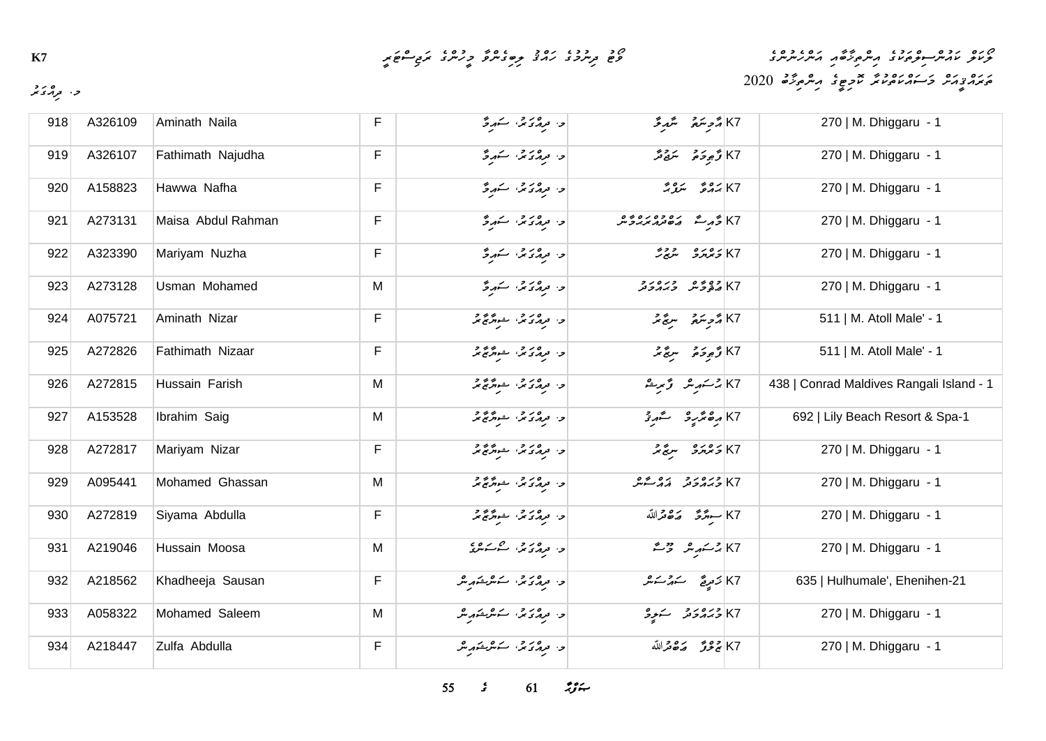| 918 | A326109 | Aminath Naila | F | މ. ދިއްގަރު، ސަރިމާ | K7 އާމިނަތު ނާއިލާ | 270 \| M. Dhiggaru - 1 |
|---|---|---|---|---|---|---|
| 919 | A326107 | Fathimath Najudha | F | މ. ދިއްގަރު، ސަރިމާ | K7 ފާތިމަތު ނަޖޫދާ | 270 \| M. Dhiggaru - 1 |
| 920 | A158823 | Hawwa Nafha | F | މ. ދިއްގަރު، ސަރިމާ | K7 ހައްވާ ނަފްހާ | 270 \| M. Dhiggaru - 1 |
| 921 | A273131 | Maisa Abdul Rahman | F | މ. ދިއްގަރު، ސަރިމާ | K7 މާއިސާ ޢަބްދުއްރަޙްމާން | 270 \| M. Dhiggaru - 1 |
| 922 | A323390 | Mariyam Nuzha | F | މ. ދިއްގަރު، ސަރިމާ | K7 މަރިޔަމް ނުޒްހާ | 270 \| M. Dhiggaru - 1 |
| 923 | A273128 | Usman Mohamed | M | މ. ދިއްގަރު، ސަރިމާ | K7 ޢުސްމާން މުޙައްމަދު | 270 \| M. Dhiggaru - 1 |
| 924 | A075721 | Aminath Nizar | F | މ. ދިއްގަރު، ޝިފާޒްގެ | K7 އާމިނަތު ނިޒާރު | 511 \| M. Atoll Male' - 1 |
| 925 | A272826 | Fathimath Nizaar | F | މ. ދިއްގަރު، ޝިފާޒްގެ | K7 ފާތިމަތު ނިޒާރު | 511 \| M. Atoll Male' - 1 |
| 926 | A272815 | Hussain Farish | M | މ. ދިއްގަރު، ޝިފާޒްގެ | K7 ޙުސައިން ފާރިޝް | 438 \| Conrad Maldives Rangali Island - 1 |
| 927 | A153528 | Ibrahim Saig | M | މ. ދިއްގަރު، ޝިފާޒްގެ | K7 އިބްރާހީމް ސާއިގު | 692 \| Lily Beach Resort & Spa-1 |
| 928 | A272817 | Mariyam Nizar | F | މ. ދިއްގަރު، ޝިފާޒްގެ | K7 މަރިޔަމް ނިޒާރު | 270 \| M. Dhiggaru - 1 |
| 929 | A095441 | Mohamed Ghassan | M | މ. ދިއްގަރު، ޝިފާޒްގެ | K7 މުޙައްމަދު ޣައްސާން | 270 \| M. Dhiggaru - 1 |
| 930 | A272819 | Siyama Abdulla | F | މ. ދިއްގަރު، ޝިފާޒްގެ | K7 ސިޔާމާ ޢަބްދުﷲ | 270 \| M. Dhiggaru - 1 |
| 931 | A219046 | Hussain Moosa | M | މ. ދިއްގަރު، ސޯސަންގެ | K7 ޙުސައިން މޫސާ | 270 \| M. Dhiggaru - 1 |
| 932 | A218562 | Khadheeja Sausan | F | މ. ދިއްގަރު، ސަންޝައިން | K7 ޚަދީޖާ ސައުސަން | 635 \| Hulhumale', Ehenihen-21 |
| 933 | A058322 | Mohamed Saleem | M | މ. ދިއްގަރު، ސަންޝައިން | K7 މުޙައްމަދު ސަލީމް | 270 \| M. Dhiggaru - 1 |
| 934 | A218447 | Zulfa Abdulla | F | މ. ދިއްގަރު، ސަންޝައިން | K7 ޒުލްފާ ޢަބްދުﷲ | 270 \| M. Dhiggaru - 1 |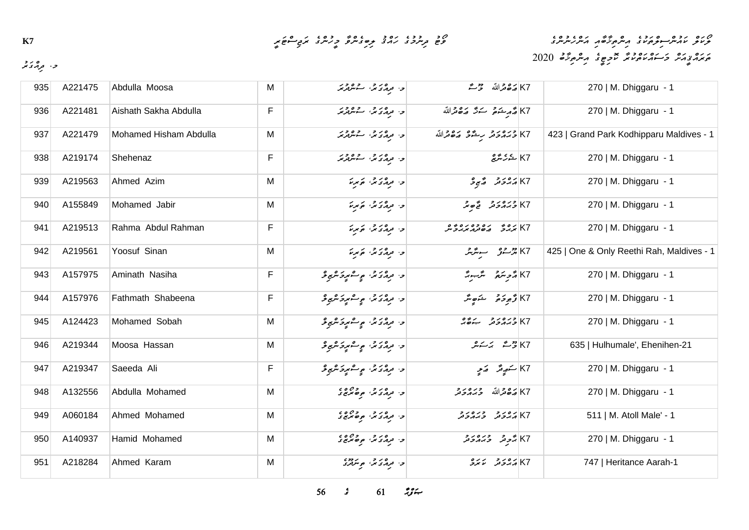| 935 | A221475 | Abdulla Moosa | M | د· ދިއްގަރު، ސަންފްލަަރ | K7 އަބްދުﷲ މޫސާ | 270 \| M. Dhiggaru - 1 |
|---|---|---|---|---|---|---|
| 936 | A221481 | Aishath Sakha Abdulla | F | د· ދިއްގަރު، ސަންފްލަަރ | K7 އާއިޝަތު ސަޚާ އަބްދުﷲ | 270 \| M. Dhiggaru - 1 |
| 937 | A221479 | Mohamed Hisham Abdulla | M | د· ދިއްގަރު، ސަންފްލަަރ | K7 މުހައްމަދު ހިޝާމް އަބްދުﷲ | 423 \| Grand Park Kodhipparu Maldives - 1 |
| 938 | A219174 | Shehenaz | F | د· ދިއްގަރު، ސަންފްލަަރ | K7 ޝެހެނާޒް | 270 \| M. Dhiggaru - 1 |
| 939 | A219563 | Ahmed Azim | M | د· ދިއްގަރު، ތަރިނާ | K7 އަހްމަދު އާޒިމް | 270 \| M. Dhiggaru - 1 |
| 940 | A155849 | Mohamed Jabir | M | د· ދިއްގަރު، ތަރިނާ | K7 މުހައްމަދު ޖާބިރު | 270 \| M. Dhiggaru - 1 |
| 941 | A219513 | Rahma Abdul Rahman | F | د· ދިއްގަރު، ތަރިނާ | K7 ރަޙްމާ އަބްދުއްރަޙްމާން | 270 \| M. Dhiggaru - 1 |
| 942 | A219561 | Yoosuf Sinan | M | د· ދިއްގަރު، ތަރިނާ | K7 ޔޫސުފް ސިނާން | 425 \| One & Only Reethi Rah, Maldives - 1 |
| 943 | A157975 | Aminath Nasiha | F | د· ދިއްގަރު، ތިސްރީމަންޒިލް | K7 އާމިނަތު ނާސިހާ | 270 \| M. Dhiggaru - 1 |
| 944 | A157976 | Fathmath Shabeena | F | د· ދިއްގަރު، ތިސްރީމަންޒިލް | K7 ފާތިމަތު ޝަބީނާ | 270 \| M. Dhiggaru - 1 |
| 945 | A124423 | Mohamed Sobah | M | د· ދިއްގަރު، ތިސްރީމަންޒިލް | K7 މުހައްމަދު ސަބާހް | 270 \| M. Dhiggaru - 1 |
| 946 | A219344 | Moosa Hassan | M | د· ދިއްގަރު، ތިސްރީމަންޒިލް | K7 މޫސާ ހަސަން | 635 \| Hulhumale', Ehenihen-21 |
| 947 | A219347 | Saeeda Ali | F | د· ދިއްގަރު، ތިސްރީމަންޒިލް | K7 ސައީދާ އަލީ | 270 \| M. Dhiggaru - 1 |
| 948 | A132556 | Abdulla Mohamed | M | د· ދިއްގަރު، ތިބޮރަޖެ | K7 އަބްދުﷲ މުހައްމަދު | 270 \| M. Dhiggaru - 1 |
| 949 | A060184 | Ahmed Mohamed | M | د· ދިއްގަރު، ތިބޮރަޖެ | K7 އަހްމަދު މުހައްމަދު | 511 \| M. Atoll Male' - 1 |
| 950 | A140937 | Hamid Mohamed | M | د· ދިއްގަރު، ތިބޮރަޖެ | K7 ހާމިދު މުހައްމަދު | 270 \| M. Dhiggaru - 1 |
| 951 | A218284 | Ahmed Karam | M | د· ދިއްގަރު، ތިނަދޫގެ | K7 އަހްމަދު ކަރަމް | 747 \| Heritance Aarah-1 |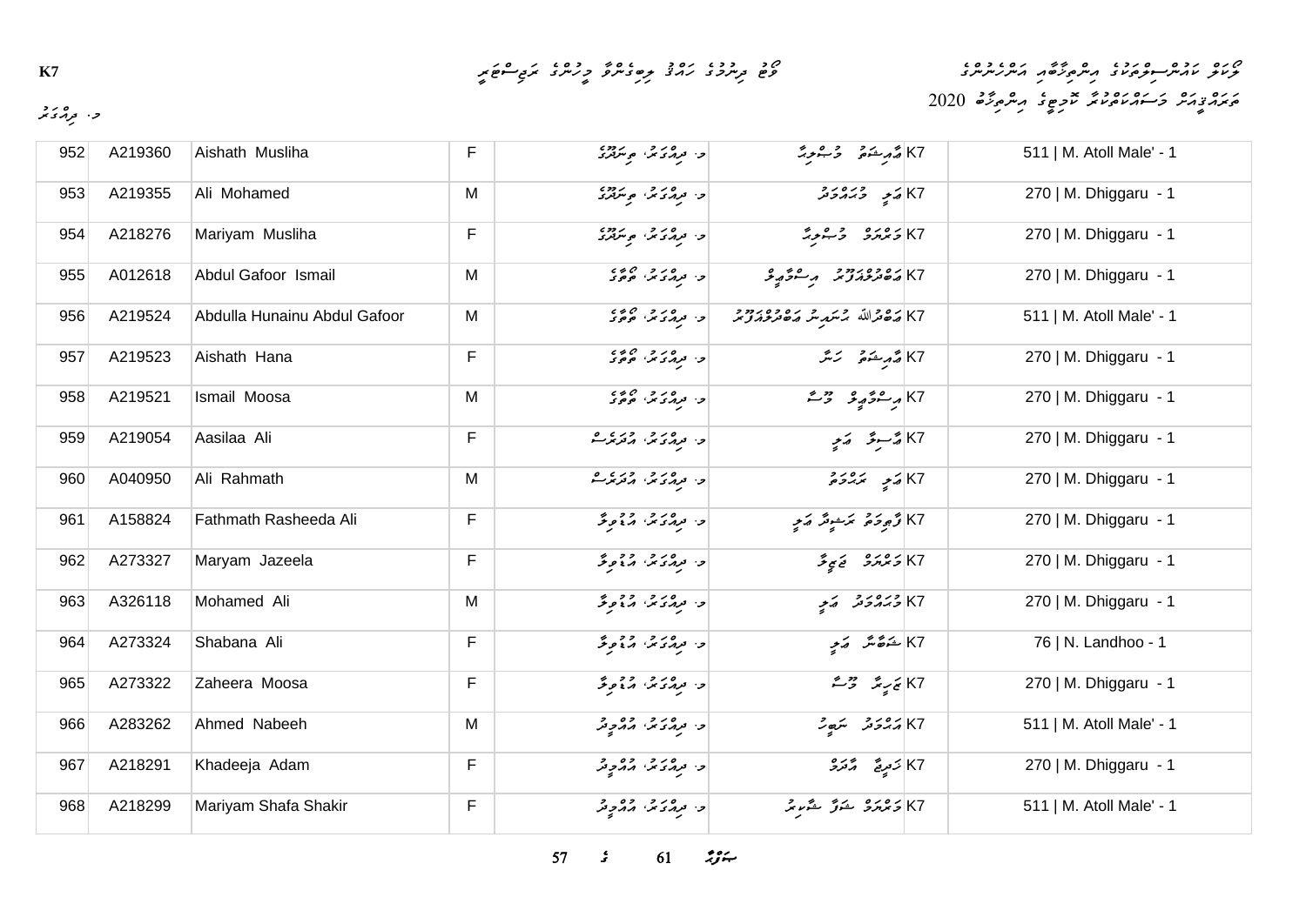| 952 | A219360 | Aishath Musliha | F | د· مرمرکرمر، موسرفرری | K7 مَّەرِشَمَّ دِرْسْوِيرٌ | 511 \| M. Atoll Male' - 1 |
|---|---|---|---|---|---|---|
| 953 | A219355 | Ali Mohamed | M | د· مرمرکرمر، موسرفرری | K7 مَرِ وَبَرُدُوَتَرُ | 270 \| M. Dhiggaru - 1 |
| 954 | A218276 | Mariyam Musliha | F | د· مرمرکرمر، موسرفرری | K7 وَبَرْبَرْدُ وَسْوِيرٌ | 270 \| M. Dhiggaru - 1 |
| 955 | A012618 | Abdul Gafoor Ismail | M | د· مرمرکرمر، ھُھُوَ | K7 مَەھەمزدەوەتر مِرسْوَّمِرو | 270 \| M. Dhiggaru - 1 |
| 956 | A219524 | Abdulla Hunainu Abdul Gafoor | M | د· مرمرکرمر، ھُھُوَ | K7 مَەھْتَراللە رْسَمَرِسْ مَەھەمزدەوەتر | 511 \| M. Atoll Male' - 1 |
| 957 | A219523 | Aishath Hana | F | د· مرمرکرمر، ھُھُوَ | K7 مَّەرِشَمَ رَسَّ | 270 \| M. Dhiggaru - 1 |
| 958 | A219521 | Ismail Moosa | M | د· مرمرکرمر، ھُھُوَ | K7 مِرسْوَّمِرو دْسَّ | 270 \| M. Dhiggaru - 1 |
| 959 | A219054 | Aasilaa Ali | F | د· مرمرکرمر، مُمرمرسْ | K7 مُرْسِوَّ مَرِ | 270 \| M. Dhiggaru - 1 |
| 960 | A040950 | Ali Rahmath | M | د· مرمرکرمر، مُمرمرسْ | K7 مَرِ بَرُدُوَمْ | 270 \| M. Dhiggaru - 1 |
| 961 | A158824 | Fathmath Rasheeda Ali | F | د· مرمرکرمر، مُمْوِرْ | K7 وَّجِوَدُ بَرَشِيدَّ مَرِ | 270 \| M. Dhiggaru - 1 |
| 962 | A273327 | Maryam Jazeela | F | د· مرمرکرمر، مُمْوِرْ | K7 وَبَرْبَرْدُ يَمِرِ دَّ | 270 \| M. Dhiggaru - 1 |
| 963 | A326118 | Mohamed Ali | M | د· مرمرکرمر، مُمْوِرْ | K7 وَبَرُدُوَتَرُ مَرِ | 270 \| M. Dhiggaru - 1 |
| 964 | A273324 | Shabana Ali | F | د· مرمرکرمر، مُمْوِرْ | K7 شَرَّمَّرَ مَرِ | 76 \| N. Landhoo - 1 |
| 965 | A273322 | Zaheera Moosa | F | د· مرمرکرمر، مُمْوِرْ | K7 يَرِبَرَّ دْسَّ | 270 \| M. Dhiggaru - 1 |
| 966 | A283262 | Ahmed Nabeeh | M | د· مرمرکرمر، مُمْوِرْ | K7 مَرُدُوَتَرُ سَرَھِرْ | 511 \| M. Atoll Male' - 1 |
| 967 | A218291 | Khadeeja Adam | F | د· مرمرکرمر، مُمْوِرْ | K7 زَمرِيَّ مُرْمَرْدُ | 270 \| M. Dhiggaru - 1 |
| 968 | A218299 | Mariyam Shafa Shakir | F | د· مرمرکرمر، مُمْوِرْ | K7 وَبَرْبَرْدُ شَرَوَّ شَّرِيَرْ | 511 \| M. Atoll Male' - 1 |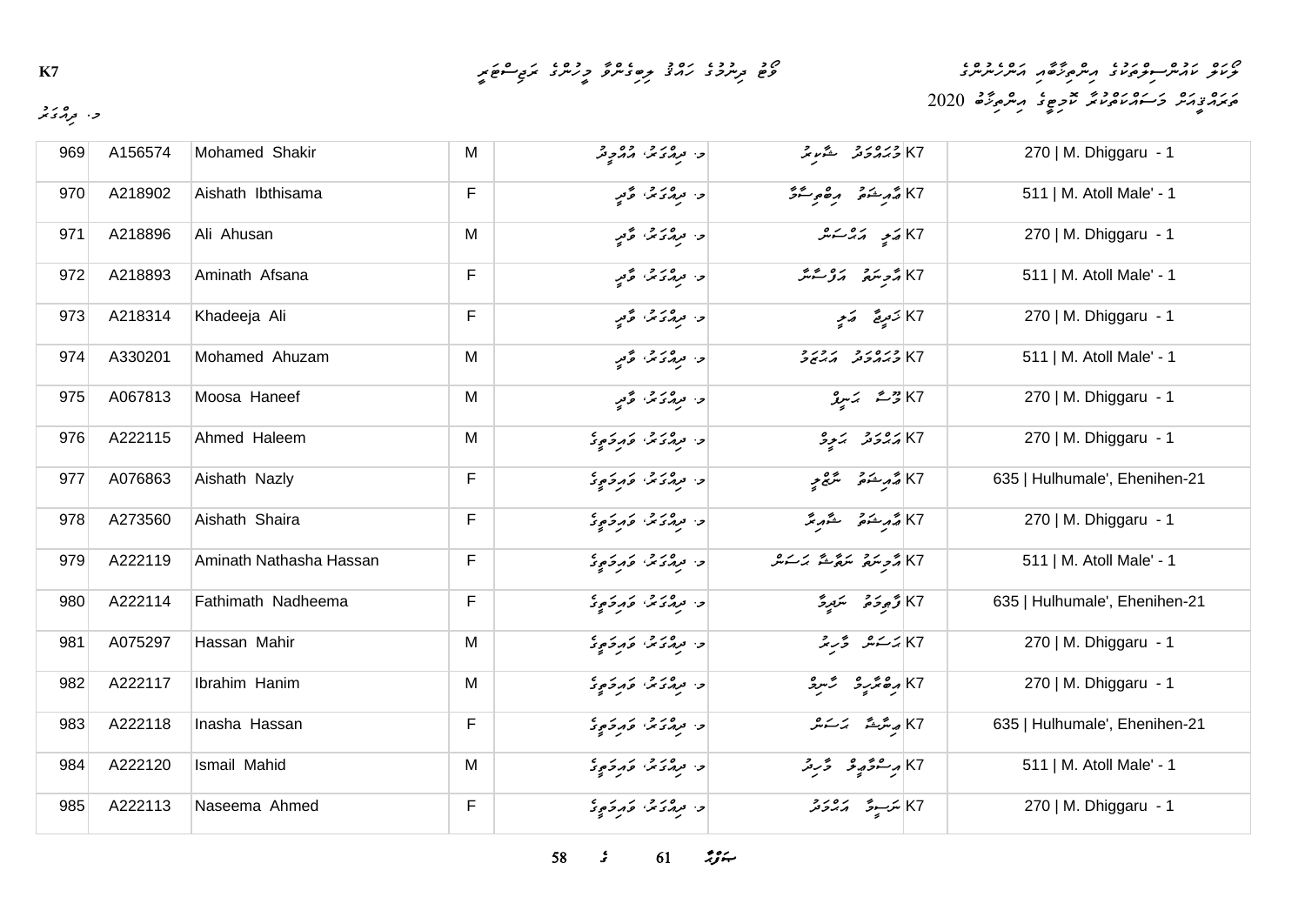| 969 | A156574 | Mohamed Shakir | M | د· دِرمْدَدَ، مُرمْدِدَ | K7 وَبَرَمُ وَرَ شَمَرِ بَرُ | 270 \| M. Dhiggaru - 1 |
|---|---|---|---|---|---|---|
| 970 | A218902 | Aishath Ibthisama | F | د· دِرمْدَدَ، دَمِر | K7 مُمَرِشَمَ رِهِ مِرِسَمَ | 511 \| M. Atoll Male' - 1 |
| 971 | A218896 | Ali Ahusan | M | د· دِرمْدَدَ، دَمِر | K7 مَرِ مَرَسَمَرُ | 270 \| M. Dhiggaru - 1 |
| 972 | A218893 | Aminath Afsana | F | د· دِرمْدَدَ، دَمِر | K7 مُرِسَمَ مَرُوسَمَرُ | 511 \| M. Atoll Male' - 1 |
| 973 | A218314 | Khadeeja Ali | F | د· دِرمْدَدَ، دَمِر | K7 زَمِرِجَ مَرِ | 270 \| M. Dhiggaru - 1 |
| 974 | A330201 | Mohamed Ahuzam | M | د· دِرمْدَدَ، دَمِر | K7 وَبَرَمُ وَرَ مَرَمَ وَ | 511 \| M. Atoll Male' - 1 |
| 975 | A067813 | Moosa Haneef | M | د· دِرمْدَدَ، دَمِر | K7 وُسَمَ بَرَسِرِ | 270 \| M. Dhiggaru - 1 |
| 976 | A222115 | Ahmed Haleem | M | د· دِرمْدَدَ، دَمِرِدَمِرِ | K7 مَرَمُ وَرَ بَرِوِ | 270 \| M. Dhiggaru - 1 |
| 977 | A076863 | Aishath Nazly | F | د· دِرمْدَدَ، دَمِرِدَمِرِ | K7 مُمَرِشَمَ سَرَمِ | 635 \| Hulhumale', Ehenihen-21 |
| 978 | A273560 | Aishath Shaira | F | د· دِرمْدَدَ، دَمِرِدَمِرِ | K7 مُمَرِشَمَ شَمَرِ بَرُ | 270 \| M. Dhiggaru - 1 |
| 979 | A222119 | Aminath Nathasha Hassan | F | د· دِرمْدَدَ، دَمِرِدَمِرِ | K7 مُرِسَمَ سَرَمَ شَ بَرَسَمَرُ | 511 \| M. Atoll Male' - 1 |
| 980 | A222114 | Fathimath Nadheema | F | د· دِرمْدَدَ، دَمِرِدَمِرِ | K7 وَّجِوَمَ سَرِيرِدَ | 635 \| Hulhumale', Ehenihen-21 |
| 981 | A075297 | Hassan Mahir | M | د· دِرمْدَدَ، دَمِرِدَمِرِ | K7 بَرَسَمَرُ وَّرِبَرُ | 270 \| M. Dhiggaru - 1 |
| 982 | A222117 | Ibrahim Hanim | M | د· دِرمْدَدَ، دَمِرِدَمِرِ | K7 مِرِهَ مَّرِرِ وَ رَّسِرِ وَ | 270 \| M. Dhiggaru - 1 |
| 983 | A222118 | Inasha Hassan | F | د· دِرمْدَدَ، دَمِرِدَمِرِ | K7 مِرِسَّرَ بَرَسَمَرُ | 635 \| Hulhumale', Ehenihen-21 |
| 984 | A222120 | Ismail Mahid | M | د· دِرمْدَدَ، دَمِرِدَمِرِ | K7 مِرِسَمَرِ وَّرِمَرُ | 511 \| M. Atoll Male' - 1 |
| 985 | A222113 | Naseema Ahmed | F | د· دِرمْدَدَ، دَمِرِدَمِرِ | K7 سَرَسِدَّ مَرَمُ وَرَ | 270 \| M. Dhiggaru - 1 |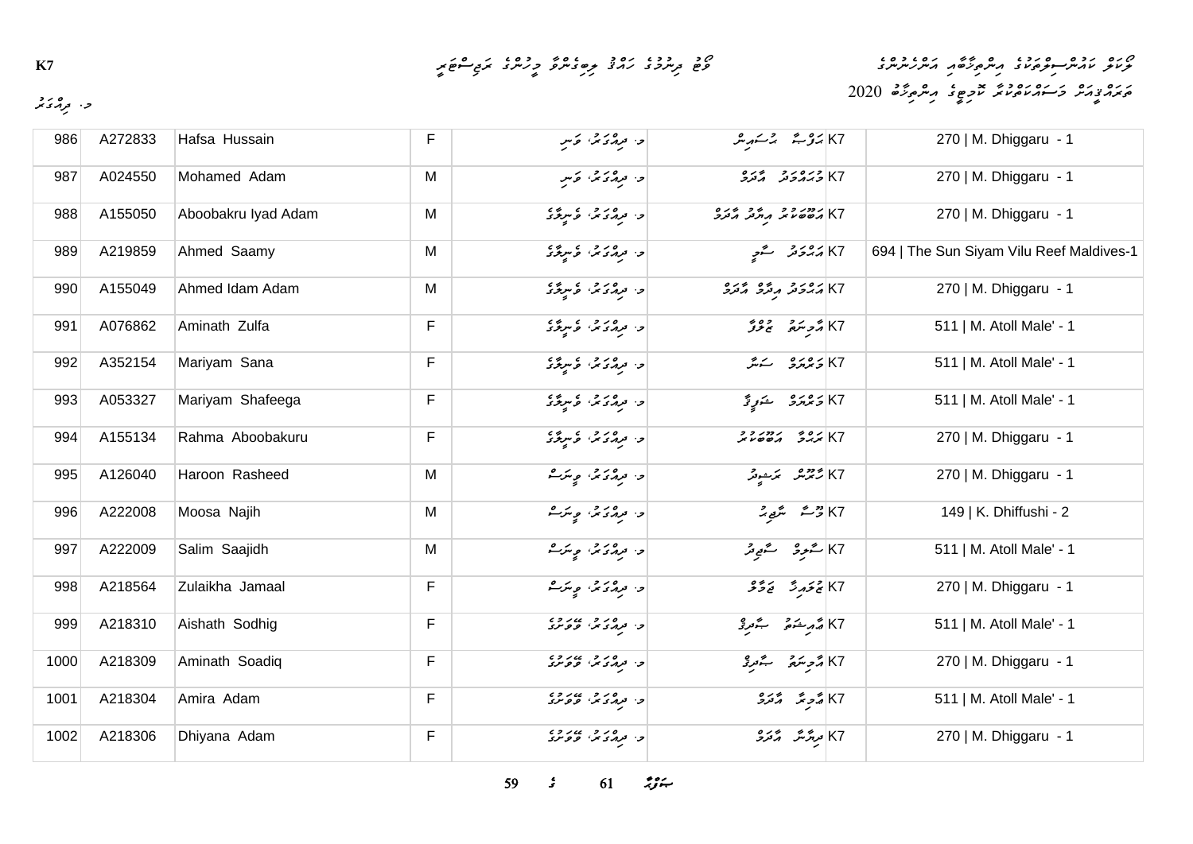| 986 | A272833 | Hafsa Hussain | F | د· مرمرکو مرد، کوسر | K7 بَرُوْسَةُ بِرْسَەرِيْرِ | 270 \| M. Dhiggaru - 1 |
|---|---|---|---|---|---|---|
| 987 | A024550 | Mohamed Adam | M | د· مرمرکو مرد، کوسر | K7 وُيَرُوُوَتْرُ گَرُتَرُوُ | 270 \| M. Dhiggaru - 1 |
| 988 | A155050 | Aboobakru Iyad Adam | M | د· مرمرکو مرد، کوسرگرد | K7 رَحْمَوْ مَرِيَمْ مِرْمَرْ مُرْمَرْمُ | 270 \| M. Dhiggaru - 1 |
| 989 | A219859 | Ahmed Saamy | M | د· مرمرکو مرد، کوسرگرد | K7 رَبْرُوَتْرُ سُتُرِ | 694 \| The Sun Siyam Vilu Reef Maldives-1 |
| 990 | A155049 | Ahmed Idam Adam | M | د· مرمرکو مرد، کوسرگرد | K7 رَبْرُوَتْرُ رِبْرُوُ مُرْمُرْمُ | 270 \| M. Dhiggaru - 1 |
| 991 | A076862 | Aminath Zulfa | F | د· مرمرکو مرد، کوسرگرد | K7 مُرْجِسَمُ جُوُرُّ | 511 \| M. Atoll Male' - 1 |
| 992 | A352154 | Mariyam Sana | F | د· مرمرکو مرد، کوسرگرد | K7 وَبَرُوْ سَتُرُ | 511 \| M. Atoll Male' - 1 |
| 993 | A053327 | Mariyam Shafeega | F | د· مرمرکو مرد، کوسرگرد | K7 وَبَرُوْ شَوُرٍّ | 511 \| M. Atoll Male' - 1 |
| 994 | A155134 | Rahma Aboobakuru | F | د· مرمرکو مرد، کوسرگرد | K7 بَرُمْ مُرْمَوْمُرْمَرُ | 270 \| M. Dhiggaru - 1 |
| 995 | A126040 | Haroon Rasheed | M | د· مرمرکو مرد، موسرگر | K7 رُبُرُوْ بَرُشِيْتُرُ | 270 \| M. Dhiggaru - 1 |
| 996 | A222008 | Moosa Najih | M | د· مرمرکو مرد، موسرگر | K7 دُمْ سَمِيُرُ | 149 \| K. Dhiffushi - 2 |
| 997 | A222009 | Salim Saajidh | M | د· مرمرکو مرد، موسرگر | K7 سَتُرُوْ سَمُرْجِتْرُ | 511 \| M. Atoll Male' - 1 |
| 998 | A218564 | Zulaikha Jamaal | F | د· مرمرکو مرد، موسرگر | K7 جُوَمِرُ يَرُوُوْ | 270 \| M. Dhiggaru - 1 |
| 999 | A218310 | Aishath Sodhig | F | د· مرمرکو مرد، موسرگرد | K7 مُرْمِشَمُ سِتُرْرُ | 511 \| M. Atoll Male' - 1 |
| 1000 | A218309 | Aminath Soadiq | F | د· مرمرکو مرد، موسرگرد | K7 مُرْجِسَمُ سِتُرْرُ | 270 \| M. Dhiggaru - 1 |
| 1001 | A218304 | Amira Adam | F | د· مرمرکو مرد، موسرگرد | K7 مُرْجِتُرُ مُرْمَرْمُ | 511 \| M. Atoll Male' - 1 |
| 1002 | A218306 | Dhiyana Adam | F | د· مرمرکو مرد، موسرگرد | K7 مِرْمُرْتُرُ مُرْمَرْمُ | 270 \| M. Dhiggaru - 1 |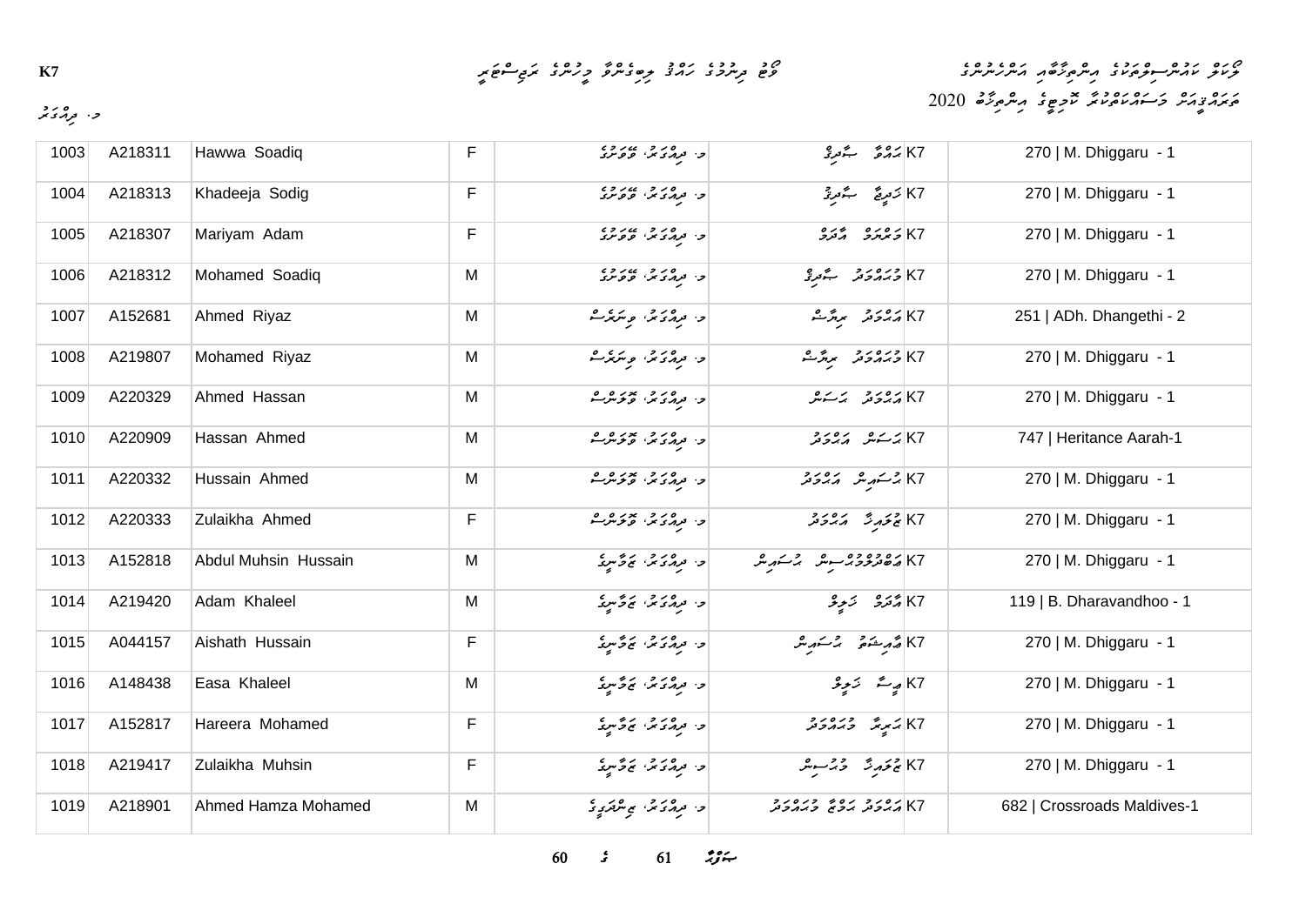| 1003 | A218311 | Hawwa Soadiq | F | د· مرړۍ تر، ځونرۍ | K7 بَرْدُوَّ سِوَّمِرِيْ | 270 \| M. Dhiggaru - 1 |
|---|---|---|---|---|---|---|
| 1004 | A218313 | Khadeeja Sodig | F | د· مرړۍ تر، ځونرۍ | K7 زَمِرِيَّ سِوَّمِرِيْ | 270 \| M. Dhiggaru - 1 |
| 1005 | A218307 | Mariyam Adam | F | د· مرړۍ تر، ځونرۍ | K7 دَمَرْمَرْدُ مُرَمَرْدُ | 270 \| M. Dhiggaru - 1 |
| 1006 | A218312 | Mohamed Soadiq | M | د· مرړۍ تر، ځونرۍ | K7 دِرَرْدُوَتَرْ سِوَّمِرِيْ | 270 \| M. Dhiggaru - 1 |
| 1007 | A152681 | Ahmed Riyaz | M | د· مرړۍ تر، مِسَرَكْرِ مِسْ | K7 مَرْدُوَتَرْ مِرْمَرُّسْ | 251 \| ADh. Dhangethi - 2 |
| 1008 | A219807 | Mohamed Riyaz | M | د· مرړۍ تر، مِسَرَكْرِ مِسْ | K7 دِرَرْدُوَتَرْ مِرْمَرُّسْ | 270 \| M. Dhiggaru - 1 |
| 1009 | A220329 | Ahmed Hassan | M | د· مرړۍ تر، ځوَسَرْسْ | K7 مَرْدُوَتَرْ بَرْسَسْرْ | 270 \| M. Dhiggaru - 1 |
| 1010 | A220909 | Hassan Ahmed | M | د· مرړۍ تر، ځوَسَرْسْ | K7 بَرْسَسْرْ مَرْدُوَتَرْ | 747 \| Heritance Aarah-1 |
| 1011 | A220332 | Hussain Ahmed | M | د· مرړۍ تر، ځوَسَرْسْ | K7 بُرْسَمَرِسْرْ مَرْدُوَتَرْ | 270 \| M. Dhiggaru - 1 |
| 1012 | A220333 | Zulaikha Ahmed | F | د· مرړۍ تر، ځوَسَرْسْ | K7 يُحَرَمِرِدُّ مَرْدُوَتَرْ | 270 \| M. Dhiggaru - 1 |
| 1013 | A152818 | Abdul Muhsin Hussain | M | د· مرړۍ تر، يَحَوَّسِرِيْ | K7 مَرْصَرْوُدُّرْسِسْرْ بُرْسَمَرِسْرْ | 270 \| M. Dhiggaru - 1 |
| 1014 | A219420 | Adam Khaleel | M | د· مرړۍ تر، يَحَوَّسِرِيْ | K7 مُرَمَرْدُ زَمِرِدُ | 119 \| B. Dharavandhoo - 1 |
| 1015 | A044157 | Aishath Hussain | F | د· مرړۍ تر، يَحَوَّسِرِيْ | K7 مُّمِرْشَمَرْ بُرْسَمَرِسْرْ | 270 \| M. Dhiggaru - 1 |
| 1016 | A148438 | Easa Khaleel | M | د· مرړۍ تر، يَحَوَّسِرِيْ | K7 مِرِسَّ زَمِرِدُ | 270 \| M. Dhiggaru - 1 |
| 1017 | A152817 | Hareera Mohamed | F | د· مرړۍ تر، يَحَوَّسِرِيْ | K7 بَرْمِرِمَرَّ دِرَرْدُوَتَرْ | 270 \| M. Dhiggaru - 1 |
| 1018 | A219417 | Zulaikha Muhsin | F | د· مرړۍ تر، يَحَوَّسِرِيْ | K7 يُحَرَمِرِدُّ دِرْسِسْرْ | 270 \| M. Dhiggaru - 1 |
| 1019 | A218901 | Ahmed Hamza Mohamed | M | د· مرړۍ تر، مِسْرَمَرْدِرِيْ | K7 مَرْدُوَتَرْ بَرْدُحِّ دِرَرْدُوَتَرْ | 682 \| Crossroads Maldives-1 |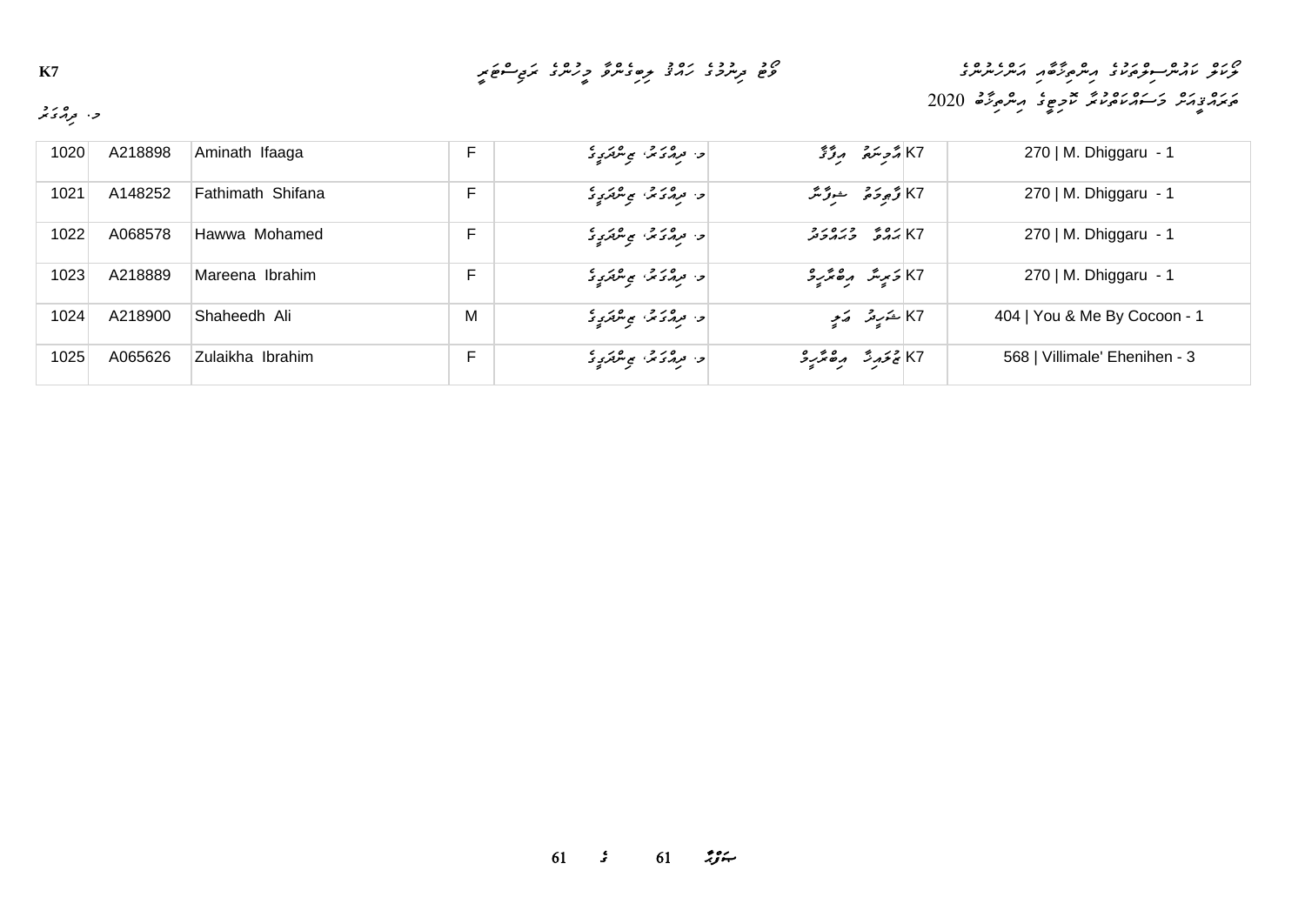K7

ވޯޓު ދިނުމުގެ ހައްޤު ލިބިގެންވާ މީހުންގެ ނަމުގެ ލިސްޓު

ލޯކަލް ކައުންސިލްތަކުގެ އިންތިޚާބާއި އަންހެނުންގެ ތަރައްޤީއަށް މަސައްކަތްކުރާ ކޮމިޓީގެ އިންތިޚާބު 2020

މ. ދިއްގަރު

| | | | | | | |
|---|---|---|---|---|---|---|
| 1020 | A218898 | Aminath Ifaaga | F | މ. ދިއްގަރު، ޖަންނަތީގެ | K7 އާމިނަތު އިފާގާ | 270 \| M. Dhiggaru - 1 |
| 1021 | A148252 | Fathimath Shifana | F | މ. ދިއްގަރު، ޖަންނަތީގެ | K7 ފާތިމަތު ޝިފާނާ | 270 \| M. Dhiggaru - 1 |
| 1022 | A068578 | Hawwa Mohamed | F | މ. ދިއްގަރު، ޖަންނަތީގެ | K7 ހައްވާ މުހައްމަދު | 270 \| M. Dhiggaru - 1 |
| 1023 | A218889 | Mareena Ibrahim | F | މ. ދިއްގަރު، ޖަންނަތީގެ | K7 މަރީނާ އިބްރާހީމް | 270 \| M. Dhiggaru - 1 |
| 1024 | A218900 | Shaheedh Ali | M | މ. ދިއްގަރު، ޖަންނަތީގެ | K7 ޝަހީދު ޢަލީ | 404 \| You & Me By Cocoon - 1 |
| 1025 | A065626 | Zulaikha Ibrahim | F | މ. ދިއްގަރު، ޖަންނަތީގެ | K7 ޒުލައިޚާ އިބްރާހީމް | 568 \| Villimale' Ehenihen - 3 |